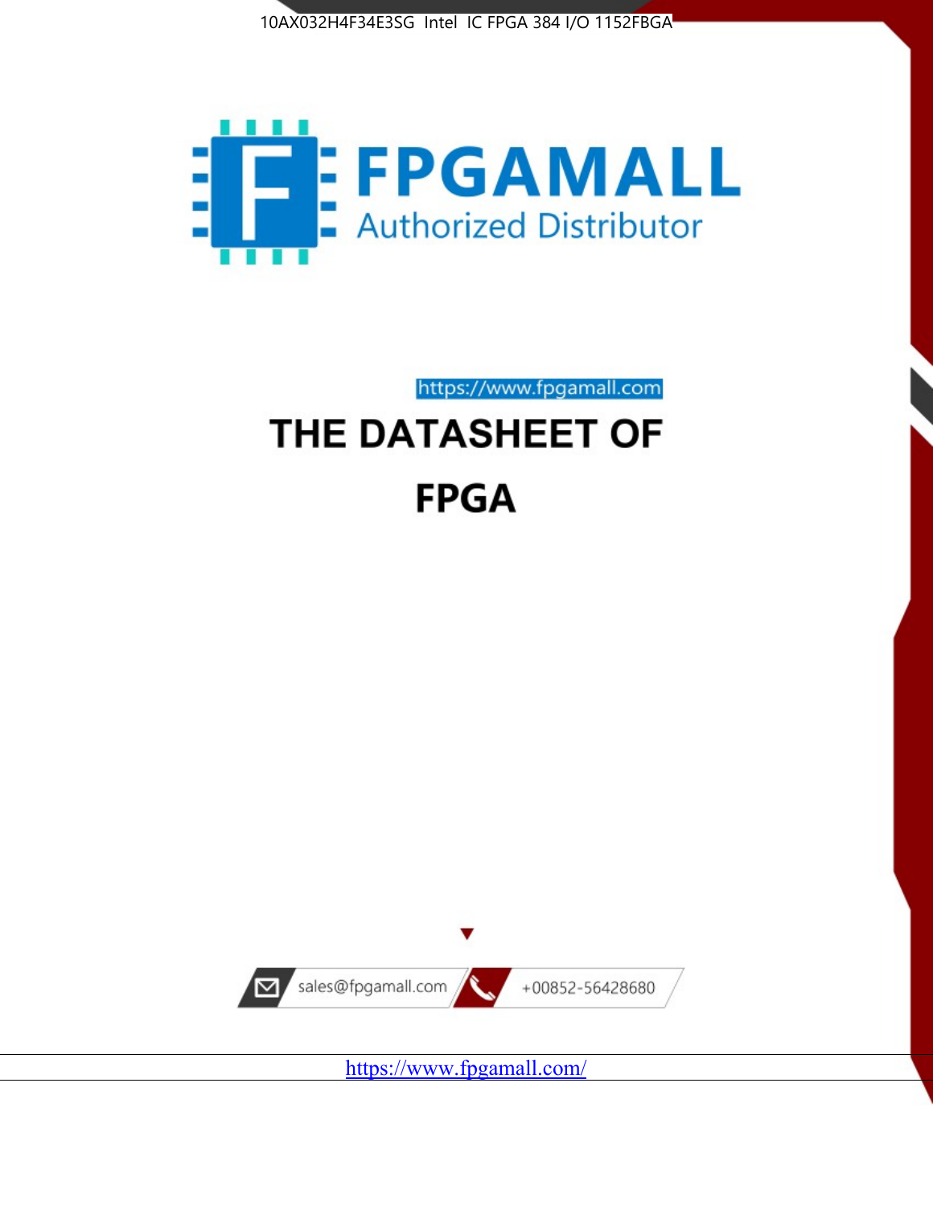10AX032H4F34E3SG Intel IC FPGA 384 I/O 1152FBGA

FPGAMALL

Authorized Distributor

https://www.fpgamall.com

# THE DATASHEET OF

# FPGA

sales@fpgamall.com

+00852-56428680

https://www.fpgamall.com/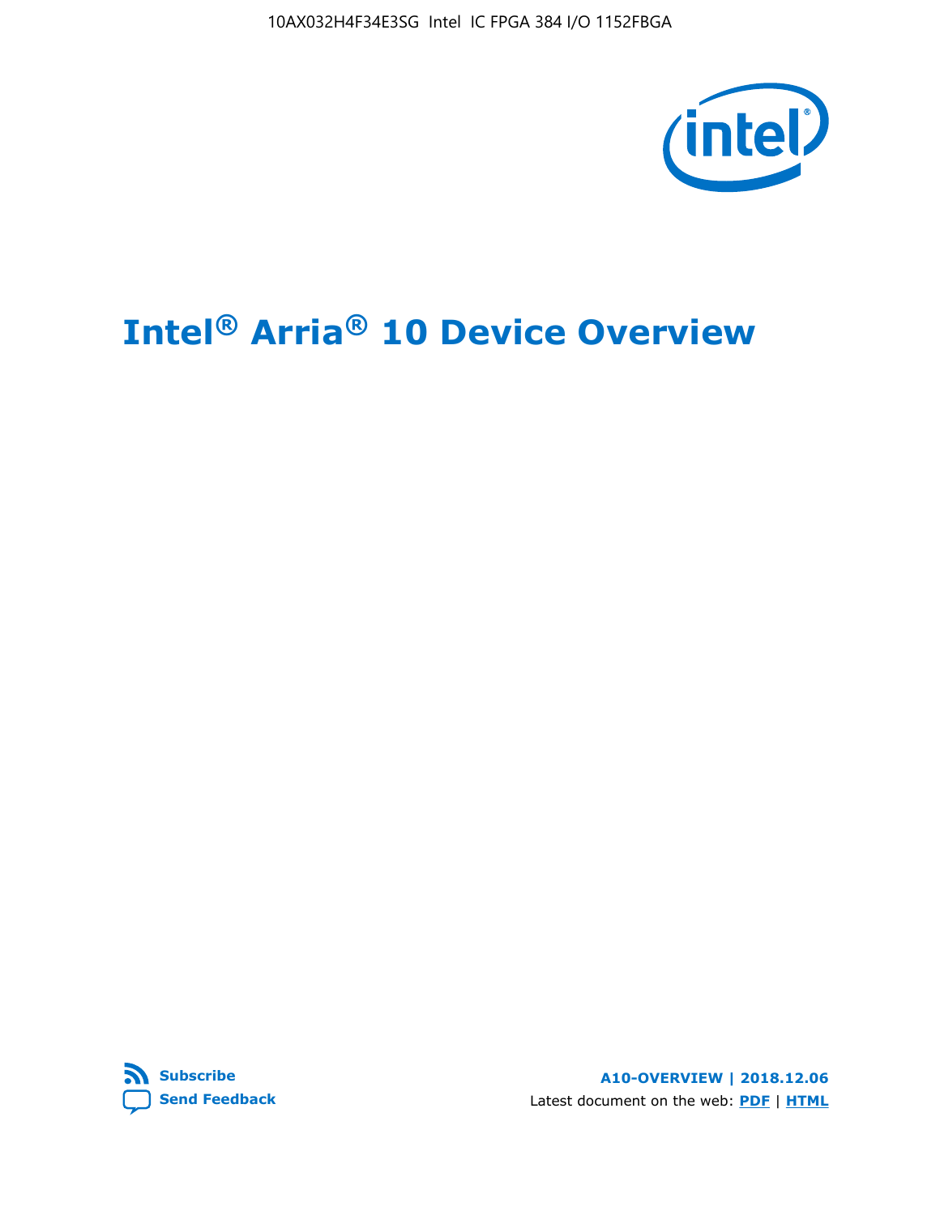# Intel® Arria® 10 Device Overview

Subscribe

Send Feedback

A10-OVERVIEW | 2018.12.06

Latest document on the web: PDF | HTML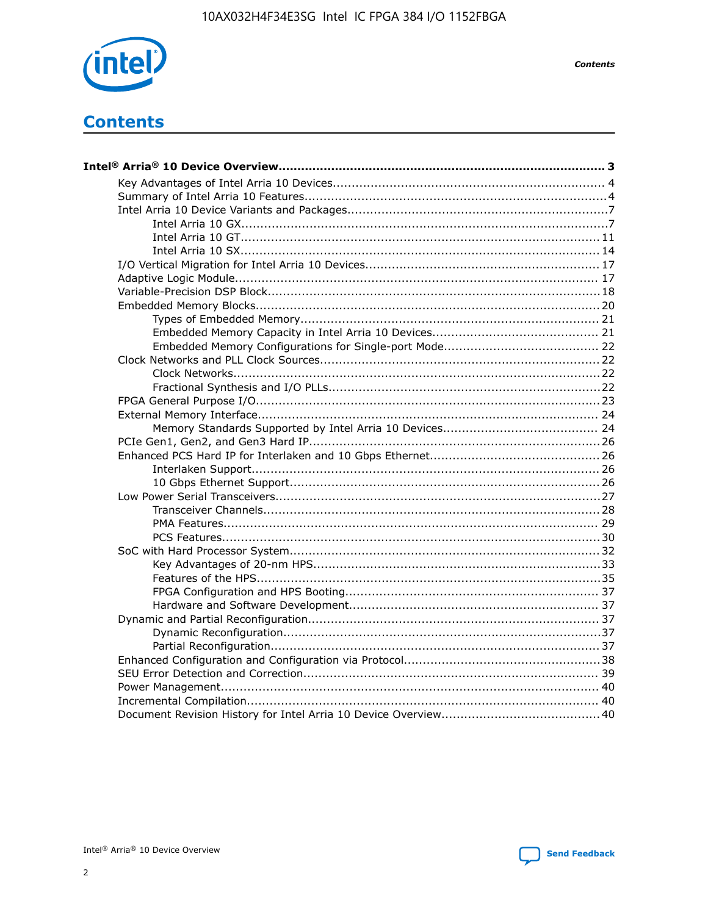# Contents

**Intel® Arria® 10 Device Overview...................................................................................... 3**

- Key Advantages of Intel Arria 10 Devices....................................................................... 4
- Summary of Intel Arria 10 Features................................................................................4
- Intel Arria 10 Device Variants and Packages....................................................................7
    - Intel Arria 10 GX.................................................................................................7
    - Intel Arria 10 GT............................................................................................... 11
    - Intel Arria 10 SX............................................................................................... 14
- I/O Vertical Migration for Intel Arria 10 Devices............................................................. 17
- Adaptive Logic Module................................................................................................ 17
- Variable-Precision DSP Block.......................................................................................18
- Embedded Memory Blocks...........................................................................................20
    - Types of Embedded Memory............................................................................... 21
    - Embedded Memory Capacity in Intel Arria 10 Devices............................................ 21
    - Embedded Memory Configurations for Single-port Mode......................................... 22
- Clock Networks and PLL Clock Sources.........................................................................22
    - Clock Networks.................................................................................................22
    - Fractional Synthesis and I/O PLLs........................................................................22
- FPGA General Purpose I/O..........................................................................................23
- External Memory Interface.......................................................................................... 24
    - Memory Standards Supported by Intel Arria 10 Devices......................................... 24
- PCIe Gen1, Gen2, and Gen3 Hard IP.............................................................................26
- Enhanced PCS Hard IP for Interlaken and 10 Gbps Ethernet.............................................26
    - Interlaken Support............................................................................................ 26
    - 10 Gbps Ethernet Support.................................................................................. 26
- Low Power Serial Transceivers.....................................................................................27
    - Transceiver Channels.........................................................................................28
    - PMA Features................................................................................................... 29
    - PCS Features....................................................................................................30
- SoC with Hard Processor System.................................................................................32
    - Key Advantages of 20-nm HPS............................................................................33
    - Features of the HPS...........................................................................................35
    - FPGA Configuration and HPS Booting................................................................... 37
    - Hardware and Software Development.................................................................. 37
- Dynamic and Partial Reconfiguration.............................................................................37
    - Dynamic Reconfiguration....................................................................................37
    - Partial Reconfiguration.......................................................................................37
- Enhanced Configuration and Configuration via Protocol....................................................38
- SEU Error Detection and Correction.............................................................................. 39
- Power Management.................................................................................................... 40
- Incremental Compilation............................................................................................. 40
- Document Revision History for Intel Arria 10 Device Overview..........................................40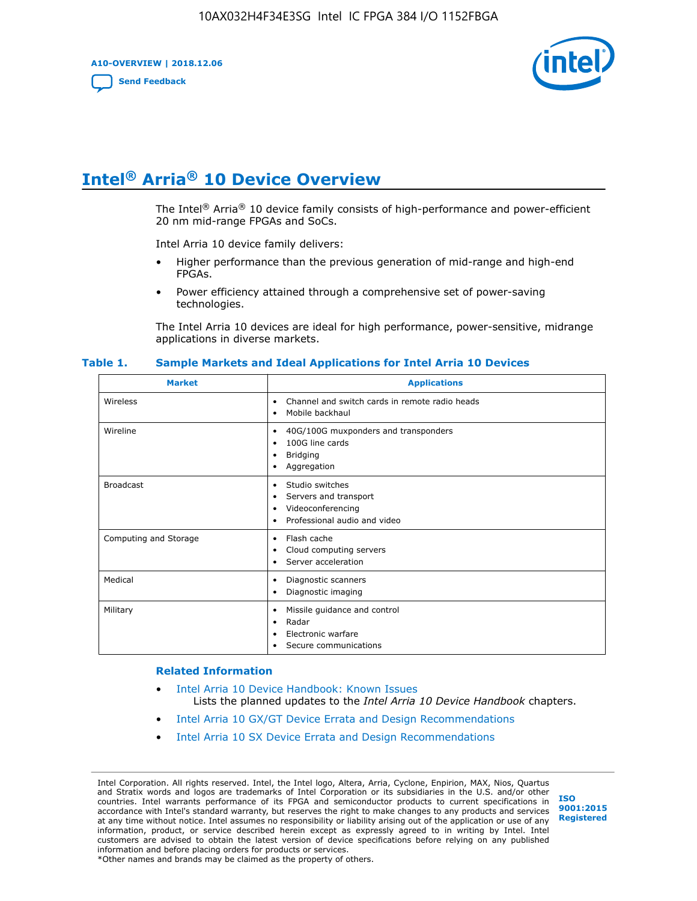# Intel® Arria® 10 Device Overview

The Intel® Arria® 10 device family consists of high-performance and power-efficient 20 nm mid-range FPGAs and SoCs.

Intel Arria 10 device family delivers:

- Higher performance than the previous generation of mid-range and high-end FPGAs.
- Power efficiency attained through a comprehensive set of power-saving technologies.

The Intel Arria 10 devices are ideal for high performance, power-sensitive, midrange applications in diverse markets.

**Table 1. Sample Markets and Ideal Applications for Intel Arria 10 Devices**

| Market | Applications |
|---|---|
| Wireless | • Channel and switch cards in remote radio heads<br>• Mobile backhaul |
| Wireline | • 40G/100G muxponders and transponders<br>• 100G line cards<br>• Bridging<br>• Aggregation |
| Broadcast | • Studio switches<br>• Servers and transport<br>• Videoconferencing<br>• Professional audio and video |
| Computing and Storage | • Flash cache<br>• Cloud computing servers<br>• Server acceleration |
| Medical | • Diagnostic scanners<br>• Diagnostic imaging |
| Military | • Missile guidance and control<br>• Radar<br>• Electronic warfare<br>• Secure communications |

### Related Information

- Intel Arria 10 Device Handbook: Known Issues
  Lists the planned updates to the *Intel Arria 10 Device Handbook* chapters.
- Intel Arria 10 GX/GT Device Errata and Design Recommendations
- Intel Arria 10 SX Device Errata and Design Recommendations

Intel Corporation. All rights reserved. Intel, the Intel logo, Altera, Arria, Cyclone, Enpirion, MAX, Nios, Quartus and Stratix words and logos are trademarks of Intel Corporation or its subsidiaries in the U.S. and/or other countries. Intel warrants performance of its FPGA and semiconductor products to current specifications in accordance with Intel's standard warranty, but reserves the right to make changes to any products and services at any time without notice. Intel assumes no responsibility or liability arising out of the application or use of any information, product, or service described herein except as expressly agreed to in writing by Intel. Intel customers are advised to obtain the latest version of device specifications before relying on any published information and before placing orders for products or services.
*Other names and brands may be claimed as the property of others.

ISO 9001:2015 Registered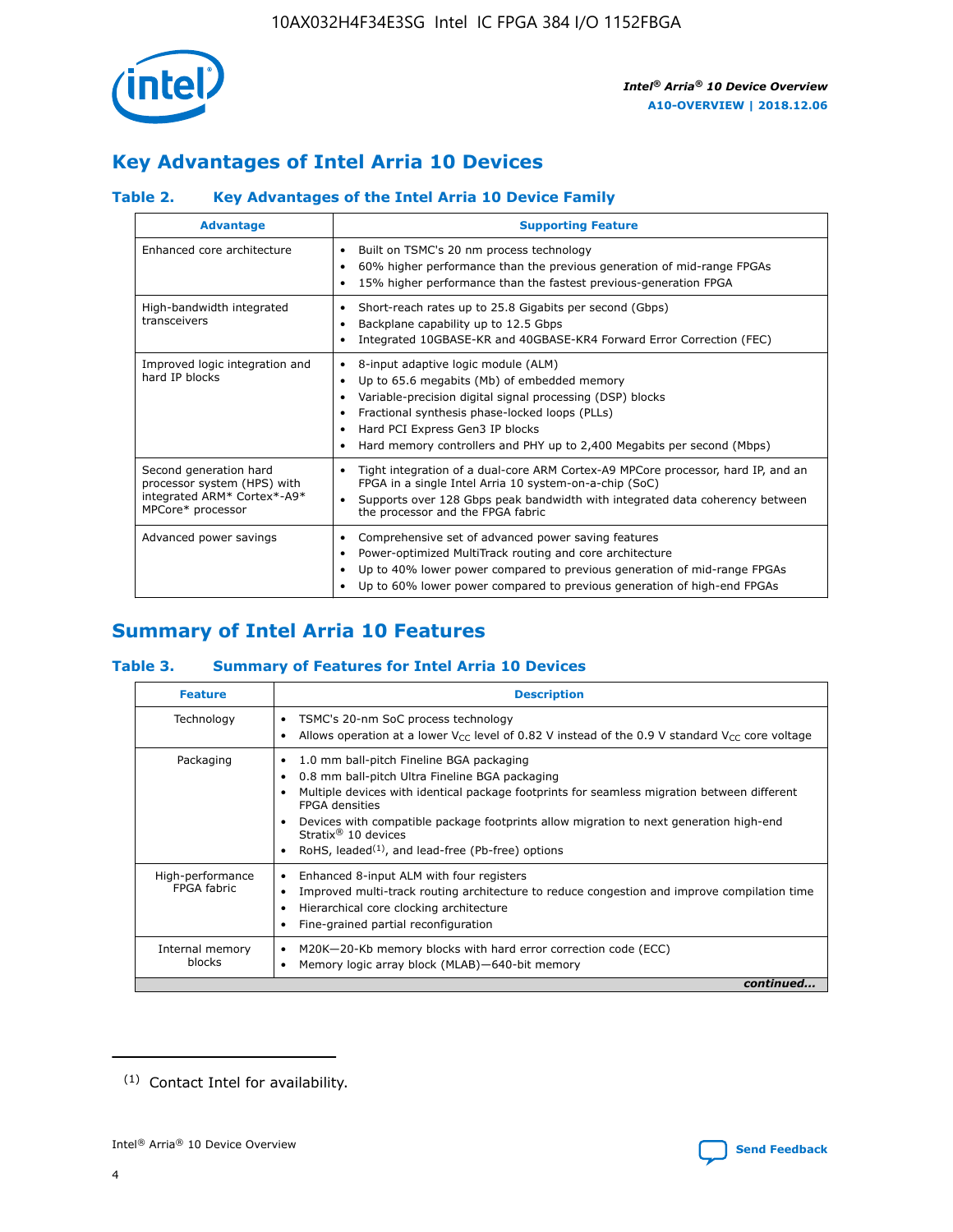## Key Advantages of Intel Arria 10 Devices

### Table 2. Key Advantages of the Intel Arria 10 Device Family

| Advantage | Supporting Feature |
|---|---|
| Enhanced core architecture | • Built on TSMC's 20 nm process technology<br>• 60% higher performance than the previous generation of mid-range FPGAs<br>• 15% higher performance than the fastest previous-generation FPGA |
| High-bandwidth integrated transceivers | • Short-reach rates up to 25.8 Gigabits per second (Gbps)<br>• Backplane capability up to 12.5 Gbps<br>• Integrated 10GBASE-KR and 40GBASE-KR4 Forward Error Correction (FEC) |
| Improved logic integration and hard IP blocks | • 8-input adaptive logic module (ALM)<br>• Up to 65.6 megabits (Mb) of embedded memory<br>• Variable-precision digital signal processing (DSP) blocks<br>• Fractional synthesis phase-locked loops (PLLs)<br>• Hard PCI Express Gen3 IP blocks<br>• Hard memory controllers and PHY up to 2,400 Megabits per second (Mbps) |
| Second generation hard processor system (HPS) with integrated ARM* Cortex*-A9* MPCore* processor | • Tight integration of a dual-core ARM Cortex-A9 MPCore processor, hard IP, and an FPGA in a single Intel Arria 10 system-on-a-chip (SoC)<br>• Supports over 128 Gbps peak bandwidth with integrated data coherency between the processor and the FPGA fabric |
| Advanced power savings | • Comprehensive set of advanced power saving features<br>• Power-optimized MultiTrack routing and core architecture<br>• Up to 40% lower power compared to previous generation of mid-range FPGAs<br>• Up to 60% lower power compared to previous generation of high-end FPGAs |

## Summary of Intel Arria 10 Features

### Table 3. Summary of Features for Intel Arria 10 Devices

| Feature | Description |
|---|---|
| Technology | • TSMC's 20-nm SoC process technology<br>• Allows operation at a lower $V_{CC}$ level of 0.82 V instead of the 0.9 V standard $V_{CC}$ core voltage |
| Packaging | • 1.0 mm ball-pitch Fineline BGA packaging<br>• 0.8 mm ball-pitch Ultra Fineline BGA packaging<br>• Multiple devices with identical package footprints for seamless migration between different FPGA densities<br>• Devices with compatible package footprints allow migration to next generation high-end Stratix® 10 devices<br>• RoHS, leaded[(1)], and lead-free (Pb-free) options |
| High-performance FPGA fabric | • Enhanced 8-input ALM with four registers<br>• Improved multi-track routing architecture to reduce congestion and improve compilation time<br>• Hierarchical core clocking architecture<br>• Fine-grained partial reconfiguration |
| Internal memory blocks | • M20K—20-Kb memory blocks with hard error correction code (ECC)<br>• Memory logic array block (MLAB)—640-bit memory |

*continued...*

(1) Contact Intel for availability.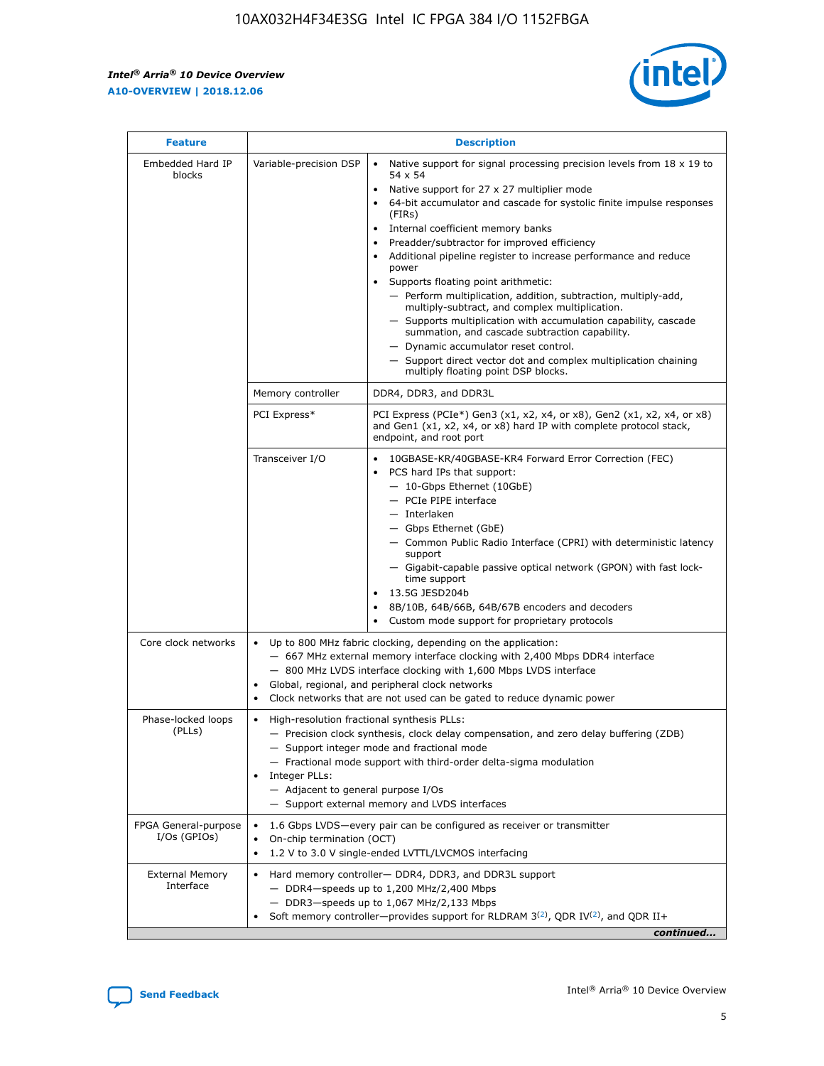| Feature | Description | |
|---|---|---|
| Embedded Hard IP blocks | Variable-precision DSP | • Native support for signal processing precision levels from 18 x 19 to 54 x 54<br>• Native support for 27 x 27 multiplier mode<br>• 64-bit accumulator and cascade for systolic finite impulse responses (FIRs)<br>• Internal coefficient memory banks<br>• Preadder/subtractor for improved efficiency<br>• Additional pipeline register to increase performance and reduce power<br>• Supports floating point arithmetic:<br>— Perform multiplication, addition, subtraction, multiply-add, multiply-subtract, and complex multiplication.<br>— Supports multiplication with accumulation capability, cascade summation, and cascade subtraction capability.<br>— Dynamic accumulator reset control.<br>— Support direct vector dot and complex multiplication chaining multiply floating point DSP blocks. |
| | Memory controller | DDR4, DDR3, and DDR3L |
| | PCI Express* | PCI Express (PCIe*) Gen3 (x1, x2, x4, or x8), Gen2 (x1, x2, x4, or x8) and Gen1 (x1, x2, x4, or x8) hard IP with complete protocol stack, endpoint, and root port |
| | Transceiver I/O | • 10GBASE-KR/40GBASE-KR4 Forward Error Correction (FEC)<br>• PCS hard IPs that support:<br>— 10-Gbps Ethernet (10GbE)<br>— PCIe PIPE interface<br>— Interlaken<br>— Gbps Ethernet (GbE)<br>— Common Public Radio Interface (CPRI) with deterministic latency support<br>— Gigabit-capable passive optical network (GPON) with fast lock-time support<br>• 13.5G JESD204b<br>• 8B/10B, 64B/66B, 64B/67B encoders and decoders<br>• Custom mode support for proprietary protocols |
| Core clock networks | • Up to 800 MHz fabric clocking, depending on the application:<br>— 667 MHz external memory interface clocking with 2,400 Mbps DDR4 interface<br>— 800 MHz LVDS interface clocking with 1,600 Mbps LVDS interface<br>• Global, regional, and peripheral clock networks<br>• Clock networks that are not used can be gated to reduce dynamic power | |
| Phase-locked loops (PLLs) | • High-resolution fractional synthesis PLLs:<br>— Precision clock synthesis, clock delay compensation, and zero delay buffering (ZDB)<br>— Support integer mode and fractional mode<br>— Fractional mode support with third-order delta-sigma modulation<br>• Integer PLLs:<br>— Adjacent to general purpose I/Os<br>— Support external memory and LVDS interfaces | |
| FPGA General-purpose I/Os (GPIOs) | • 1.6 Gbps LVDS—every pair can be configured as receiver or transmitter<br>• On-chip termination (OCT)<br>• 1.2 V to 3.0 V single-ended LVTTL/LVCMOS interfacing | |
| External Memory Interface | • Hard memory controller— DDR4, DDR3, and DDR3L support<br>— DDR4—speeds up to 1,200 MHz/2,400 Mbps<br>— DDR3—speeds up to 1,067 MHz/2,133 Mbps<br>• Soft memory controller—provides support for RLDRAM 3[(2)], QDR IV[(2)], and QDR II+ | |

*continued...*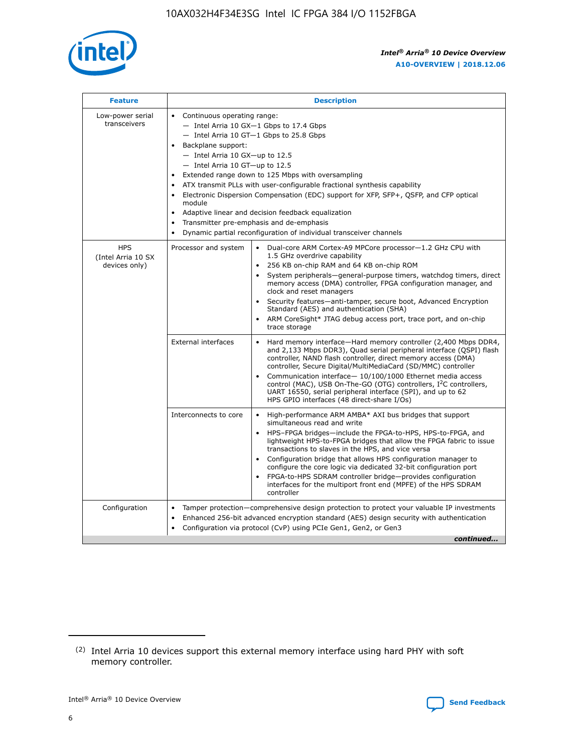| Feature | Description | |
|---|---|---|
| Low-power serial transceivers | • Continuous operating range:<br>— Intel Arria 10 GX—1 Gbps to 17.4 Gbps<br>— Intel Arria 10 GT—1 Gbps to 25.8 Gbps<br>• Backplane support:<br>— Intel Arria 10 GX—up to 12.5<br>— Intel Arria 10 GT—up to 12.5<br>• Extended range down to 125 Mbps with oversampling<br>• ATX transmit PLLs with user-configurable fractional synthesis capability<br>• Electronic Dispersion Compensation (EDC) support for XFP, SFP+, QSFP, and CFP optical module<br>• Adaptive linear and decision feedback equalization<br>• Transmitter pre-emphasis and de-emphasis<br>• Dynamic partial reconfiguration of individual transceiver channels | |
| HPS (Intel Arria 10 SX devices only) | Processor and system | • Dual-core ARM Cortex-A9 MPCore processor—1.2 GHz CPU with 1.5 GHz overdrive capability<br>• 256 KB on-chip RAM and 64 KB on-chip ROM<br>• System peripherals—general-purpose timers, watchdog timers, direct memory access (DMA) controller, FPGA configuration manager, and clock and reset managers<br>• Security features—anti-tamper, secure boot, Advanced Encryption Standard (AES) and authentication (SHA)<br>• ARM CoreSight* JTAG debug access port, trace port, and on-chip trace storage |
| | External interfaces | • Hard memory interface—Hard memory controller (2,400 Mbps DDR4, and 2,133 Mbps DDR3), Quad serial peripheral interface (QSPI) flash controller, NAND flash controller, direct memory access (DMA) controller, Secure Digital/MultiMediaCard (SD/MMC) controller<br>• Communication interface— 10/100/1000 Ethernet media access control (MAC), USB On-The-GO (OTG) controllers, $I^2C$ controllers, UART 16550, serial peripheral interface (SPI), and up to 62 HPS GPIO interfaces (48 direct-share I/Os) |
| | Interconnects to core | • High-performance ARM AMBA* AXI bus bridges that support simultaneous read and write<br>• HPS–FPGA bridges—include the FPGA-to-HPS, HPS-to-FPGA, and lightweight HPS-to-FPGA bridges that allow the FPGA fabric to issue transactions to slaves in the HPS, and vice versa<br>• Configuration bridge that allows HPS configuration manager to configure the core logic via dedicated 32-bit configuration port<br>• FPGA-to-HPS SDRAM controller bridge—provides configuration interfaces for the multiport front end (MPFE) of the HPS SDRAM controller |
| Configuration | • Tamper protection—comprehensive design protection to protect your valuable IP investments<br>• Enhanced 256-bit advanced encryption standard (AES) design security with authentication<br>• Configuration via protocol (CvP) using PCIe Gen1, Gen2, or Gen3 | |

*continued...*

(2) Intel Arria 10 devices support this external memory interface using hard PHY with soft memory controller.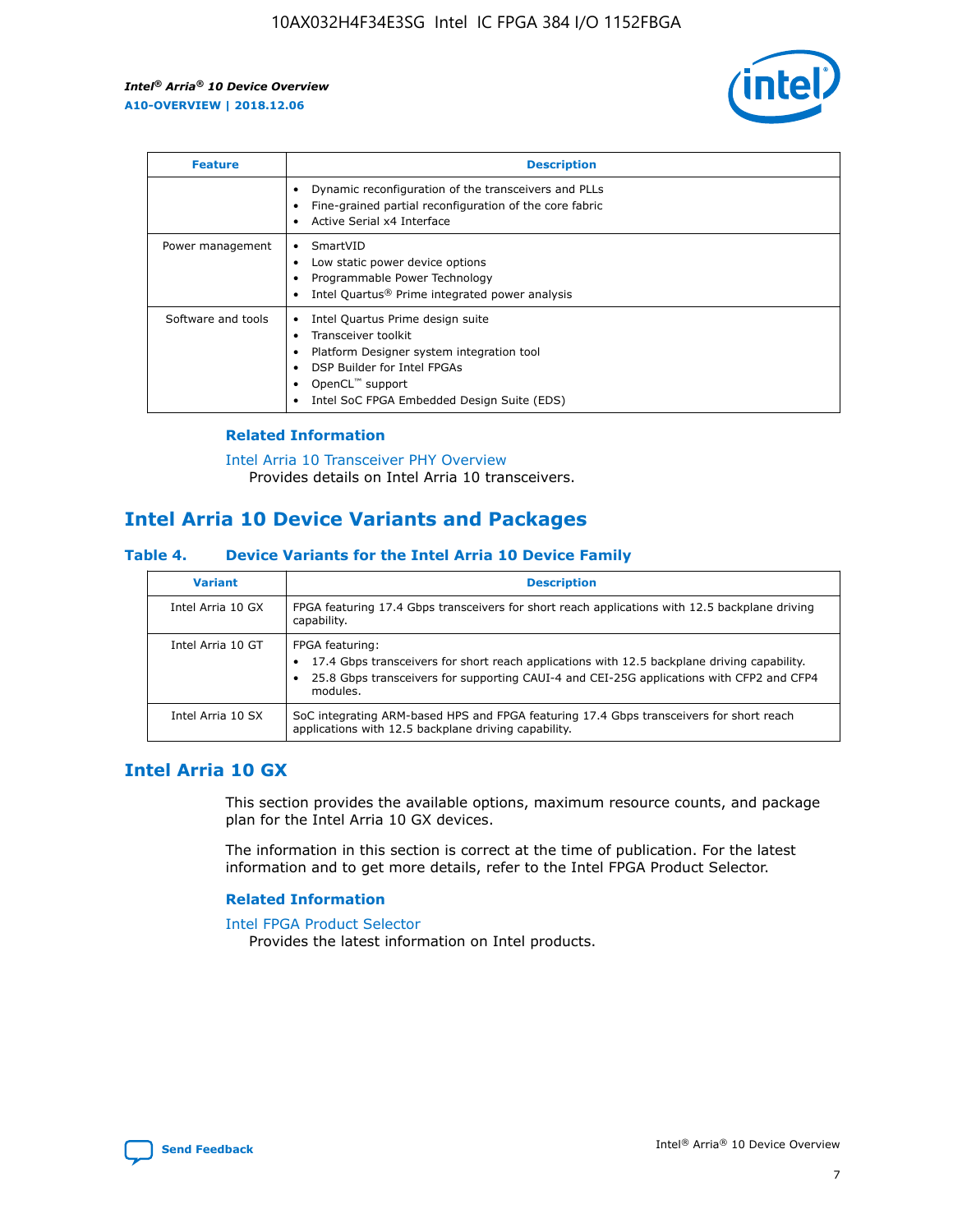| Feature | Description |
| --- | --- |
| | • Dynamic reconfiguration of the transceivers and PLLs<br>• Fine-grained partial reconfiguration of the core fabric<br>• Active Serial x4 Interface |
| Power management | • SmartVID<br>• Low static power device options<br>• Programmable Power Technology<br>• Intel Quartus® Prime integrated power analysis |
| Software and tools | • Intel Quartus Prime design suite<br>• Transceiver toolkit<br>• Platform Designer system integration tool<br>• DSP Builder for Intel FPGAs<br>• OpenCL™ support<br>• Intel SoC FPGA Embedded Design Suite (EDS) |

### Related Information

Intel Arria 10 Transceiver PHY Overview
Provides details on Intel Arria 10 transceivers.

## Intel Arria 10 Device Variants and Packages

#### Table 4. Device Variants for the Intel Arria 10 Device Family

| Variant | Description |
| --- | --- |
| Intel Arria 10 GX | FPGA featuring 17.4 Gbps transceivers for short reach applications with 12.5 backplane driving capability. |
| Intel Arria 10 GT | FPGA featuring:<br>• 17.4 Gbps transceivers for short reach applications with 12.5 backplane driving capability.<br>• 25.8 Gbps transceivers for supporting CAUI-4 and CEI-25G applications with CFP2 and CFP4 modules. |
| Intel Arria 10 SX | SoC integrating ARM-based HPS and FPGA featuring 17.4 Gbps transceivers for short reach applications with 12.5 backplane driving capability. |

## Intel Arria 10 GX

This section provides the available options, maximum resource counts, and package plan for the Intel Arria 10 GX devices.

The information in this section is correct at the time of publication. For the latest information and to get more details, refer to the Intel FPGA Product Selector.

### Related Information

Intel FPGA Product Selector
Provides the latest information on Intel products.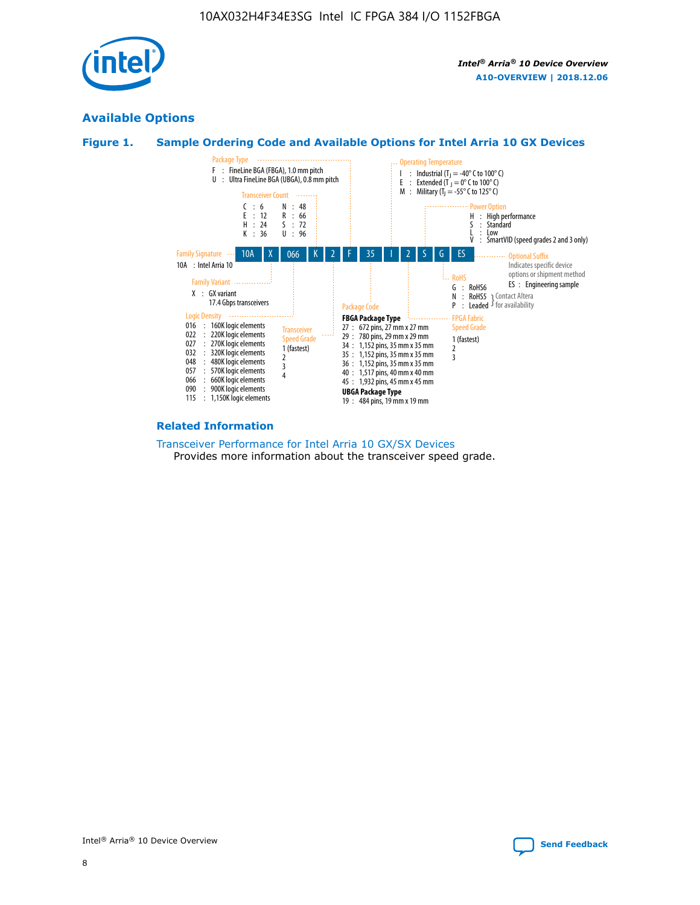## Available Options

### Figure 1. Sample Ordering Code and Available Options for Intel Arria 10 GX Devices

| 10A | X | 066 | K | 2 | F | 35 | I | 2 | S | G | ES |
|---|---|---|---|---|---|---|---|---|---|---|---|

**Family Signature**
10A : Intel Arria 10

**Family Variant**
X : GX variant
17.4 Gbps transceivers

**Logic Density**
016 : 160K logic elements
022 : 220K logic elements
027 : 270K logic elements
032 : 320K logic elements
048 : 480K logic elements
057 : 570K logic elements
066 : 660K logic elements
090 : 900K logic elements
115 : 1,150K logic elements

**Transceiver Count**
C : 6
E : 12
H : 24
K : 36
N : 48
R : 66
S : 72
U : 96

**Transceiver Speed Grade**
1 (fastest)
2
3
4

**Package Type**
F : FineLine BGA (FBGA), 1.0 mm pitch
U : Ultra FineLine BGA (UBGA), 0.8 mm pitch

**Package Code**

**FBGA Package Type**
27 : 672 pins, 27 mm x 27 mm
29 : 780 pins, 29 mm x 29 mm
34 : 1,152 pins, 35 mm x 35 mm
35 : 1,152 pins, 35 mm x 35 mm
36 : 1,152 pins, 35 mm x 35 mm
40 : 1,517 pins, 40 mm x 40 mm
45 : 1,932 pins, 45 mm x 45 mm

**UBGA Package Type**
19 : 484 pins, 19 mm x 19 mm

**Operating Temperature**
I : Industrial ($T_J$ = -40° C to 100° C)
E : Extended ($T_J$ = 0° C to 100° C)
M : Military ($T_J$ = -55° C to 125° C)

**FPGA Fabric Speed Grade**
1 (fastest)
2
3

**Power Option**
H : High performance
S : Standard
L : Low
V : SmartVID (speed grades 2 and 3 only)

**RoHS**
G : RoHS6
N : RoHS5 } Contact Altera for availability
P : Leaded } Contact Altera for availability

**Optional Suffix**
Indicates specific device options or shipment method
ES : Engineering sample

### Related Information

Transceiver Performance for Intel Arria 10 GX/SX Devices
Provides more information about the transceiver speed grade.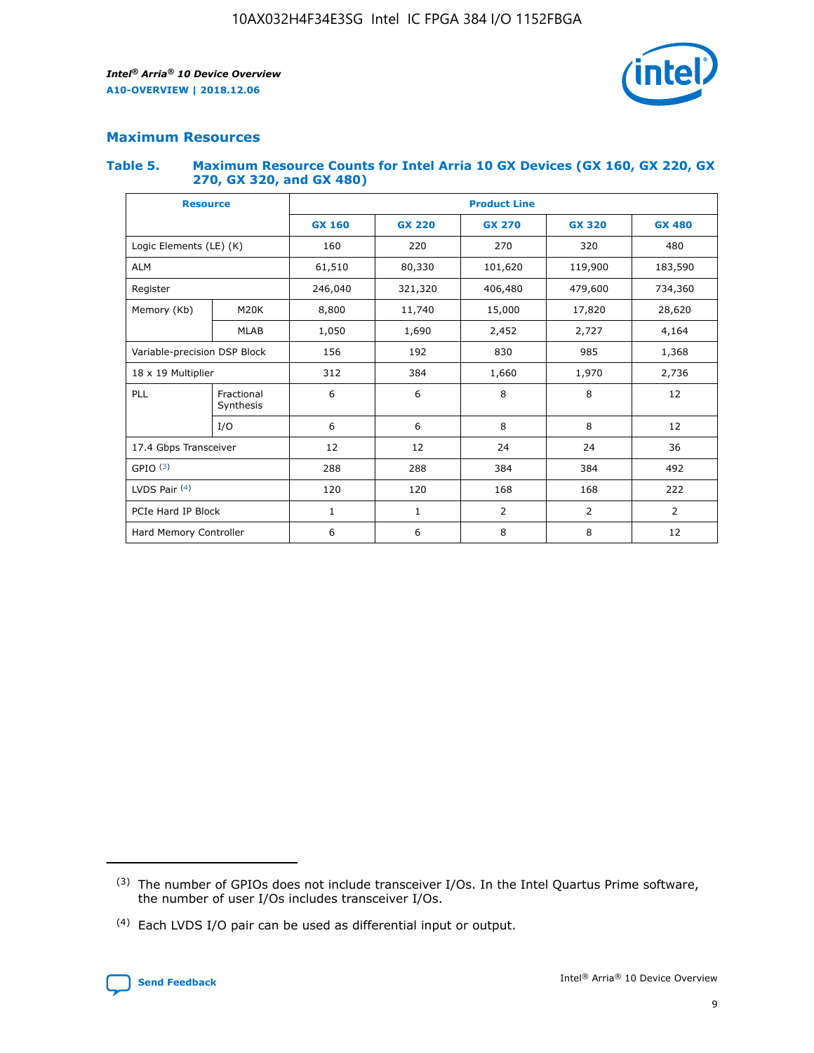## Maximum Resources

### Table 5. Maximum Resource Counts for Intel Arria 10 GX Devices (GX 160, GX 220, GX 270, GX 320, and GX 480)

| Resource | | Product Line | | | | |
|---|---|---|---|---|---|---|
| | | GX 160 | GX 220 | GX 270 | GX 320 | GX 480 |
| Logic Elements (LE) (K) | | 160 | 220 | 270 | 320 | 480 |
| ALM | | 61,510 | 80,330 | 101,620 | 119,900 | 183,590 |
| Register | | 246,040 | 321,320 | 406,480 | 479,600 | 734,360 |
| Memory (Kb) | M20K | 8,800 | 11,740 | 15,000 | 17,820 | 28,620 |
| | MLAB | 1,050 | 1,690 | 2,452 | 2,727 | 4,164 |
| Variable-precision DSP Block | | 156 | 192 | 830 | 985 | 1,368 |
| 18 x 19 Multiplier | | 312 | 384 | 1,660 | 1,970 | 2,736 |
| PLL | Fractional Synthesis | 6 | 6 | 8 | 8 | 12 |
| | I/O | 6 | 6 | 8 | 8 | 12 |
| 17.4 Gbps Transceiver | | 12 | 12 | 24 | 24 | 36 |
| GPIO [(3)] | | 288 | 288 | 384 | 384 | 492 |
| LVDS Pair [(4)] | | 120 | 120 | 168 | 168 | 222 |
| PCIe Hard IP Block | | 1 | 1 | 2 | 2 | 2 |
| Hard Memory Controller | | 6 | 6 | 8 | 8 | 12 |

(3) The number of GPIOs does not include transceiver I/Os. In the Intel Quartus Prime software, the number of user I/Os includes transceiver I/Os.

(4) Each LVDS I/O pair can be used as differential input or output.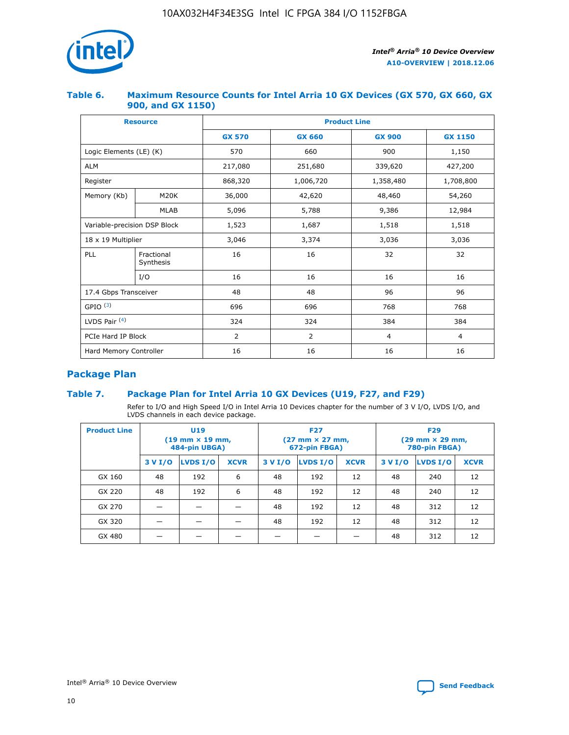### Table 6. Maximum Resource Counts for Intel Arria 10 GX Devices (GX 570, GX 660, GX 900, and GX 1150)

| Resource | | Product Line | | | |
|---|---|---|---|---|---|
| | | GX 570 | GX 660 | GX 900 | GX 1150 |
| Logic Elements (LE) (K) | | 570 | 660 | 900 | 1,150 |
| ALM | | 217,080 | 251,680 | 339,620 | 427,200 |
| Register | | 868,320 | 1,006,720 | 1,358,480 | 1,708,800 |
| Memory (Kb) | M20K | 36,000 | 42,620 | 48,460 | 54,260 |
| | MLAB | 5,096 | 5,788 | 9,386 | 12,984 |
| Variable-precision DSP Block | | 1,523 | 1,687 | 1,518 | 1,518 |
| 18 x 19 Multiplier | | 3,046 | 3,374 | 3,036 | 3,036 |
| PLL | Fractional Synthesis | 16 | 16 | 32 | 32 |
| | I/O | 16 | 16 | 16 | 16 |
| 17.4 Gbps Transceiver | | 48 | 48 | 96 | 96 |
| GPIO [(3)] | | 696 | 696 | 768 | 768 |
| LVDS Pair [(4)] | | 324 | 324 | 384 | 384 |
| PCIe Hard IP Block | | 2 | 2 | 4 | 4 |
| Hard Memory Controller | | 16 | 16 | 16 | 16 |

## Package Plan

### Table 7. Package Plan for Intel Arria 10 GX Devices (U19, F27, and F29)

Refer to I/O and High Speed I/O in Intel Arria 10 Devices chapter for the number of 3 V I/O, LVDS I/O, and LVDS channels in each device package.

| Product Line | U19 (19 mm × 19 mm, 484-pin UBGA) | | | F27 (27 mm × 27 mm, 672-pin FBGA) | | | F29 (29 mm × 29 mm, 780-pin FBGA) | | |
|---|---|---|---|---|---|---|---|---|---|
| | 3 V I/O | LVDS I/O | XCVR | 3 V I/O | LVDS I/O | XCVR | 3 V I/O | LVDS I/O | XCVR |
| GX 160 | 48 | 192 | 6 | 48 | 192 | 12 | 48 | 240 | 12 |
| GX 220 | 48 | 192 | 6 | 48 | 192 | 12 | 48 | 240 | 12 |
| GX 270 | — | — | — | 48 | 192 | 12 | 48 | 312 | 12 |
| GX 320 | — | — | — | 48 | 192 | 12 | 48 | 312 | 12 |
| GX 480 | — | — | — | — | — | — | 48 | 312 | 12 |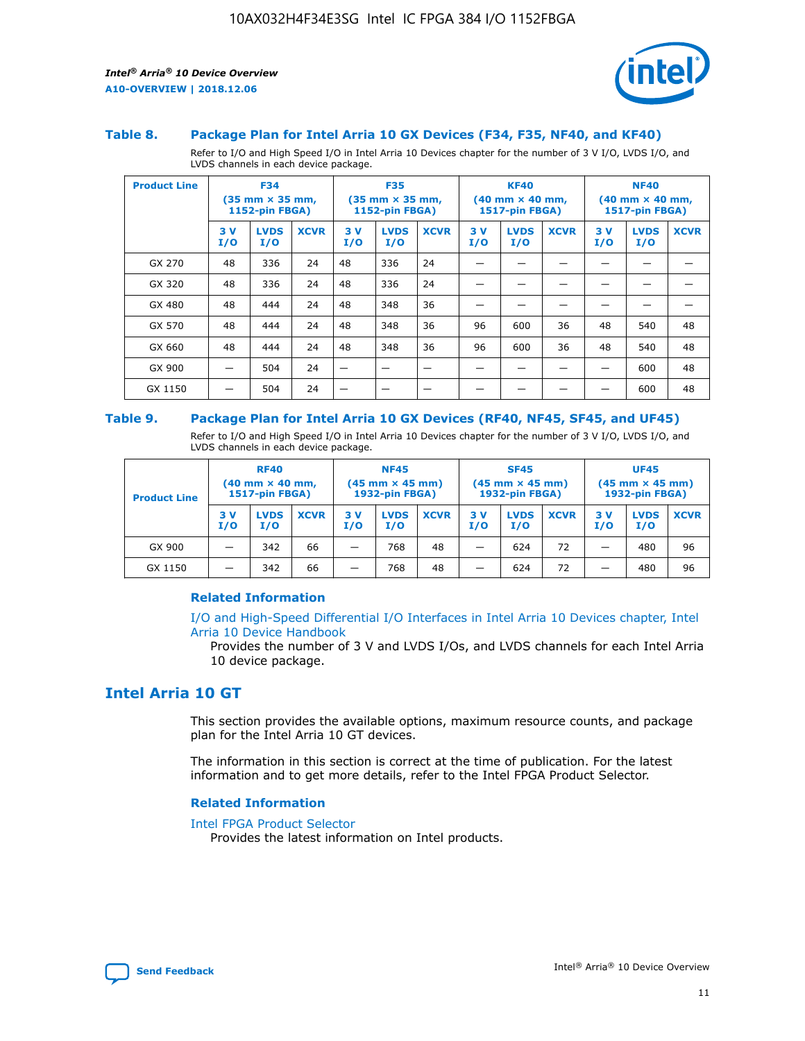#### Table 8. Package Plan for Intel Arria 10 GX Devices (F34, F35, NF40, and KF40)

Refer to I/O and High Speed I/O in Intel Arria 10 Devices chapter for the number of 3 V I/O, LVDS I/O, and LVDS channels in each device package.

| Product Line | F34 (35 mm × 35 mm, 1152-pin FBGA) | | | F35 (35 mm × 35 mm, 1152-pin FBGA) | | | KF40 (40 mm × 40 mm, 1517-pin FBGA) | | | NF40 (40 mm × 40 mm, 1517-pin FBGA) | | |
|---|---|---|---|---|---|---|---|---|---|---|---|---|
| | 3 V I/O | LVDS I/O | XCVR | 3 V I/O | LVDS I/O | XCVR | 3 V I/O | LVDS I/O | XCVR | 3 V I/O | LVDS I/O | XCVR |
| GX 270 | 48 | 336 | 24 | 48 | 336 | 24 | — | — | — | — | — | — |
| GX 320 | 48 | 336 | 24 | 48 | 336 | 24 | — | — | — | — | — | — |
| GX 480 | 48 | 444 | 24 | 48 | 348 | 36 | — | — | — | — | — | — |
| GX 570 | 48 | 444 | 24 | 48 | 348 | 36 | 96 | 600 | 36 | 48 | 540 | 48 |
| GX 660 | 48 | 444 | 24 | 48 | 348 | 36 | 96 | 600 | 36 | 48 | 540 | 48 |
| GX 900 | — | 504 | 24 | — | — | — | — | — | — | — | 600 | 48 |
| GX 1150 | — | 504 | 24 | — | — | — | — | — | — | — | 600 | 48 |

#### Table 9. Package Plan for Intel Arria 10 GX Devices (RF40, NF45, SF45, and UF45)

Refer to I/O and High Speed I/O in Intel Arria 10 Devices chapter for the number of 3 V I/O, LVDS I/O, and LVDS channels in each device package.

| Product Line | RF40 (40 mm × 40 mm, 1517-pin FBGA) | | | NF45 (45 mm × 45 mm) 1932-pin FBGA) | | | SF45 (45 mm × 45 mm) 1932-pin FBGA) | | | UF45 (45 mm × 45 mm) 1932-pin FBGA) | | |
|---|---|---|---|---|---|---|---|---|---|---|---|---|
| | 3 V I/O | LVDS I/O | XCVR | 3 V I/O | LVDS I/O | XCVR | 3 V I/O | LVDS I/O | XCVR | 3 V I/O | LVDS I/O | XCVR |
| GX 900 | — | 342 | 66 | — | 768 | 48 | — | 624 | 72 | — | 480 | 96 |
| GX 1150 | — | 342 | 66 | — | 768 | 48 | — | 624 | 72 | — | 480 | 96 |

### Related Information

I/O and High-Speed Differential I/O Interfaces in Intel Arria 10 Devices chapter, Intel Arria 10 Device Handbook

Provides the number of 3 V and LVDS I/Os, and LVDS channels for each Intel Arria 10 device package.

## Intel Arria 10 GT

This section provides the available options, maximum resource counts, and package plan for the Intel Arria 10 GT devices.

The information in this section is correct at the time of publication. For the latest information and to get more details, refer to the Intel FPGA Product Selector.

### Related Information

Intel FPGA Product Selector

Provides the latest information on Intel products.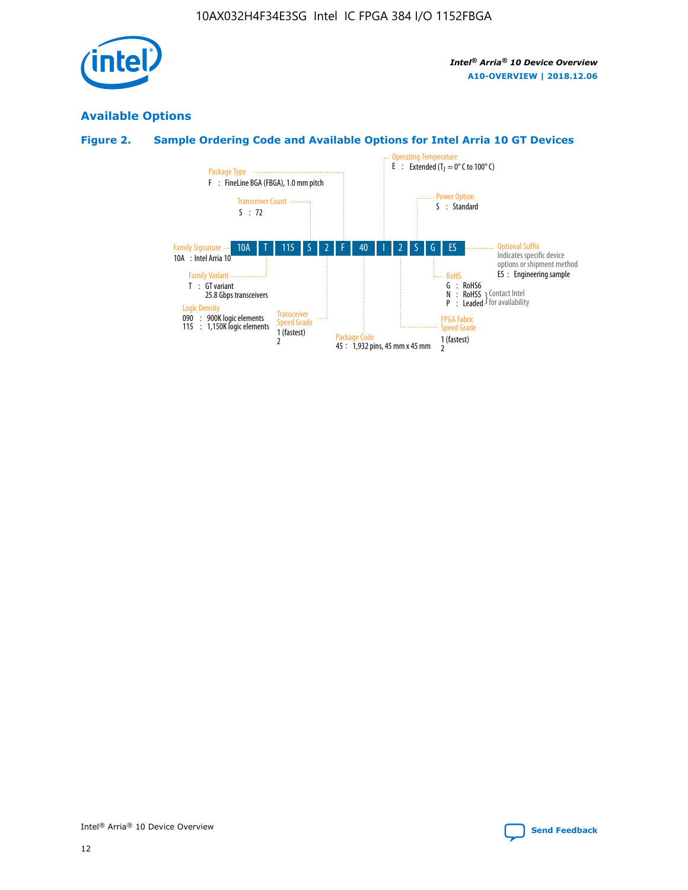## Available Options

### Figure 2. Sample Ordering Code and Available Options for Intel Arria 10 GT Devices

| 10A | T | 115 | S | 2 | F | 40 | I | 2 | S | G | ES |
|---|---|---|---|---|---|---|---|---|---|---|---|

**Family Signature**
- 10A : Intel Arria 10

**Family Variant**
- T : GT variant, 25.8 Gbps transceivers

**Logic Density**
- 090 : 900K logic elements
- 115 : 1,150K logic elements

**Transceiver Count**
- S : 72

**Transceiver Speed Grade**
- 1 (fastest)
- 2

**Package Type**
- F : FineLine BGA (FBGA), 1.0 mm pitch

**Package Code**
- 45 : 1,932 pins, 45 mm x 45 mm

**Operating Temperature**
- E : Extended ($T_J$ = 0° C to 100° C)

**FPGA Fabric Speed Grade**
- 1 (fastest)
- 2

**Power Option**
- S : Standard

**RoHS**
- G : RoHS6
- N : RoHS5 (Contact Intel for availability)
- P : Leaded (Contact Intel for availability)

**Optional Suffix**

Indicates specific device options or shipment method
- ES : Engineering sample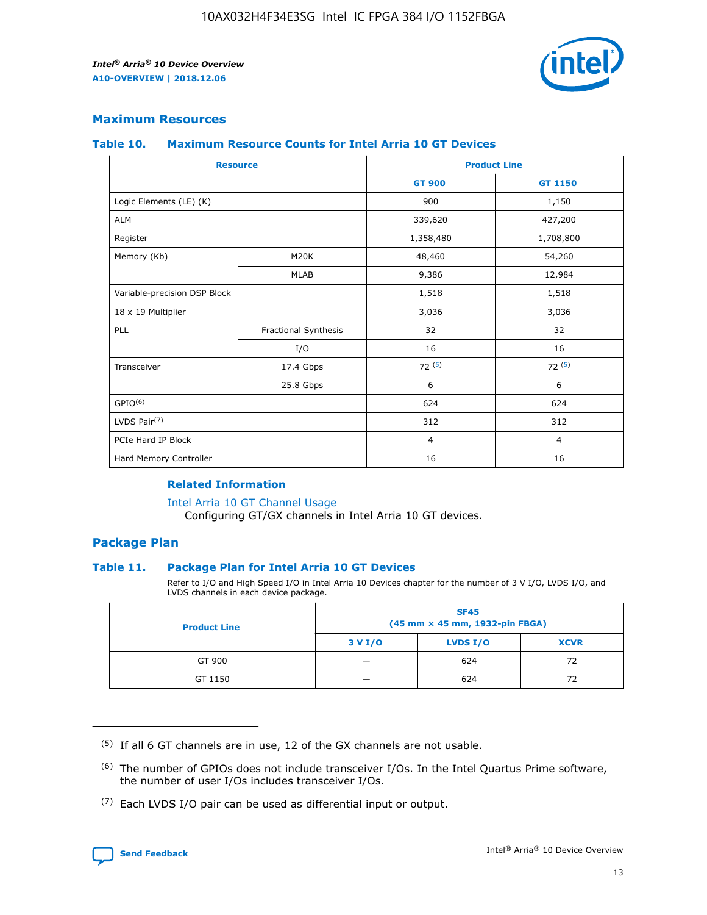## Maximum Resources

### Table 10. Maximum Resource Counts for Intel Arria 10 GT Devices

| Resource | | Product Line | |
|---|---|---|---|
| | | GT 900 | GT 1150 |
| Logic Elements (LE) (K) | | 900 | 1,150 |
| ALM | | 339,620 | 427,200 |
| Register | | 1,358,480 | 1,708,800 |
| Memory (Kb) | M20K | 48,460 | 54,260 |
| | MLAB | 9,386 | 12,984 |
| Variable-precision DSP Block | | 1,518 | 1,518 |
| 18 x 19 Multiplier | | 3,036 | 3,036 |
| PLL | Fractional Synthesis | 32 | 32 |
| | I/O | 16 | 16 |
| Transceiver | 17.4 Gbps | 72 (5) | 72 (5) |
| | 25.8 Gbps | 6 | 6 |
| GPIO(6) | | 624 | 624 |
| LVDS Pair(7) | | 312 | 312 |
| PCIe Hard IP Block | | 4 | 4 |
| Hard Memory Controller | | 16 | 16 |

#### Related Information

Intel Arria 10 GT Channel Usage
Configuring GT/GX channels in Intel Arria 10 GT devices.

## Package Plan

### Table 11. Package Plan for Intel Arria 10 GT Devices

Refer to I/O and High Speed I/O in Intel Arria 10 Devices chapter for the number of 3 V I/O, LVDS I/O, and LVDS channels in each device package.

| Product Line | SF45 (45 mm × 45 mm, 1932-pin FBGA) | | |
|---|---|---|---|
| | 3 V I/O | LVDS I/O | XCVR |
| GT 900 | — | 624 | 72 |
| GT 1150 | — | 624 | 72 |

(5) If all 6 GT channels are in use, 12 of the GX channels are not usable.

(6) The number of GPIOs does not include transceiver I/Os. In the Intel Quartus Prime software, the number of user I/Os includes transceiver I/Os.

(7) Each LVDS I/O pair can be used as differential input or output.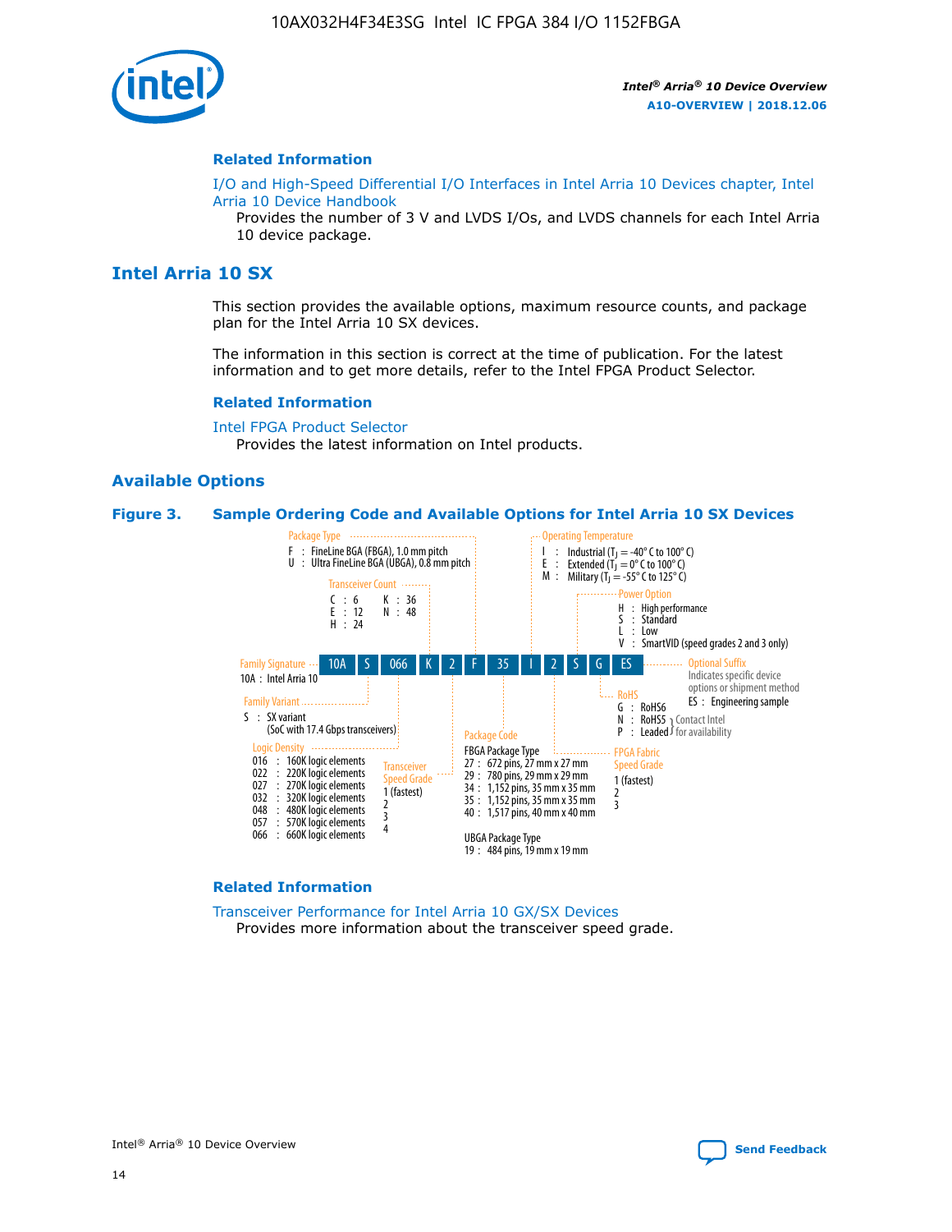## Related Information

I/O and High-Speed Differential I/O Interfaces in Intel Arria 10 Devices chapter, Intel Arria 10 Device Handbook

Provides the number of 3 V and LVDS I/Os, and LVDS channels for each Intel Arria 10 device package.

# Intel Arria 10 SX

This section provides the available options, maximum resource counts, and package plan for the Intel Arria 10 SX devices.

The information in this section is correct at the time of publication. For the latest information and to get more details, refer to the Intel FPGA Product Selector.

## Related Information

Intel FPGA Product Selector

Provides the latest information on Intel products.

## Available Options

**Figure 3. Sample Ordering Code and Available Options for Intel Arria 10 SX Devices**

10A | S | 066 | K | 2 | F | 35 | I | 2 | S | G | ES

**Family Signature**
- 10A : Intel Arria 10

**Family Variant**
- S : SX variant (SoC with 17.4 Gbps transceivers)

**Logic Density**
- 016 : 160K logic elements
- 022 : 220K logic elements
- 027 : 270K logic elements
- 032 : 320K logic elements
- 048 : 480K logic elements
- 057 : 570K logic elements
- 066 : 660K logic elements

**Transceiver Count**
- C : 6
- E : 12
- H : 24
- K : 36
- N : 48

**Transceiver Speed Grade**
- 1 (fastest)
- 2
- 3
- 4

**Package Type**
- F : FineLine BGA (FBGA), 1.0 mm pitch
- U : Ultra FineLine BGA (UBGA), 0.8 mm pitch

**Package Code**

FBGA Package Type
- 27 : 672 pins, 27 mm x 27 mm
- 29 : 780 pins, 29 mm x 29 mm
- 34 : 1,152 pins, 35 mm x 35 mm
- 35 : 1,152 pins, 35 mm x 35 mm
- 40 : 1,517 pins, 40 mm x 40 mm

UBGA Package Type
- 19 : 484 pins, 19 mm x 19 mm

**Operating Temperature**
- I : Industrial ($T_J$ = -40° C to 100° C)
- E : Extended ($T_J$ = 0° C to 100° C)
- M : Military ($T_J$ = -55° C to 125° C)

**FPGA Fabric Speed Grade**
- 1 (fastest)
- 2
- 3

**Power Option**
- H : High performance
- S : Standard
- L : Low
- V : SmartVID (speed grades 2 and 3 only)

**RoHS**
- G : RoHS6
- N : RoHS5 (Contact Intel for availability)
- P : Leaded (Contact Intel for availability)

**Optional Suffix**

Indicates specific device options or shipment method
- ES : Engineering sample

## Related Information

Transceiver Performance for Intel Arria 10 GX/SX Devices

Provides more information about the transceiver speed grade.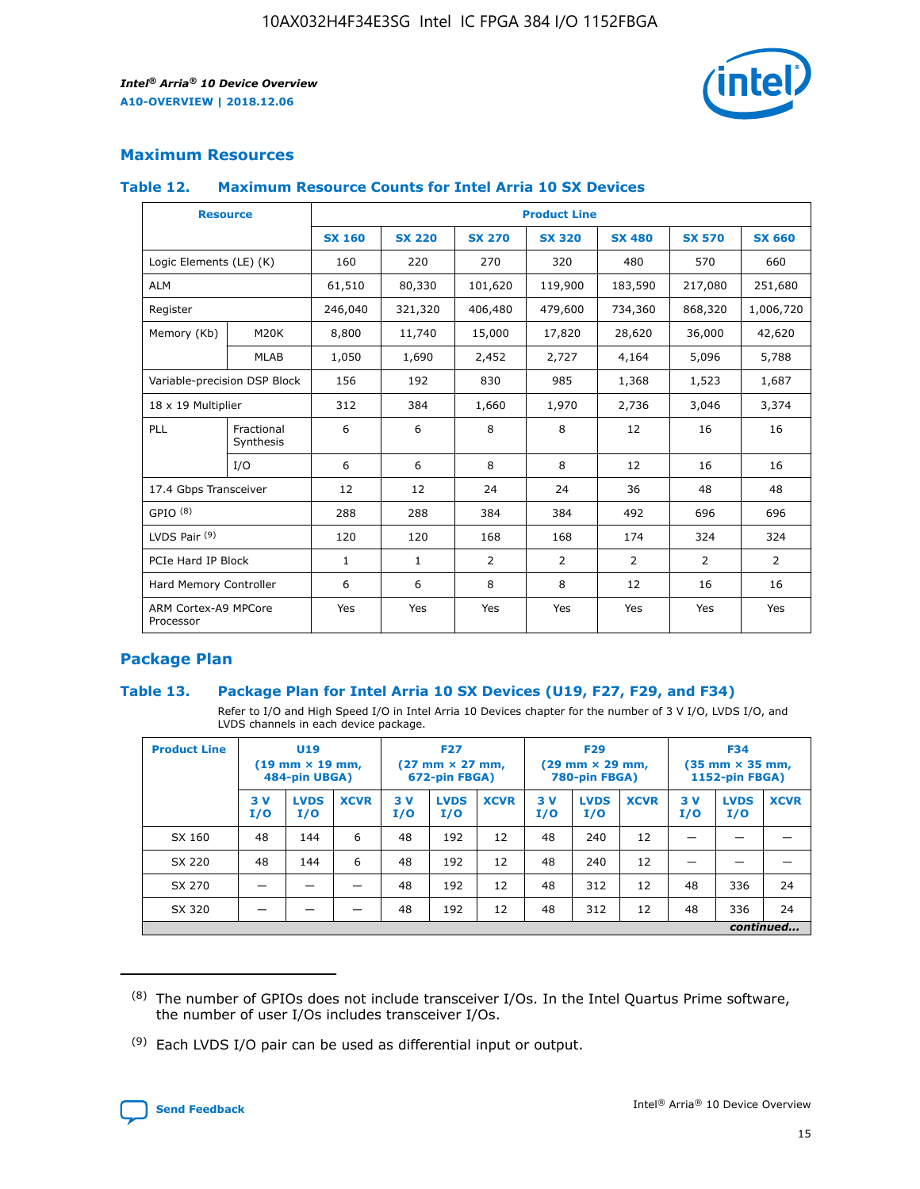## Maximum Resources

### Table 12. Maximum Resource Counts for Intel Arria 10 SX Devices

| Resource | | Product Line | | | | | | |
|---|---|---|---|---|---|---|---|---|
| | | SX 160 | SX 220 | SX 270 | SX 320 | SX 480 | SX 570 | SX 660 |
| Logic Elements (LE) (K) | | 160 | 220 | 270 | 320 | 480 | 570 | 660 |
| ALM | | 61,510 | 80,330 | 101,620 | 119,900 | 183,590 | 217,080 | 251,680 |
| Register | | 246,040 | 321,320 | 406,480 | 479,600 | 734,360 | 868,320 | 1,006,720 |
| Memory (Kb) | M20K | 8,800 | 11,740 | 15,000 | 17,820 | 28,620 | 36,000 | 42,620 |
| | MLAB | 1,050 | 1,690 | 2,452 | 2,727 | 4,164 | 5,096 | 5,788 |
| Variable-precision DSP Block | | 156 | 192 | 830 | 985 | 1,368 | 1,523 | 1,687 |
| 18 x 19 Multiplier | | 312 | 384 | 1,660 | 1,970 | 2,736 | 3,046 | 3,374 |
| PLL | Fractional Synthesis | 6 | 6 | 8 | 8 | 12 | 16 | 16 |
| | I/O | 6 | 6 | 8 | 8 | 12 | 16 | 16 |
| 17.4 Gbps Transceiver | | 12 | 12 | 24 | 24 | 36 | 48 | 48 |
| GPIO [8] | | 288 | 288 | 384 | 384 | 492 | 696 | 696 |
| LVDS Pair [9] | | 120 | 120 | 168 | 168 | 174 | 324 | 324 |
| PCIe Hard IP Block | | 1 | 1 | 2 | 2 | 2 | 2 | 2 |
| Hard Memory Controller | | 6 | 6 | 8 | 8 | 12 | 16 | 16 |
| ARM Cortex-A9 MPCore Processor | | Yes | Yes | Yes | Yes | Yes | Yes | Yes |

## Package Plan

### Table 13. Package Plan for Intel Arria 10 SX Devices (U19, F27, F29, and F34)

Refer to I/O and High Speed I/O in Intel Arria 10 Devices chapter for the number of 3 V I/O, LVDS I/O, and LVDS channels in each device package.

| Product Line | U19 (19 mm × 19 mm, 484-pin UBGA) | | | F27 (27 mm × 27 mm, 672-pin FBGA) | | | F29 (29 mm × 29 mm, 780-pin FBGA) | | | F34 (35 mm × 35 mm, 1152-pin FBGA) | | |
|---|---|---|---|---|---|---|---|---|---|---|---|---|
| | 3 V I/O | LVDS I/O | XCVR | 3 V I/O | LVDS I/O | XCVR | 3 V I/O | LVDS I/O | XCVR | 3 V I/O | LVDS I/O | XCVR |
| SX 160 | 48 | 144 | 6 | 48 | 192 | 12 | 48 | 240 | 12 | — | — | — |
| SX 220 | 48 | 144 | 6 | 48 | 192 | 12 | 48 | 240 | 12 | — | — | — |
| SX 270 | — | — | — | 48 | 192 | 12 | 48 | 312 | 12 | 48 | 336 | 24 |
| SX 320 | — | — | — | 48 | 192 | 12 | 48 | 312 | 12 | 48 | 336 | 24 |

*continued...*

(8) The number of GPIOs does not include transceiver I/Os. In the Intel Quartus Prime software, the number of user I/Os includes transceiver I/Os.

(9) Each LVDS I/O pair can be used as differential input or output.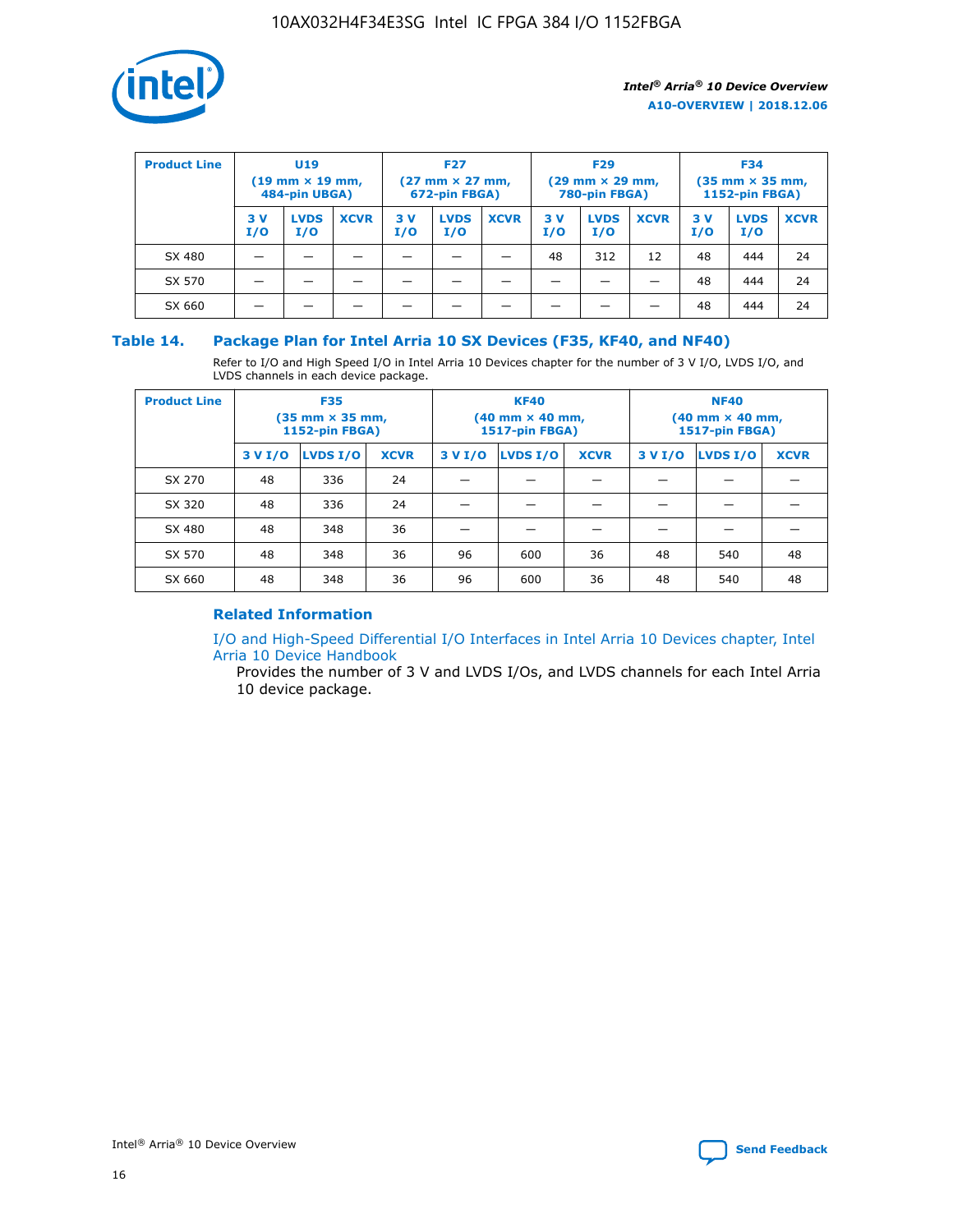| Product Line | U19 (19 mm × 19 mm, 484-pin UBGA) | | | F27 (27 mm × 27 mm, 672-pin FBGA) | | | F29 (29 mm × 29 mm, 780-pin FBGA) | | | F34 (35 mm × 35 mm, 1152-pin FBGA) | | |
|---|---|---|---|---|---|---|---|---|---|---|---|---|
| | 3 V I/O | LVDS I/O | XCVR | 3 V I/O | LVDS I/O | XCVR | 3 V I/O | LVDS I/O | XCVR | 3 V I/O | LVDS I/O | XCVR |
| SX 480 | — | — | — | — | — | — | 48 | 312 | 12 | 48 | 444 | 24 |
| SX 570 | — | — | — | — | — | — | — | — | — | 48 | 444 | 24 |
| SX 660 | — | — | — | — | — | — | — | — | — | 48 | 444 | 24 |

### Table 14. Package Plan for Intel Arria 10 SX Devices (F35, KF40, and NF40)

Refer to I/O and High Speed I/O in Intel Arria 10 Devices chapter for the number of 3 V I/O, LVDS I/O, and LVDS channels in each device package.

| Product Line | F35 (35 mm × 35 mm, 1152-pin FBGA) | | | KF40 (40 mm × 40 mm, 1517-pin FBGA) | | | NF40 (40 mm × 40 mm, 1517-pin FBGA) | | |
|---|---|---|---|---|---|---|---|---|---|
| | 3 V I/O | LVDS I/O | XCVR | 3 V I/O | LVDS I/O | XCVR | 3 V I/O | LVDS I/O | XCVR |
| SX 270 | 48 | 336 | 24 | — | — | — | — | — | — |
| SX 320 | 48 | 336 | 24 | — | — | — | — | — | — |
| SX 480 | 48 | 348 | 36 | — | — | — | — | — | — |
| SX 570 | 48 | 348 | 36 | 96 | 600 | 36 | 48 | 540 | 48 |
| SX 660 | 48 | 348 | 36 | 96 | 600 | 36 | 48 | 540 | 48 |

#### Related Information

I/O and High-Speed Differential I/O Interfaces in Intel Arria 10 Devices chapter, Intel Arria 10 Device Handbook

Provides the number of 3 V and LVDS I/Os, and LVDS channels for each Intel Arria 10 device package.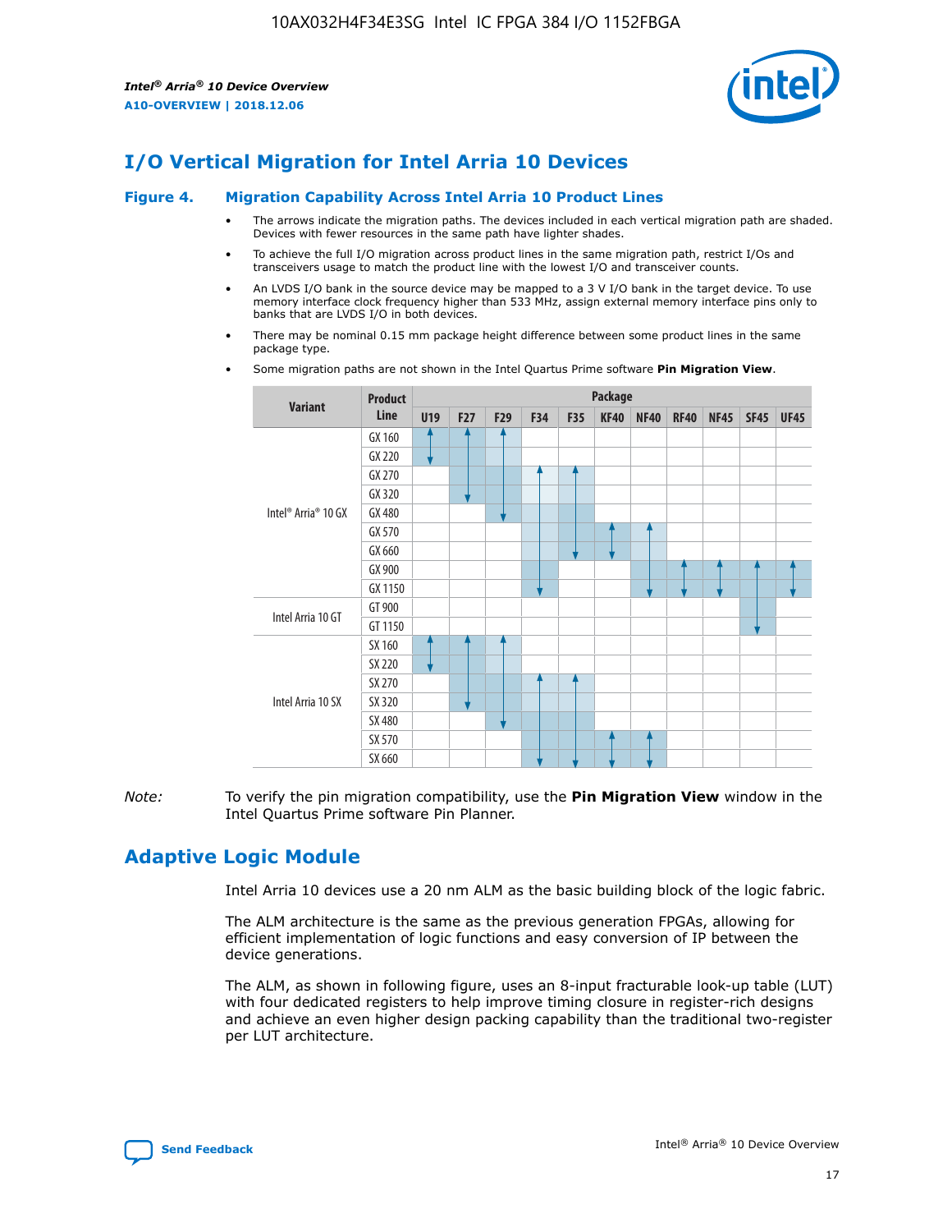## I/O Vertical Migration for Intel Arria 10 Devices

**Figure 4. Migration Capability Across Intel Arria 10 Product Lines**

- The arrows indicate the migration paths. The devices included in each vertical migration path are shaded. Devices with fewer resources in the same path have lighter shades.
- To achieve the full I/O migration across product lines in the same migration path, restrict I/Os and transceivers usage to match the product line with the lowest I/O and transceiver counts.
- An LVDS I/O bank in the source device may be mapped to a 3 V I/O bank in the target device. To use memory interface clock frequency higher than 533 MHz, assign external memory interface pins only to banks that are LVDS I/O in both devices.
- There may be nominal 0.15 mm package height difference between some product lines in the same package type.
- Some migration paths are not shown in the Intel Quartus Prime software **Pin Migration View**.

| Variant | Product Line | Package | | | | | | | | | | |
|---|---|---|---|---|---|---|---|---|---|---|---|---|
| | | U19 | F27 | F29 | F34 | F35 | KF40 | NF40 | RF40 | NF45 | SF45 | UF45 |
| Intel® Arria® 10 GX | GX 160 | | | | | | | | | | | |
| | GX 220 | | | | | | | | | | | |
| | GX 270 | | | | | | | | | | | |
| | GX 320 | | | | | | | | | | | |
| | GX 480 | | | | | | | | | | | |
| | GX 570 | | | | | | | | | | | |
| | GX 660 | | | | | | | | | | | |
| | GX 900 | | | | | | | | | | | |
| | GX 1150 | | | | | | | | | | | |
| Intel Arria 10 GT | GT 900 | | | | | | | | | | | |
| | GT 1150 | | | | | | | | | | | |
| Intel Arria 10 SX | SX 160 | | | | | | | | | | | |
| | SX 220 | | | | | | | | | | | |
| | SX 270 | | | | | | | | | | | |
| | SX 320 | | | | | | | | | | | |
| | SX 480 | | | | | | | | | | | |
| | SX 570 | | | | | | | | | | | |
| | SX 660 | | | | | | | | | | | |

*Note:* To verify the pin migration compatibility, use the **Pin Migration View** window in the Intel Quartus Prime software Pin Planner.

## Adaptive Logic Module

Intel Arria 10 devices use a 20 nm ALM as the basic building block of the logic fabric.

The ALM architecture is the same as the previous generation FPGAs, allowing for efficient implementation of logic functions and easy conversion of IP between the device generations.

The ALM, as shown in following figure, uses an 8-input fracturable look-up table (LUT) with four dedicated registers to help improve timing closure in register-rich designs and achieve an even higher design packing capability than the traditional two-register per LUT architecture.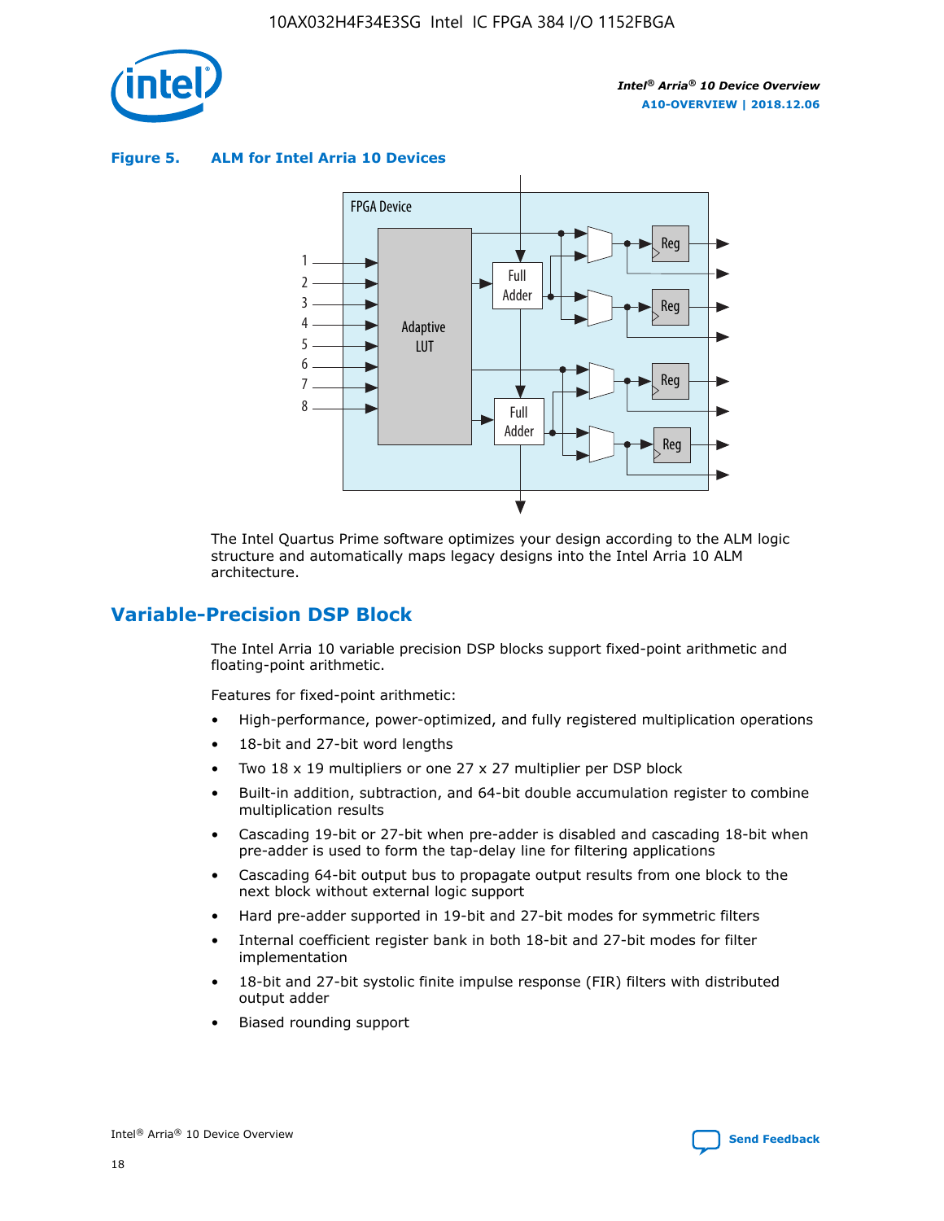**Figure 5. ALM for Intel Arria 10 Devices**

The Intel Quartus Prime software optimizes your design according to the ALM logic structure and automatically maps legacy designs into the Intel Arria 10 ALM architecture.

## Variable-Precision DSP Block

The Intel Arria 10 variable precision DSP blocks support fixed-point arithmetic and floating-point arithmetic.

Features for fixed-point arithmetic:

- High-performance, power-optimized, and fully registered multiplication operations
- 18-bit and 27-bit word lengths
- Two 18 x 19 multipliers or one 27 x 27 multiplier per DSP block
- Built-in addition, subtraction, and 64-bit double accumulation register to combine multiplication results
- Cascading 19-bit or 27-bit when pre-adder is disabled and cascading 18-bit when pre-adder is used to form the tap-delay line for filtering applications
- Cascading 64-bit output bus to propagate output results from one block to the next block without external logic support
- Hard pre-adder supported in 19-bit and 27-bit modes for symmetric filters
- Internal coefficient register bank in both 18-bit and 27-bit modes for filter implementation
- 18-bit and 27-bit systolic finite impulse response (FIR) filters with distributed output adder
- Biased rounding support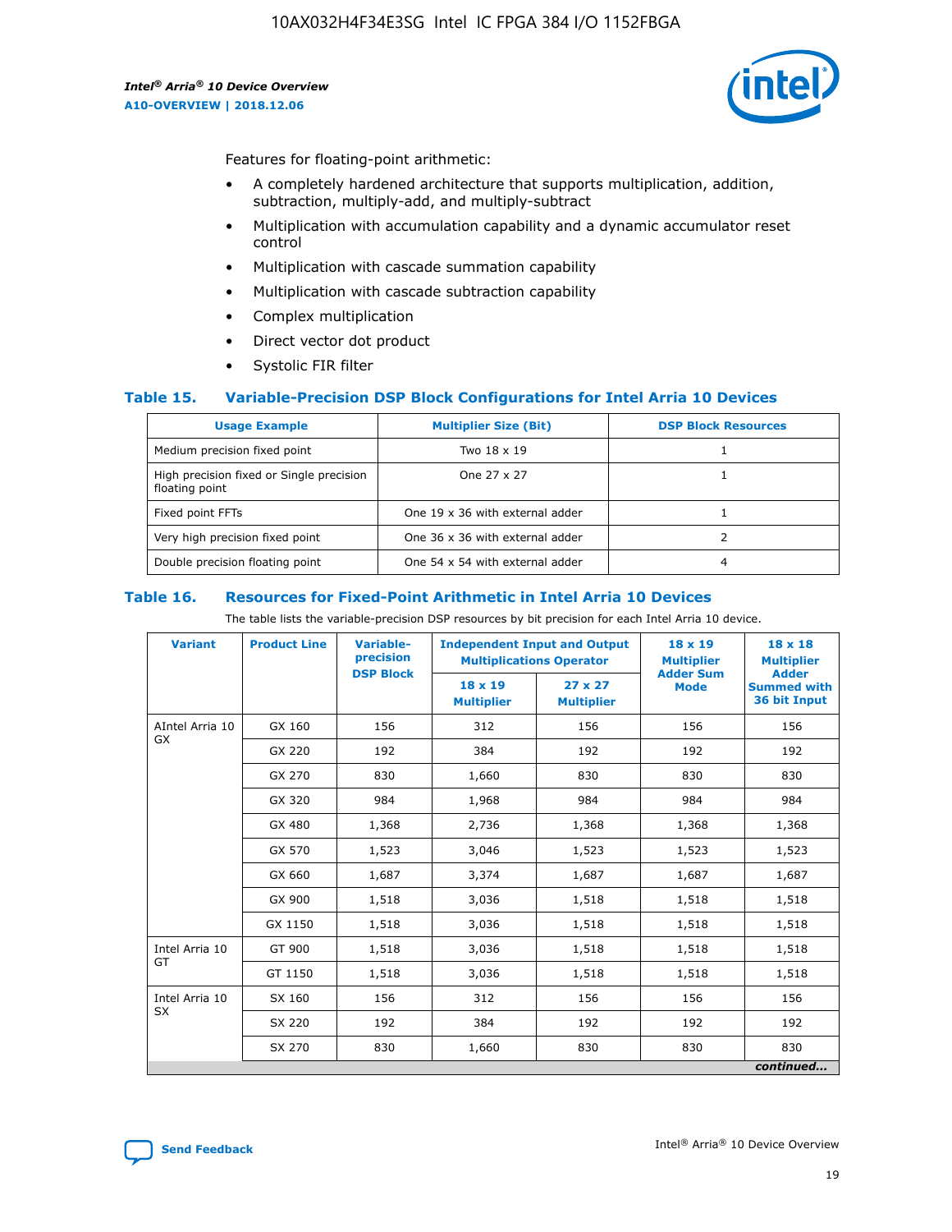Features for floating-point arithmetic:

- A completely hardened architecture that supports multiplication, addition, subtraction, multiply-add, and multiply-subtract
- Multiplication with accumulation capability and a dynamic accumulator reset control
- Multiplication with cascade summation capability
- Multiplication with cascade subtraction capability
- Complex multiplication
- Direct vector dot product
- Systolic FIR filter

### Table 15. Variable-Precision DSP Block Configurations for Intel Arria 10 Devices

| Usage Example | Multiplier Size (Bit) | DSP Block Resources |
|---|---|---|
| Medium precision fixed point | Two 18 x 19 | 1 |
| High precision fixed or Single precision floating point | One 27 x 27 | 1 |
| Fixed point FFTs | One 19 x 36 with external adder | 1 |
| Very high precision fixed point | One 36 x 36 with external adder | 2 |
| Double precision floating point | One 54 x 54 with external adder | 4 |

### Table 16. Resources for Fixed-Point Arithmetic in Intel Arria 10 Devices

The table lists the variable-precision DSP resources by bit precision for each Intel Arria 10 device.

| Variant | Product Line | Variable-precision DSP Block | Independent Input and Output Multiplications Operator | | 18 x 19 Multiplier Adder Sum Mode | 18 x 18 Multiplier Adder Summed with 36 bit Input |
|---|---|---|---|---|---|---|
| | | | 18 x 19 Multiplier | 27 x 27 Multiplier | | |
| AIntel Arria 10 GX | GX 160 | 156 | 312 | 156 | 156 | 156 |
| | GX 220 | 192 | 384 | 192 | 192 | 192 |
| | GX 270 | 830 | 1,660 | 830 | 830 | 830 |
| | GX 320 | 984 | 1,968 | 984 | 984 | 984 |
| | GX 480 | 1,368 | 2,736 | 1,368 | 1,368 | 1,368 |
| | GX 570 | 1,523 | 3,046 | 1,523 | 1,523 | 1,523 |
| | GX 660 | 1,687 | 3,374 | 1,687 | 1,687 | 1,687 |
| | GX 900 | 1,518 | 3,036 | 1,518 | 1,518 | 1,518 |
| | GX 1150 | 1,518 | 3,036 | 1,518 | 1,518 | 1,518 |
| Intel Arria 10 GT | GT 900 | 1,518 | 3,036 | 1,518 | 1,518 | 1,518 |
| | GT 1150 | 1,518 | 3,036 | 1,518 | 1,518 | 1,518 |
| Intel Arria 10 SX | SX 160 | 156 | 312 | 156 | 156 | 156 |
| | SX 220 | 192 | 384 | 192 | 192 | 192 |
| | SX 270 | 830 | 1,660 | 830 | 830 | 830 |

*continued...*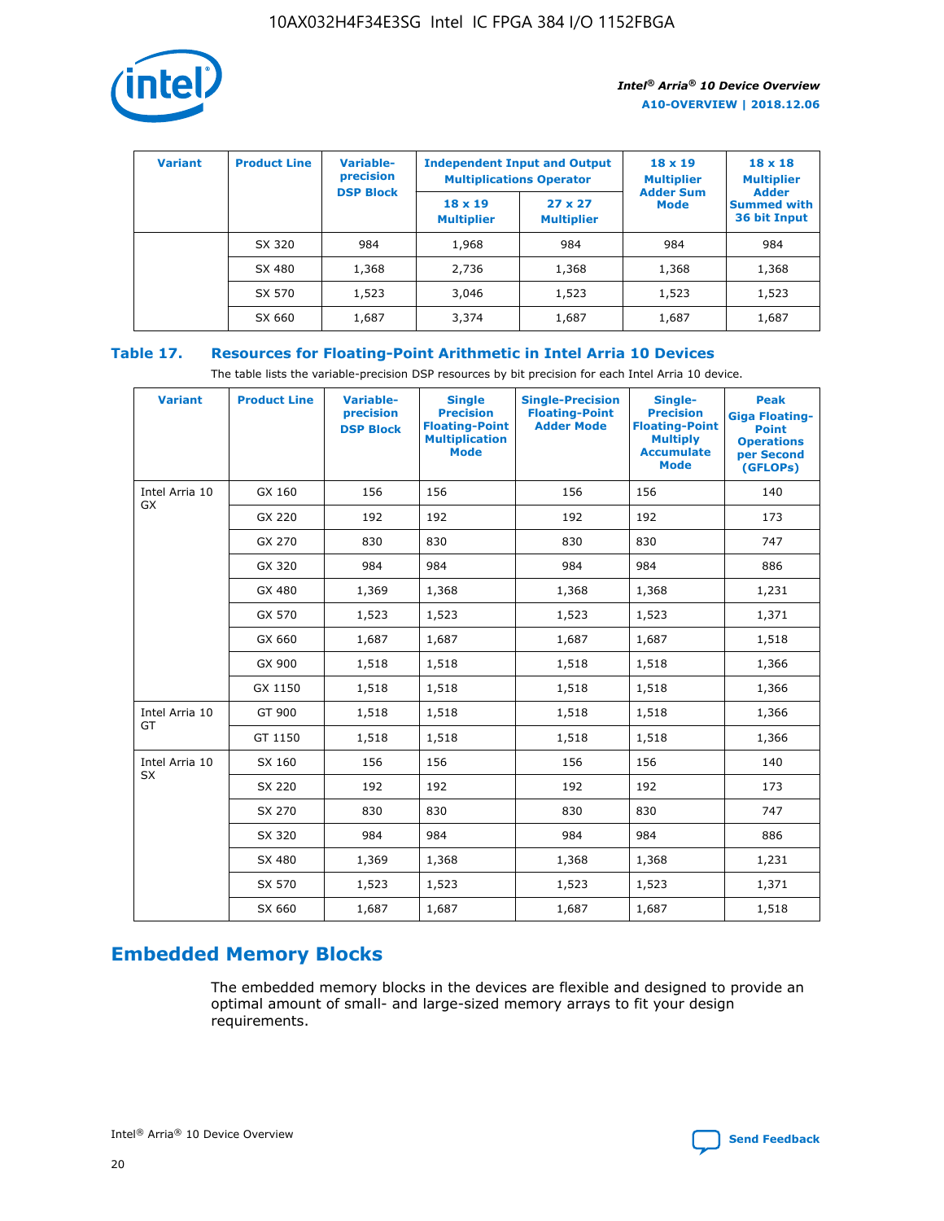| Variant | Product Line | Variable-precision DSP Block | Independent Input and Output Multiplications Operator | | 18 x 19 Multiplier Adder Sum Mode | 18 x 18 Multiplier Adder Summed with 36 bit Input |
|---|---|---|---|---|---|---|
| | | | 18 x 19 Multiplier | 27 x 27 Multiplier | | |
| | SX 320 | 984 | 1,968 | 984 | 984 | 984 |
| | SX 480 | 1,368 | 2,736 | 1,368 | 1,368 | 1,368 |
| | SX 570 | 1,523 | 3,046 | 1,523 | 1,523 | 1,523 |
| | SX 660 | 1,687 | 3,374 | 1,687 | 1,687 | 1,687 |

## Table 17. Resources for Floating-Point Arithmetic in Intel Arria 10 Devices

The table lists the variable-precision DSP resources by bit precision for each Intel Arria 10 device.

| Variant | Product Line | Variable-precision DSP Block | Single Precision Floating-Point Multiplication Mode | Single-Precision Floating-Point Adder Mode | Single-Precision Floating-Point Multiply Accumulate Mode | Peak Giga Floating-Point Operations per Second (GFLOPs) |
|---|---|---|---|---|---|---|
| Intel Arria 10 GX | GX 160 | 156 | 156 | 156 | 156 | 140 |
| | GX 220 | 192 | 192 | 192 | 192 | 173 |
| | GX 270 | 830 | 830 | 830 | 830 | 747 |
| | GX 320 | 984 | 984 | 984 | 984 | 886 |
| | GX 480 | 1,369 | 1,368 | 1,368 | 1,368 | 1,231 |
| | GX 570 | 1,523 | 1,523 | 1,523 | 1,523 | 1,371 |
| | GX 660 | 1,687 | 1,687 | 1,687 | 1,687 | 1,518 |
| | GX 900 | 1,518 | 1,518 | 1,518 | 1,518 | 1,366 |
| | GX 1150 | 1,518 | 1,518 | 1,518 | 1,518 | 1,366 |
| Intel Arria 10 GT | GT 900 | 1,518 | 1,518 | 1,518 | 1,518 | 1,366 |
| | GT 1150 | 1,518 | 1,518 | 1,518 | 1,518 | 1,366 |
| Intel Arria 10 SX | SX 160 | 156 | 156 | 156 | 156 | 140 |
| | SX 220 | 192 | 192 | 192 | 192 | 173 |
| | SX 270 | 830 | 830 | 830 | 830 | 747 |
| | SX 320 | 984 | 984 | 984 | 984 | 886 |
| | SX 480 | 1,369 | 1,368 | 1,368 | 1,368 | 1,231 |
| | SX 570 | 1,523 | 1,523 | 1,523 | 1,523 | 1,371 |
| | SX 660 | 1,687 | 1,687 | 1,687 | 1,687 | 1,518 |

## Embedded Memory Blocks

The embedded memory blocks in the devices are flexible and designed to provide an optimal amount of small- and large-sized memory arrays to fit your design requirements.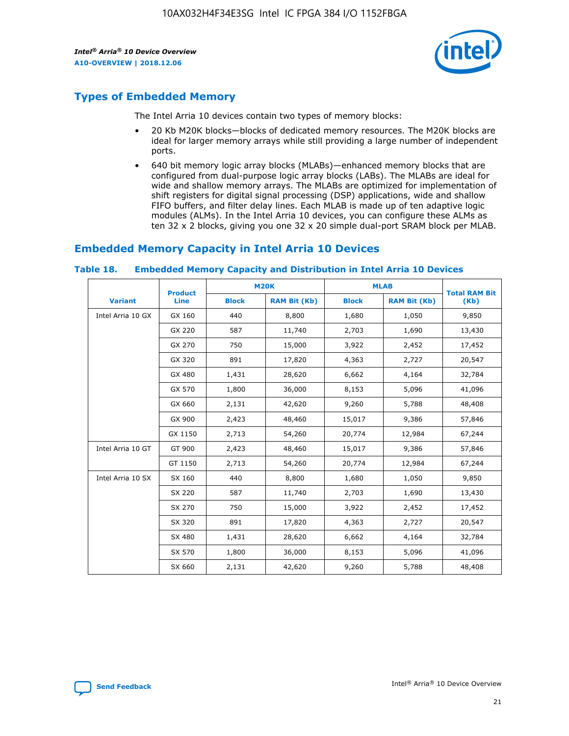## Types of Embedded Memory

The Intel Arria 10 devices contain two types of memory blocks:

- 20 Kb M20K blocks—blocks of dedicated memory resources. The M20K blocks are ideal for larger memory arrays while still providing a large number of independent ports.
- 640 bit memory logic array blocks (MLABs)—enhanced memory blocks that are configured from dual-purpose logic array blocks (LABs). The MLABs are ideal for wide and shallow memory arrays. The MLABs are optimized for implementation of shift registers for digital signal processing (DSP) applications, wide and shallow FIFO buffers, and filter delay lines. Each MLAB is made up of ten adaptive logic modules (ALMs). In the Intel Arria 10 devices, you can configure these ALMs as ten 32 x 2 blocks, giving you one 32 x 20 simple dual-port SRAM block per MLAB.

## Embedded Memory Capacity in Intel Arria 10 Devices

**Table 18. Embedded Memory Capacity and Distribution in Intel Arria 10 Devices**

| Variant | Product Line | M20K | | MLAB | | Total RAM Bit (Kb) |
|---|---|---|---|---|---|---|
| | | Block | RAM Bit (Kb) | Block | RAM Bit (Kb) | |
| Intel Arria 10 GX | GX 160 | 440 | 8,800 | 1,680 | 1,050 | 9,850 |
| | GX 220 | 587 | 11,740 | 2,703 | 1,690 | 13,430 |
| | GX 270 | 750 | 15,000 | 3,922 | 2,452 | 17,452 |
| | GX 320 | 891 | 17,820 | 4,363 | 2,727 | 20,547 |
| | GX 480 | 1,431 | 28,620 | 6,662 | 4,164 | 32,784 |
| | GX 570 | 1,800 | 36,000 | 8,153 | 5,096 | 41,096 |
| | GX 660 | 2,131 | 42,620 | 9,260 | 5,788 | 48,408 |
| | GX 900 | 2,423 | 48,460 | 15,017 | 9,386 | 57,846 |
| | GX 1150 | 2,713 | 54,260 | 20,774 | 12,984 | 67,244 |
| Intel Arria 10 GT | GT 900 | 2,423 | 48,460 | 15,017 | 9,386 | 57,846 |
| | GT 1150 | 2,713 | 54,260 | 20,774 | 12,984 | 67,244 |
| Intel Arria 10 SX | SX 160 | 440 | 8,800 | 1,680 | 1,050 | 9,850 |
| | SX 220 | 587 | 11,740 | 2,703 | 1,690 | 13,430 |
| | SX 270 | 750 | 15,000 | 3,922 | 2,452 | 17,452 |
| | SX 320 | 891 | 17,820 | 4,363 | 2,727 | 20,547 |
| | SX 480 | 1,431 | 28,620 | 6,662 | 4,164 | 32,784 |
| | SX 570 | 1,800 | 36,000 | 8,153 | 5,096 | 41,096 |
| | SX 660 | 2,131 | 42,620 | 9,260 | 5,788 | 48,408 |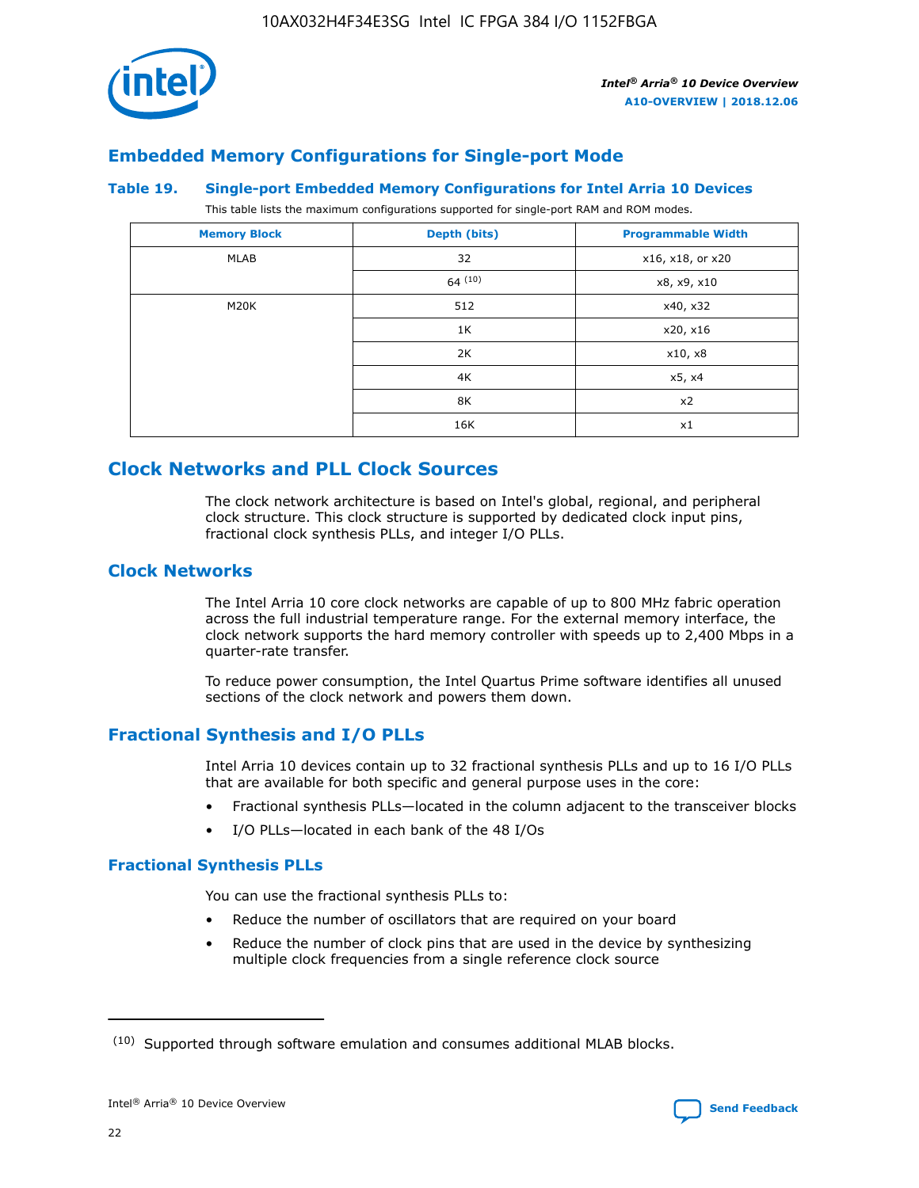## Embedded Memory Configurations for Single-port Mode

### Table 19. Single-port Embedded Memory Configurations for Intel Arria 10 Devices

This table lists the maximum configurations supported for single-port RAM and ROM modes.

| Memory Block | Depth (bits) | Programmable Width |
|---|---|---|
| MLAB | 32 | x16, x18, or x20 |
| | 64 [10] | x8, x9, x10 |
| M20K | 512 | x40, x32 |
| | 1K | x20, x16 |
| | 2K | x10, x8 |
| | 4K | x5, x4 |
| | 8K | x2 |
| | 16K | x1 |

## Clock Networks and PLL Clock Sources

The clock network architecture is based on Intel's global, regional, and peripheral clock structure. This clock structure is supported by dedicated clock input pins, fractional clock synthesis PLLs, and integer I/O PLLs.

## Clock Networks

The Intel Arria 10 core clock networks are capable of up to 800 MHz fabric operation across the full industrial temperature range. For the external memory interface, the clock network supports the hard memory controller with speeds up to 2,400 Mbps in a quarter-rate transfer.

To reduce power consumption, the Intel Quartus Prime software identifies all unused sections of the clock network and powers them down.

## Fractional Synthesis and I/O PLLs

Intel Arria 10 devices contain up to 32 fractional synthesis PLLs and up to 16 I/O PLLs that are available for both specific and general purpose uses in the core:

- Fractional synthesis PLLs—located in the column adjacent to the transceiver blocks
- I/O PLLs—located in each bank of the 48 I/Os

### Fractional Synthesis PLLs

You can use the fractional synthesis PLLs to:

- Reduce the number of oscillators that are required on your board
- Reduce the number of clock pins that are used in the device by synthesizing multiple clock frequencies from a single reference clock source

(10) Supported through software emulation and consumes additional MLAB blocks.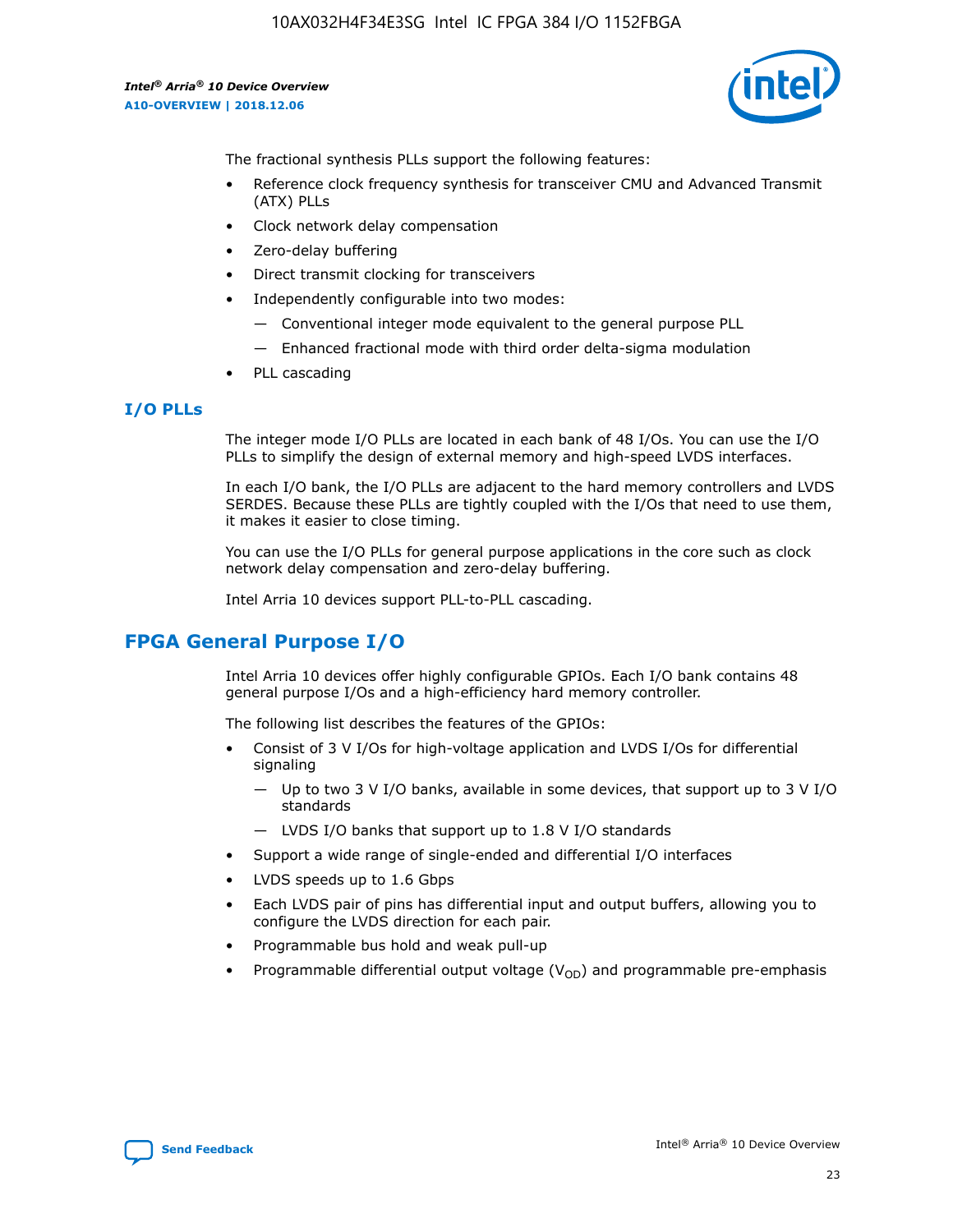The fractional synthesis PLLs support the following features:

- Reference clock frequency synthesis for transceiver CMU and Advanced Transmit (ATX) PLLs
- Clock network delay compensation
- Zero-delay buffering
- Direct transmit clocking for transceivers
- Independently configurable into two modes:
  - Conventional integer mode equivalent to the general purpose PLL
  - Enhanced fractional mode with third order delta-sigma modulation
- PLL cascading

### I/O PLLs

The integer mode I/O PLLs are located in each bank of 48 I/Os. You can use the I/O PLLs to simplify the design of external memory and high-speed LVDS interfaces.

In each I/O bank, the I/O PLLs are adjacent to the hard memory controllers and LVDS SERDES. Because these PLLs are tightly coupled with the I/Os that need to use them, it makes it easier to close timing.

You can use the I/O PLLs for general purpose applications in the core such as clock network delay compensation and zero-delay buffering.

Intel Arria 10 devices support PLL-to-PLL cascading.

## FPGA General Purpose I/O

Intel Arria 10 devices offer highly configurable GPIOs. Each I/O bank contains 48 general purpose I/Os and a high-efficiency hard memory controller.

The following list describes the features of the GPIOs:

- Consist of 3 V I/Os for high-voltage application and LVDS I/Os for differential signaling
  - Up to two 3 V I/O banks, available in some devices, that support up to 3 V I/O standards
  - LVDS I/O banks that support up to 1.8 V I/O standards
- Support a wide range of single-ended and differential I/O interfaces
- LVDS speeds up to 1.6 Gbps
- Each LVDS pair of pins has differential input and output buffers, allowing you to configure the LVDS direction for each pair.
- Programmable bus hold and weak pull-up
- Programmable differential output voltage ($V_{OD}$) and programmable pre-emphasis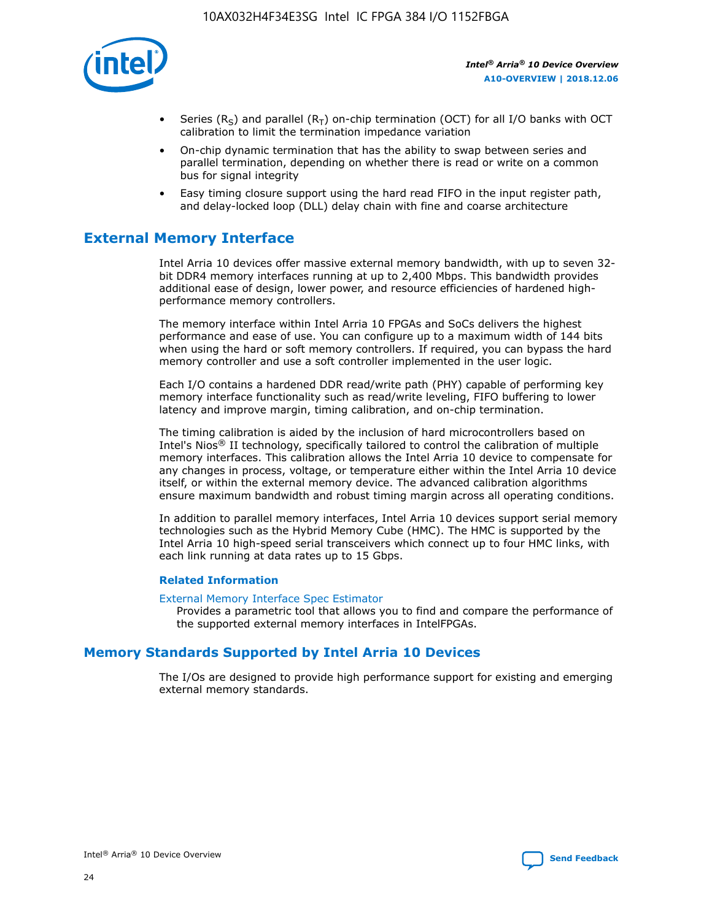- Series ($R_S$) and parallel ($R_T$) on-chip termination (OCT) for all I/O banks with OCT calibration to limit the termination impedance variation
- On-chip dynamic termination that has the ability to swap between series and parallel termination, depending on whether there is read or write on a common bus for signal integrity
- Easy timing closure support using the hard read FIFO in the input register path, and delay-locked loop (DLL) delay chain with fine and coarse architecture

## External Memory Interface

Intel Arria 10 devices offer massive external memory bandwidth, with up to seven 32-bit DDR4 memory interfaces running at up to 2,400 Mbps. This bandwidth provides additional ease of design, lower power, and resource efficiencies of hardened high-performance memory controllers.

The memory interface within Intel Arria 10 FPGAs and SoCs delivers the highest performance and ease of use. You can configure up to a maximum width of 144 bits when using the hard or soft memory controllers. If required, you can bypass the hard memory controller and use a soft controller implemented in the user logic.

Each I/O contains a hardened DDR read/write path (PHY) capable of performing key memory interface functionality such as read/write leveling, FIFO buffering to lower latency and improve margin, timing calibration, and on-chip termination.

The timing calibration is aided by the inclusion of hard microcontrollers based on Intel's Nios® II technology, specifically tailored to control the calibration of multiple memory interfaces. This calibration allows the Intel Arria 10 device to compensate for any changes in process, voltage, or temperature either within the Intel Arria 10 device itself, or within the external memory device. The advanced calibration algorithms ensure maximum bandwidth and robust timing margin across all operating conditions.

In addition to parallel memory interfaces, Intel Arria 10 devices support serial memory technologies such as the Hybrid Memory Cube (HMC). The HMC is supported by the Intel Arria 10 high-speed serial transceivers which connect up to four HMC links, with each link running at data rates up to 15 Gbps.

### Related Information

External Memory Interface Spec Estimator

Provides a parametric tool that allows you to find and compare the performance of the supported external memory interfaces in IntelFPGAs.

## Memory Standards Supported by Intel Arria 10 Devices

The I/Os are designed to provide high performance support for existing and emerging external memory standards.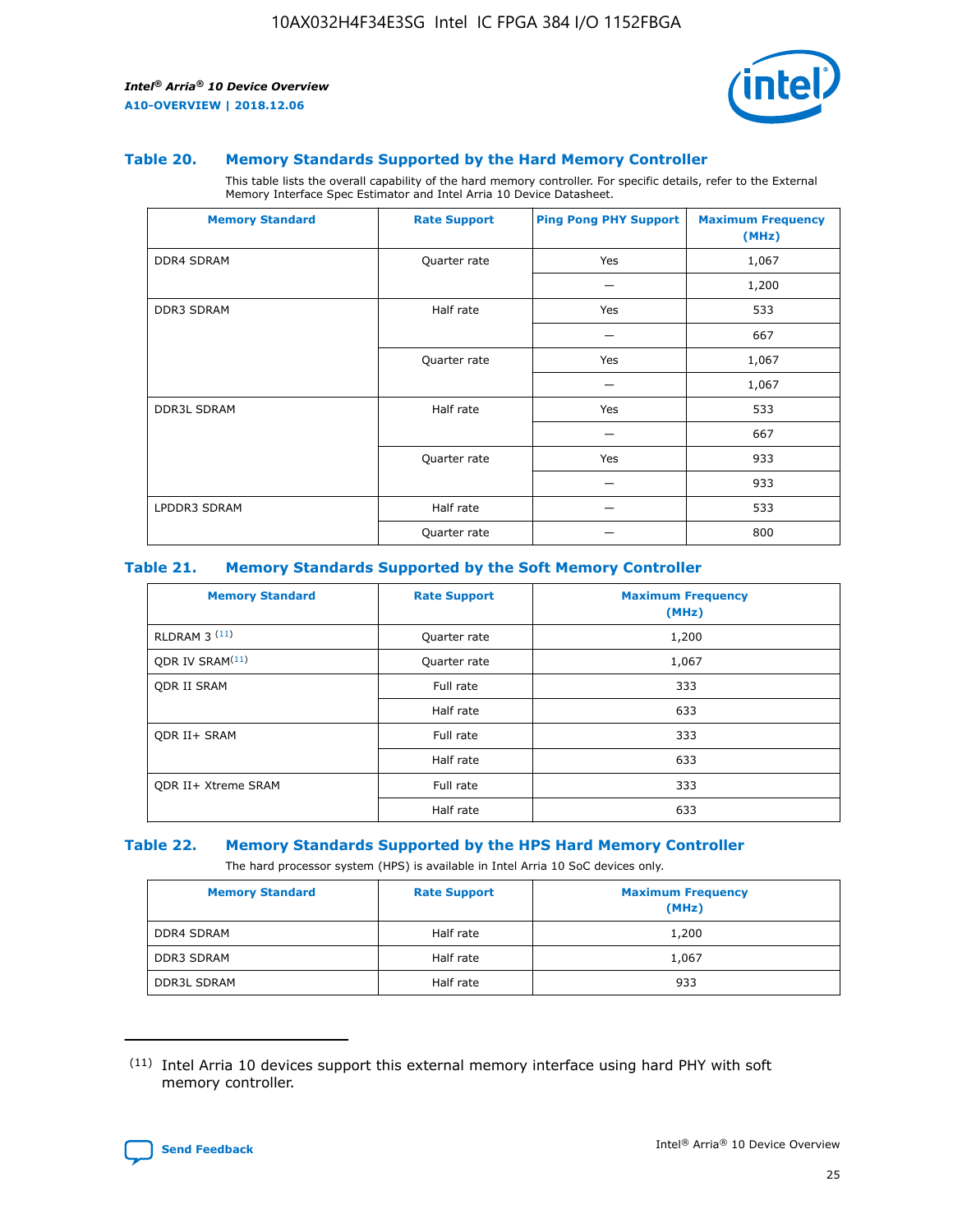### Table 20. Memory Standards Supported by the Hard Memory Controller

This table lists the overall capability of the hard memory controller. For specific details, refer to the External Memory Interface Spec Estimator and Intel Arria 10 Device Datasheet.

| Memory Standard | Rate Support | Ping Pong PHY Support | Maximum Frequency (MHz) |
|---|---|---|---|
| DDR4 SDRAM | Quarter rate | Yes | 1,067 |
| | | — | 1,200 |
| DDR3 SDRAM | Half rate | Yes | 533 |
| | | — | 667 |
| | Quarter rate | Yes | 1,067 |
| | | — | 1,067 |
| DDR3L SDRAM | Half rate | Yes | 533 |
| | | — | 667 |
| | Quarter rate | Yes | 933 |
| | | — | 933 |
| LPDDR3 SDRAM | Half rate | — | 533 |
| | Quarter rate | — | 800 |

### Table 21. Memory Standards Supported by the Soft Memory Controller

| Memory Standard | Rate Support | Maximum Frequency (MHz) |
|---|---|---|
| RLDRAM 3 [11] | Quarter rate | 1,200 |
| QDR IV SRAM[11] | Quarter rate | 1,067 |
| QDR II SRAM | Full rate | 333 |
| | Half rate | 633 |
| QDR II+ SRAM | Full rate | 333 |
| | Half rate | 633 |
| QDR II+ Xtreme SRAM | Full rate | 333 |
| | Half rate | 633 |

### Table 22. Memory Standards Supported by the HPS Hard Memory Controller

The hard processor system (HPS) is available in Intel Arria 10 SoC devices only.

| Memory Standard | Rate Support | Maximum Frequency (MHz) |
|---|---|---|
| DDR4 SDRAM | Half rate | 1,200 |
| DDR3 SDRAM | Half rate | 1,067 |
| DDR3L SDRAM | Half rate | 933 |

(11) Intel Arria 10 devices support this external memory interface using hard PHY with soft memory controller.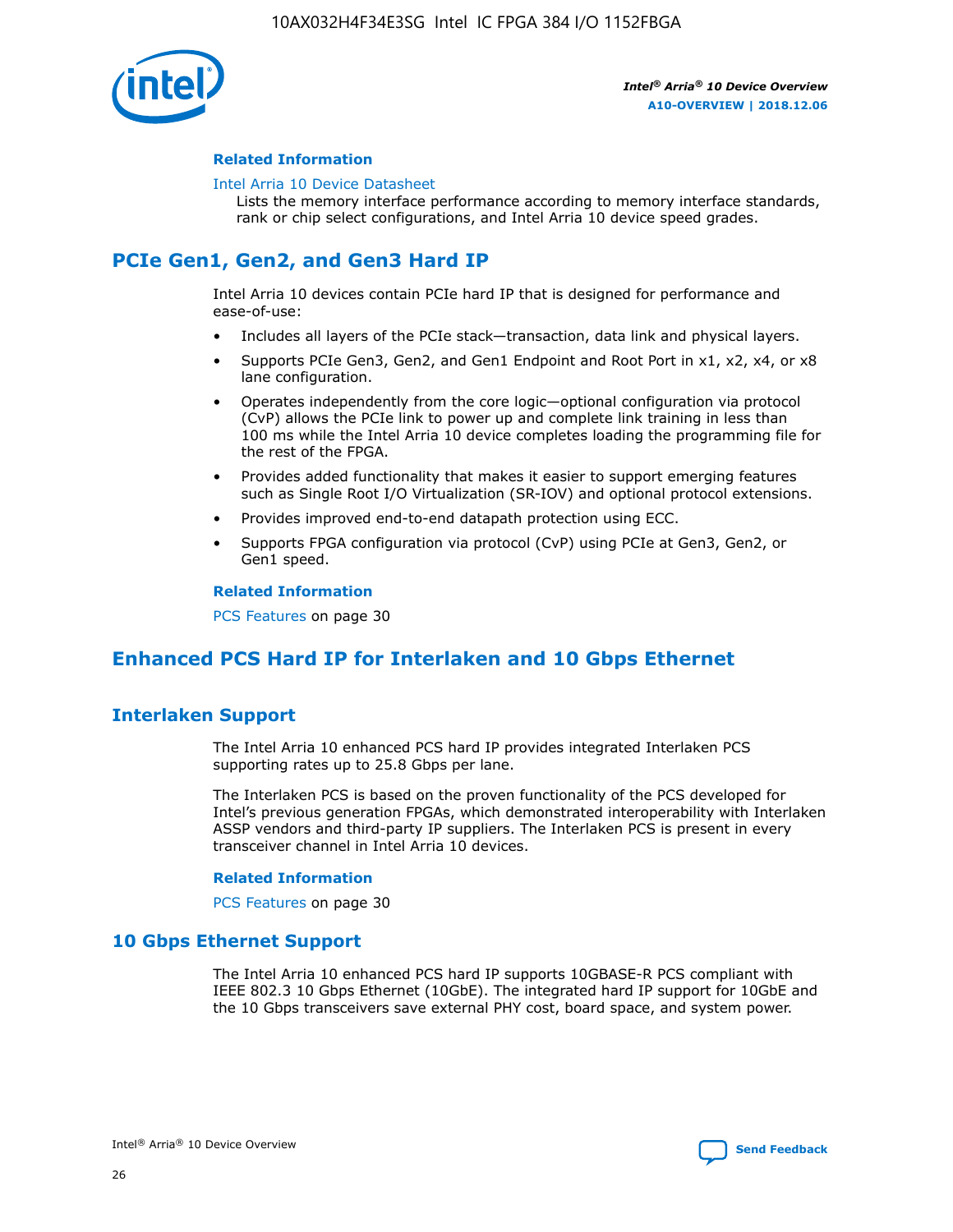**Related Information**

Intel Arria 10 Device Datasheet
Lists the memory interface performance according to memory interface standards, rank or chip select configurations, and Intel Arria 10 device speed grades.

## PCIe Gen1, Gen2, and Gen3 Hard IP

Intel Arria 10 devices contain PCIe hard IP that is designed for performance and ease-of-use:

- Includes all layers of the PCIe stack—transaction, data link and physical layers.
- Supports PCIe Gen3, Gen2, and Gen1 Endpoint and Root Port in x1, x2, x4, or x8 lane configuration.
- Operates independently from the core logic—optional configuration via protocol (CvP) allows the PCIe link to power up and complete link training in less than 100 ms while the Intel Arria 10 device completes loading the programming file for the rest of the FPGA.
- Provides added functionality that makes it easier to support emerging features such as Single Root I/O Virtualization (SR-IOV) and optional protocol extensions.
- Provides improved end-to-end datapath protection using ECC.
- Supports FPGA configuration via protocol (CvP) using PCIe at Gen3, Gen2, or Gen1 speed.

**Related Information**

PCS Features on page 30

## Enhanced PCS Hard IP for Interlaken and 10 Gbps Ethernet

### Interlaken Support

The Intel Arria 10 enhanced PCS hard IP provides integrated Interlaken PCS supporting rates up to 25.8 Gbps per lane.

The Interlaken PCS is based on the proven functionality of the PCS developed for Intel's previous generation FPGAs, which demonstrated interoperability with Interlaken ASSP vendors and third-party IP suppliers. The Interlaken PCS is present in every transceiver channel in Intel Arria 10 devices.

**Related Information**

PCS Features on page 30

### 10 Gbps Ethernet Support

The Intel Arria 10 enhanced PCS hard IP supports 10GBASE-R PCS compliant with IEEE 802.3 10 Gbps Ethernet (10GbE). The integrated hard IP support for 10GbE and the 10 Gbps transceivers save external PHY cost, board space, and system power.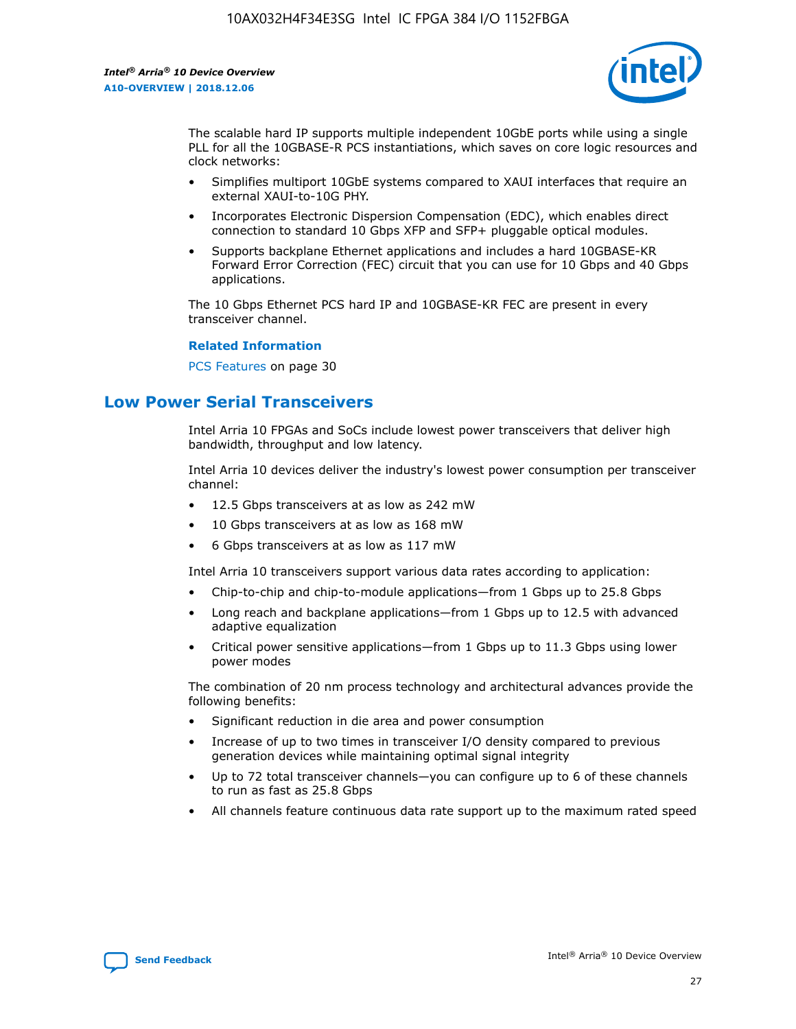The scalable hard IP supports multiple independent 10GbE ports while using a single PLL for all the 10GBASE-R PCS instantiations, which saves on core logic resources and clock networks:

- Simplifies multiport 10GbE systems compared to XAUI interfaces that require an external XAUI-to-10G PHY.
- Incorporates Electronic Dispersion Compensation (EDC), which enables direct connection to standard 10 Gbps XFP and SFP+ pluggable optical modules.
- Supports backplane Ethernet applications and includes a hard 10GBASE-KR Forward Error Correction (FEC) circuit that you can use for 10 Gbps and 40 Gbps applications.

The 10 Gbps Ethernet PCS hard IP and 10GBASE-KR FEC are present in every transceiver channel.

**Related Information**

PCS Features on page 30

## Low Power Serial Transceivers

Intel Arria 10 FPGAs and SoCs include lowest power transceivers that deliver high bandwidth, throughput and low latency.

Intel Arria 10 devices deliver the industry's lowest power consumption per transceiver channel:

- 12.5 Gbps transceivers at as low as 242 mW
- 10 Gbps transceivers at as low as 168 mW
- 6 Gbps transceivers at as low as 117 mW

Intel Arria 10 transceivers support various data rates according to application:

- Chip-to-chip and chip-to-module applications—from 1 Gbps up to 25.8 Gbps
- Long reach and backplane applications—from 1 Gbps up to 12.5 with advanced adaptive equalization
- Critical power sensitive applications—from 1 Gbps up to 11.3 Gbps using lower power modes

The combination of 20 nm process technology and architectural advances provide the following benefits:

- Significant reduction in die area and power consumption
- Increase of up to two times in transceiver I/O density compared to previous generation devices while maintaining optimal signal integrity
- Up to 72 total transceiver channels—you can configure up to 6 of these channels to run as fast as 25.8 Gbps
- All channels feature continuous data rate support up to the maximum rated speed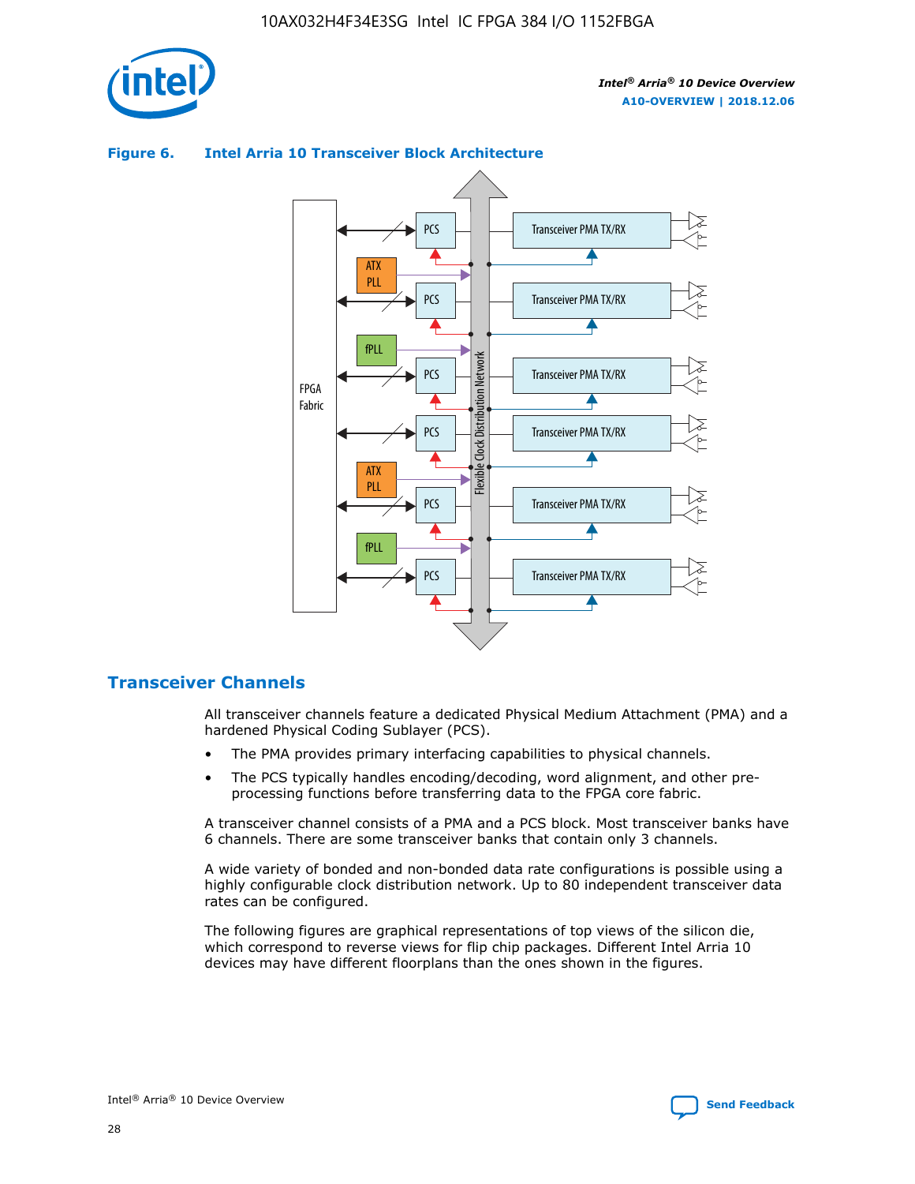**Figure 6. Intel Arria 10 Transceiver Block Architecture**

## Transceiver Channels

All transceiver channels feature a dedicated Physical Medium Attachment (PMA) and a hardened Physical Coding Sublayer (PCS).

- The PMA provides primary interfacing capabilities to physical channels.
- The PCS typically handles encoding/decoding, word alignment, and other pre-processing functions before transferring data to the FPGA core fabric.

A transceiver channel consists of a PMA and a PCS block. Most transceiver banks have 6 channels. There are some transceiver banks that contain only 3 channels.

A wide variety of bonded and non-bonded data rate configurations is possible using a highly configurable clock distribution network. Up to 80 independent transceiver data rates can be configured.

The following figures are graphical representations of top views of the silicon die, which correspond to reverse views for flip chip packages. Different Intel Arria 10 devices may have different floorplans than the ones shown in the figures.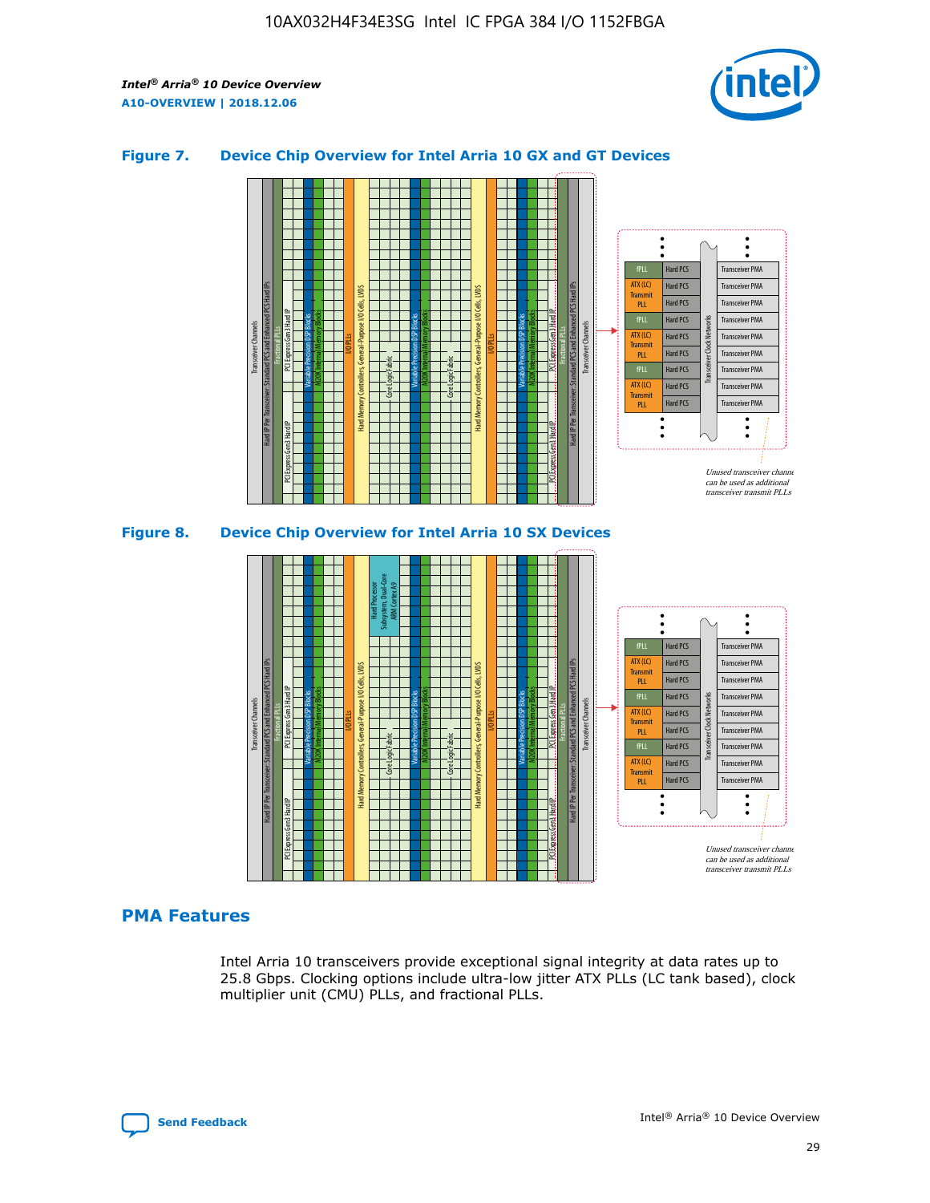### Figure 7. Device Chip Overview for Intel Arria 10 GX and GT Devices

### Figure 8. Device Chip Overview for Intel Arria 10 SX Devices

## PMA Features

Intel Arria 10 transceivers provide exceptional signal integrity at data rates up to 25.8 Gbps. Clocking options include ultra-low jitter ATX PLLs (LC tank based), clock multiplier unit (CMU) PLLs, and fractional PLLs.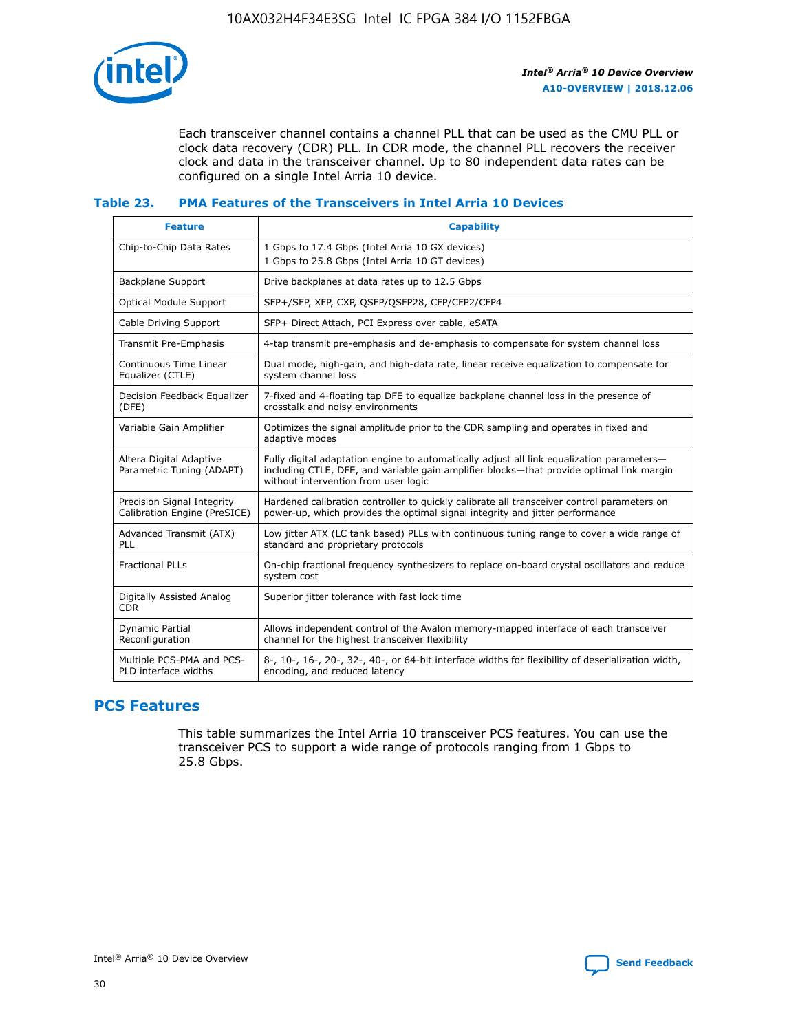Each transceiver channel contains a channel PLL that can be used as the CMU PLL or clock data recovery (CDR) PLL. In CDR mode, the channel PLL recovers the receiver clock and data in the transceiver channel. Up to 80 independent data rates can be configured on a single Intel Arria 10 device.

### Table 23. PMA Features of the Transceivers in Intel Arria 10 Devices

| Feature | Capability |
| --- | --- |
| Chip-to-Chip Data Rates | 1 Gbps to 17.4 Gbps (Intel Arria 10 GX devices)<br>1 Gbps to 25.8 Gbps (Intel Arria 10 GT devices) |
| Backplane Support | Drive backplanes at data rates up to 12.5 Gbps |
| Optical Module Support | SFP+/SFP, XFP, CXP, QSFP/QSFP28, CFP/CFP2/CFP4 |
| Cable Driving Support | SFP+ Direct Attach, PCI Express over cable, eSATA |
| Transmit Pre-Emphasis | 4-tap transmit pre-emphasis and de-emphasis to compensate for system channel loss |
| Continuous Time Linear Equalizer (CTLE) | Dual mode, high-gain, and high-data rate, linear receive equalization to compensate for system channel loss |
| Decision Feedback Equalizer (DFE) | 7-fixed and 4-floating tap DFE to equalize backplane channel loss in the presence of crosstalk and noisy environments |
| Variable Gain Amplifier | Optimizes the signal amplitude prior to the CDR sampling and operates in fixed and adaptive modes |
| Altera Digital Adaptive Parametric Tuning (ADAPT) | Fully digital adaptation engine to automatically adjust all link equalization parameters—including CTLE, DFE, and variable gain amplifier blocks—that provide optimal link margin without intervention from user logic |
| Precision Signal Integrity Calibration Engine (PreSICE) | Hardened calibration controller to quickly calibrate all transceiver control parameters on power-up, which provides the optimal signal integrity and jitter performance |
| Advanced Transmit (ATX) PLL | Low jitter ATX (LC tank based) PLLs with continuous tuning range to cover a wide range of standard and proprietary protocols |
| Fractional PLLs | On-chip fractional frequency synthesizers to replace on-board crystal oscillators and reduce system cost |
| Digitally Assisted Analog CDR | Superior jitter tolerance with fast lock time |
| Dynamic Partial Reconfiguration | Allows independent control of the Avalon memory-mapped interface of each transceiver channel for the highest transceiver flexibility |
| Multiple PCS-PMA and PCS-PLD interface widths | 8-, 10-, 16-, 20-, 32-, 40-, or 64-bit interface widths for flexibility of deserialization width, encoding, and reduced latency |

## PCS Features

This table summarizes the Intel Arria 10 transceiver PCS features. You can use the transceiver PCS to support a wide range of protocols ranging from 1 Gbps to 25.8 Gbps.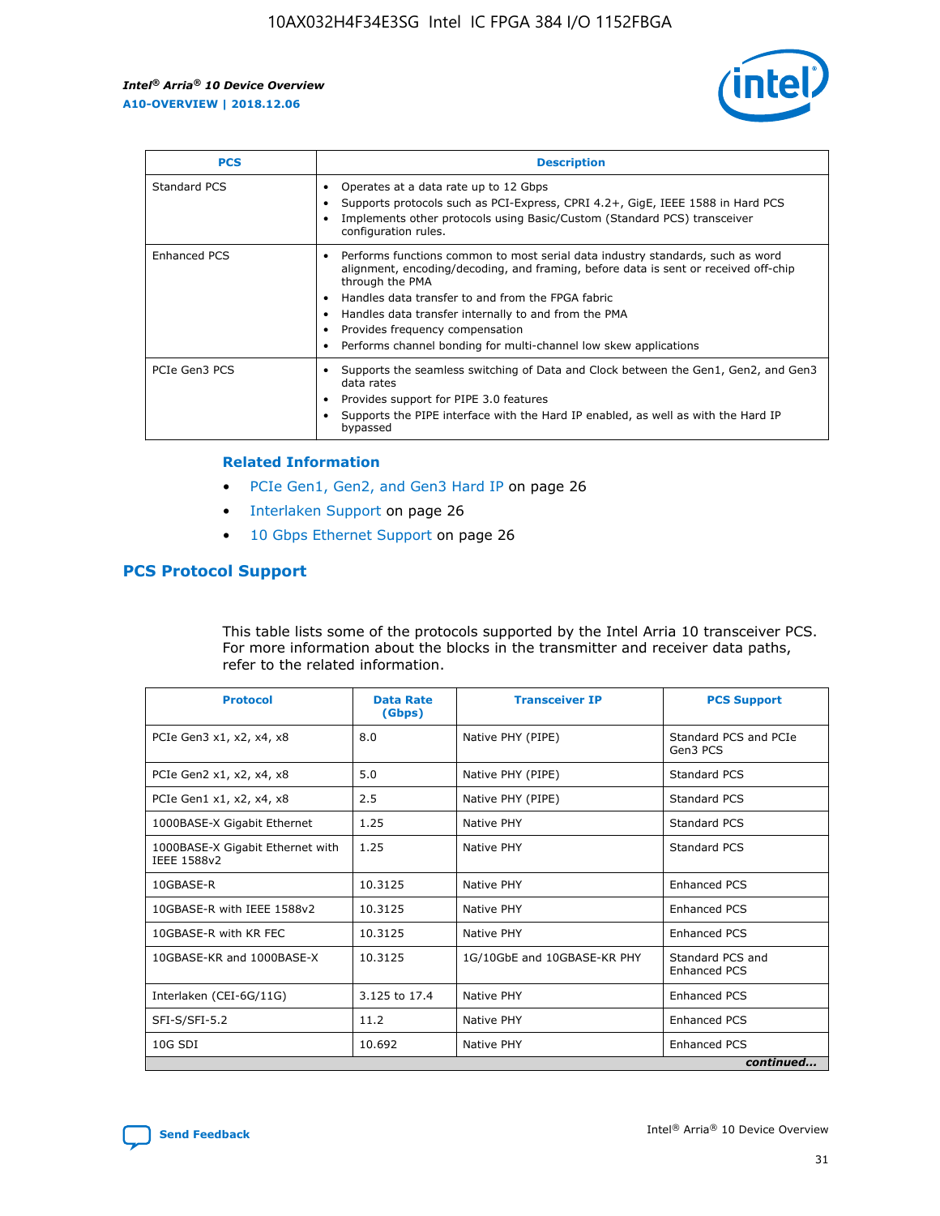| PCS | Description |
| --- | --- |
| Standard PCS | • Operates at a data rate up to 12 Gbps<br>• Supports protocols such as PCI-Express, CPRI 4.2+, GigE, IEEE 1588 in Hard PCS<br>• Implements other protocols using Basic/Custom (Standard PCS) transceiver configuration rules. |
| Enhanced PCS | • Performs functions common to most serial data industry standards, such as word alignment, encoding/decoding, and framing, before data is sent or received off-chip through the PMA<br>• Handles data transfer to and from the FPGA fabric<br>• Handles data transfer internally to and from the PMA<br>• Provides frequency compensation<br>• Performs channel bonding for multi-channel low skew applications |
| PCIe Gen3 PCS | • Supports the seamless switching of Data and Clock between the Gen1, Gen2, and Gen3 data rates<br>• Provides support for PIPE 3.0 features<br>• Supports the PIPE interface with the Hard IP enabled, as well as with the Hard IP bypassed |

### Related Information

- PCIe Gen1, Gen2, and Gen3 Hard IP on page 26
- Interlaken Support on page 26
- 10 Gbps Ethernet Support on page 26

## PCS Protocol Support

This table lists some of the protocols supported by the Intel Arria 10 transceiver PCS. For more information about the blocks in the transmitter and receiver data paths, refer to the related information.

| Protocol | Data Rate (Gbps) | Transceiver IP | PCS Support |
| --- | --- | --- | --- |
| PCIe Gen3 x1, x2, x4, x8 | 8.0 | Native PHY (PIPE) | Standard PCS and PCIe Gen3 PCS |
| PCIe Gen2 x1, x2, x4, x8 | 5.0 | Native PHY (PIPE) | Standard PCS |
| PCIe Gen1 x1, x2, x4, x8 | 2.5 | Native PHY (PIPE) | Standard PCS |
| 1000BASE-X Gigabit Ethernet | 1.25 | Native PHY | Standard PCS |
| 1000BASE-X Gigabit Ethernet with IEEE 1588v2 | 1.25 | Native PHY | Standard PCS |
| 10GBASE-R | 10.3125 | Native PHY | Enhanced PCS |
| 10GBASE-R with IEEE 1588v2 | 10.3125 | Native PHY | Enhanced PCS |
| 10GBASE-R with KR FEC | 10.3125 | Native PHY | Enhanced PCS |
| 10GBASE-KR and 1000BASE-X | 10.3125 | 1G/10GbE and 10GBASE-KR PHY | Standard PCS and Enhanced PCS |
| Interlaken (CEI-6G/11G) | 3.125 to 17.4 | Native PHY | Enhanced PCS |
| SFI-S/SFI-5.2 | 11.2 | Native PHY | Enhanced PCS |
| 10G SDI | 10.692 | Native PHY | Enhanced PCS |

*continued...*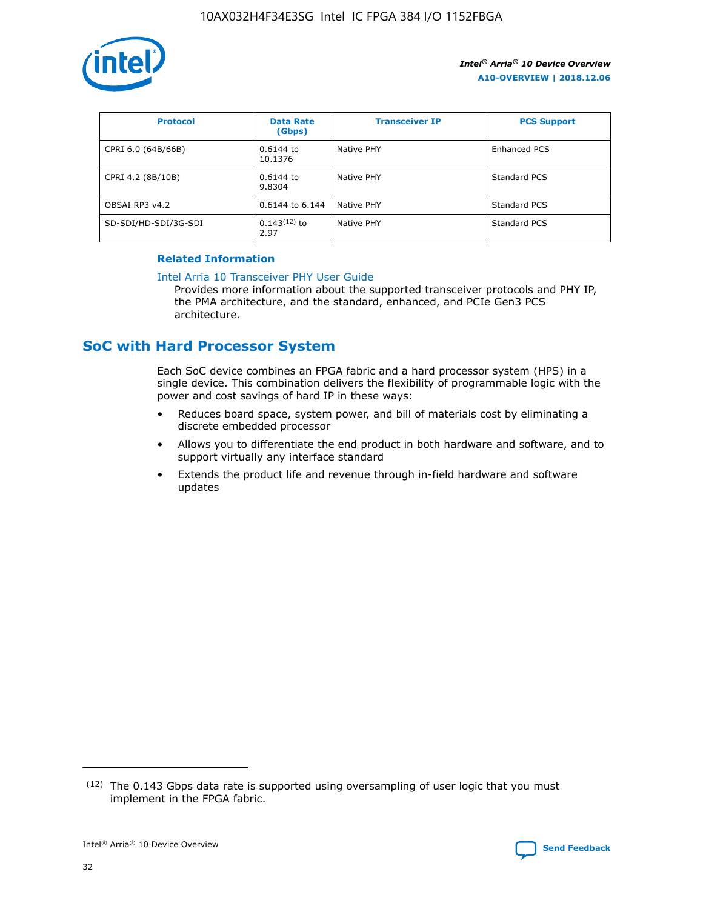| Protocol | Data Rate (Gbps) | Transceiver IP | PCS Support |
| --- | --- | --- | --- |
| CPRI 6.0 (64B/66B) | 0.6144 to 10.1376 | Native PHY | Enhanced PCS |
| CPRI 4.2 (8B/10B) | 0.6144 to 9.8304 | Native PHY | Standard PCS |
| OBSAI RP3 v4.2 | 0.6144 to 6.144 | Native PHY | Standard PCS |
| SD-SDI/HD-SDI/3G-SDI | 0.143[12] to 2.97 | Native PHY | Standard PCS |

**Related Information**

Intel Arria 10 Transceiver PHY User Guide

Provides more information about the supported transceiver protocols and PHY IP, the PMA architecture, and the standard, enhanced, and PCIe Gen3 PCS architecture.

## SoC with Hard Processor System

Each SoC device combines an FPGA fabric and a hard processor system (HPS) in a single device. This combination delivers the flexibility of programmable logic with the power and cost savings of hard IP in these ways:

- Reduces board space, system power, and bill of materials cost by eliminating a discrete embedded processor
- Allows you to differentiate the end product in both hardware and software, and to support virtually any interface standard
- Extends the product life and revenue through in-field hardware and software updates

[12] The 0.143 Gbps data rate is supported using oversampling of user logic that you must implement in the FPGA fabric.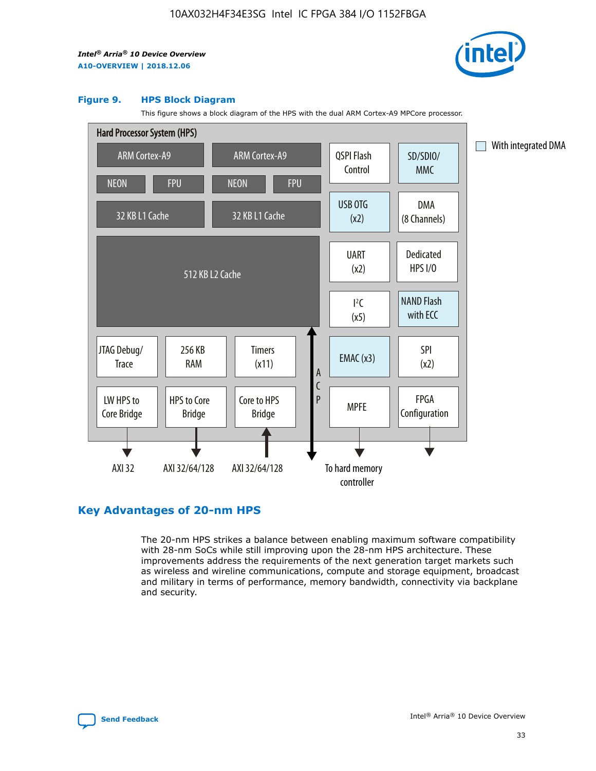**Figure 9. HPS Block Diagram**

This figure shows a block diagram of the HPS with the dual ARM Cortex-A9 MPCore processor.

Hard Processor System (HPS)

- ARM Cortex-A9 (NEON, FPU, 32 KB L1 Cache)
- ARM Cortex-A9 (NEON, FPU, 32 KB L1 Cache)
- 512 KB L2 Cache
- JTAG Debug/Trace
- 256 KB RAM
- Timers (x11)
- LW HPS to Core Bridge → AXI 32
- HPS to Core Bridge → AXI 32/64/128
- Core to HPS Bridge ← AXI 32/64/128
- ACP
- QSPI Flash Control
- SD/SDIO/MMC
- USB OTG (x2)
- DMA (8 Channels)
- UART (x2)
- Dedicated HPS I/O
- $I^2C$ (x5)
- NAND Flash with ECC
- EMAC (x3)
- SPI (x2)
- MPFE → To hard memory controller
- FPGA Configuration

With integrated DMA: SD/SDIO/MMC, USB OTG (x2), NAND Flash with ECC, EMAC (x3)

## Key Advantages of 20-nm HPS

The 20-nm HPS strikes a balance between enabling maximum software compatibility with 28-nm SoCs while still improving upon the 28-nm HPS architecture. These improvements address the requirements of the next generation target markets such as wireless and wireline communications, compute and storage equipment, broadcast and military in terms of performance, memory bandwidth, connectivity via backplane and security.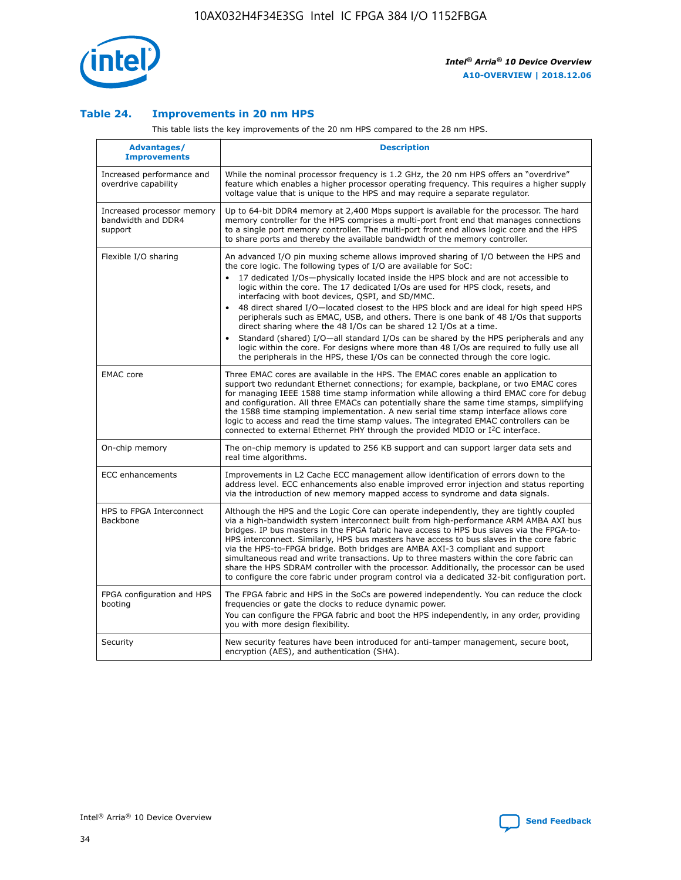## Table 24. Improvements in 20 nm HPS

This table lists the key improvements of the 20 nm HPS compared to the 28 nm HPS.

| Advantages/ Improvements | Description |
|---|---|
| Increased performance and overdrive capability | While the nominal processor frequency is 1.2 GHz, the 20 nm HPS offers an "overdrive" feature which enables a higher processor operating frequency. This requires a higher supply voltage value that is unique to the HPS and may require a separate regulator. |
| Increased processor memory bandwidth and DDR4 support | Up to 64-bit DDR4 memory at 2,400 Mbps support is available for the processor. The hard memory controller for the HPS comprises a multi-port front end that manages connections to a single port memory controller. The multi-port front end allows logic core and the HPS to share ports and thereby the available bandwidth of the memory controller. |
| Flexible I/O sharing | An advanced I/O pin muxing scheme allows improved sharing of I/O between the HPS and the core logic. The following types of I/O are available for SoC:<br>• 17 dedicated I/Os—physically located inside the HPS block and are not accessible to logic within the core. The 17 dedicated I/Os are used for HPS clock, resets, and interfacing with boot devices, QSPI, and SD/MMC.<br>• 48 direct shared I/O—located closest to the HPS block and are ideal for high speed HPS peripherals such as EMAC, USB, and others. There is one bank of 48 I/Os that supports direct sharing where the 48 I/Os can be shared 12 I/Os at a time.<br>• Standard (shared) I/O—all standard I/Os can be shared by the HPS peripherals and any logic within the core. For designs where more than 48 I/Os are required to fully use all the peripherals in the HPS, these I/Os can be connected through the core logic. |
| EMAC core | Three EMAC cores are available in the HPS. The EMAC cores enable an application to support two redundant Ethernet connections; for example, backplane, or two EMAC cores for managing IEEE 1588 time stamp information while allowing a third EMAC core for debug and configuration. All three EMACs can potentially share the same time stamps, simplifying the 1588 time stamping implementation. A new serial time stamp interface allows core logic to access and read the time stamp values. The integrated EMAC controllers can be connected to external Ethernet PHY through the provided MDIO or I²C interface. |
| On-chip memory | The on-chip memory is updated to 256 KB support and can support larger data sets and real time algorithms. |
| ECC enhancements | Improvements in L2 Cache ECC management allow identification of errors down to the address level. ECC enhancements also enable improved error injection and status reporting via the introduction of new memory mapped access to syndrome and data signals. |
| HPS to FPGA Interconnect Backbone | Although the HPS and the Logic Core can operate independently, they are tightly coupled via a high-bandwidth system interconnect built from high-performance ARM AMBA AXI bus bridges. IP bus masters in the FPGA fabric have access to HPS bus slaves via the FPGA-to-HPS interconnect. Similarly, HPS bus masters have access to bus slaves in the core fabric via the HPS-to-FPGA bridge. Both bridges are AMBA AXI-3 compliant and support simultaneous read and write transactions. Up to three masters within the core fabric can share the HPS SDRAM controller with the processor. Additionally, the processor can be used to configure the core fabric under program control via a dedicated 32-bit configuration port. |
| FPGA configuration and HPS booting | The FPGA fabric and HPS in the SoCs are powered independently. You can reduce the clock frequencies or gate the clocks to reduce dynamic power.<br>You can configure the FPGA fabric and boot the HPS independently, in any order, providing you with more design flexibility. |
| Security | New security features have been introduced for anti-tamper management, secure boot, encryption (AES), and authentication (SHA). |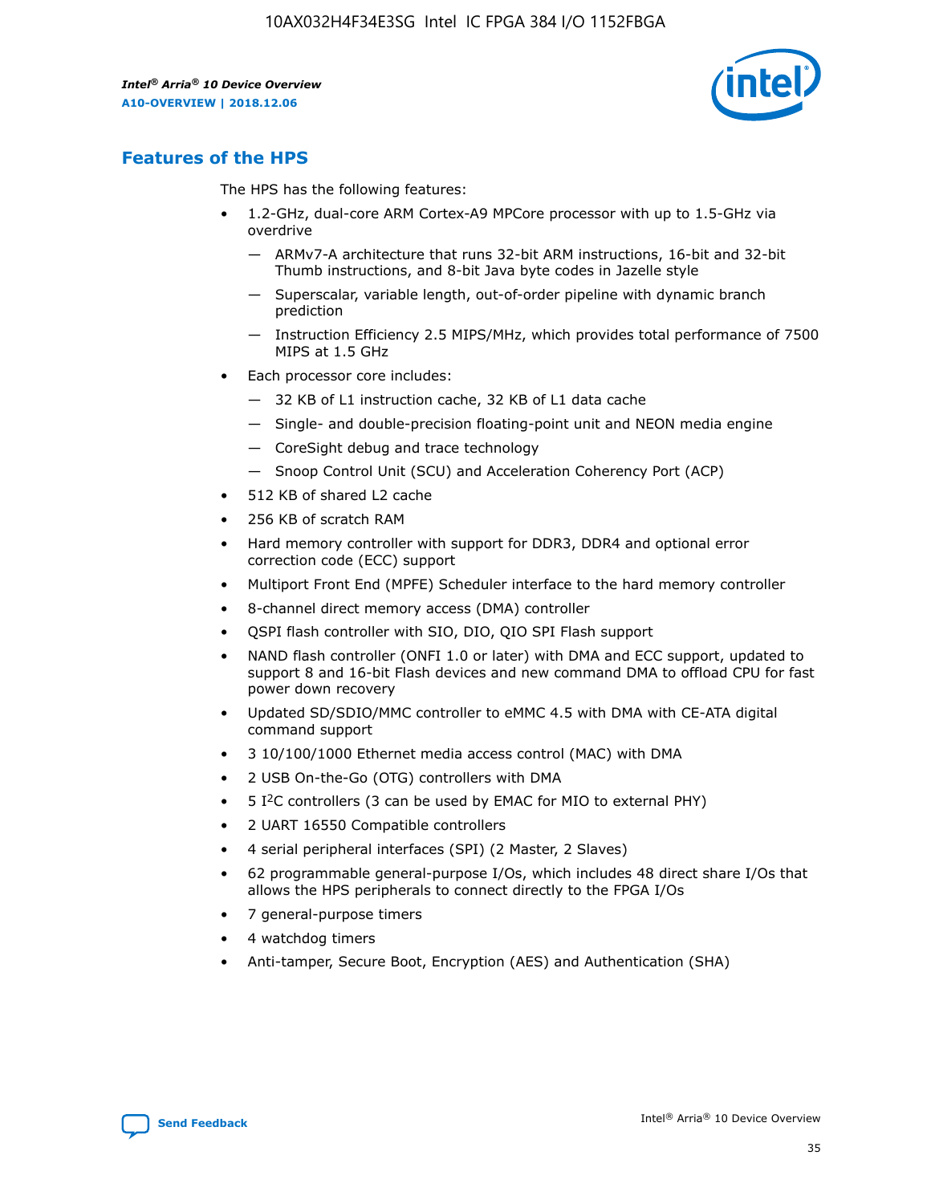## Features of the HPS

The HPS has the following features:

- 1.2-GHz, dual-core ARM Cortex-A9 MPCore processor with up to 1.5-GHz via overdrive
  - — ARMv7-A architecture that runs 32-bit ARM instructions, 16-bit and 32-bit Thumb instructions, and 8-bit Java byte codes in Jazelle style
  - — Superscalar, variable length, out-of-order pipeline with dynamic branch prediction
  - — Instruction Efficiency 2.5 MIPS/MHz, which provides total performance of 7500 MIPS at 1.5 GHz
- Each processor core includes:
  - — 32 KB of L1 instruction cache, 32 KB of L1 data cache
  - — Single- and double-precision floating-point unit and NEON media engine
  - — CoreSight debug and trace technology
  - — Snoop Control Unit (SCU) and Acceleration Coherency Port (ACP)
- 512 KB of shared L2 cache
- 256 KB of scratch RAM
- Hard memory controller with support for DDR3, DDR4 and optional error correction code (ECC) support
- Multiport Front End (MPFE) Scheduler interface to the hard memory controller
- 8-channel direct memory access (DMA) controller
- QSPI flash controller with SIO, DIO, QIO SPI Flash support
- NAND flash controller (ONFI 1.0 or later) with DMA and ECC support, updated to support 8 and 16-bit Flash devices and new command DMA to offload CPU for fast power down recovery
- Updated SD/SDIO/MMC controller to eMMC 4.5 with DMA with CE-ATA digital command support
- 3 10/100/1000 Ethernet media access control (MAC) with DMA
- 2 USB On-the-Go (OTG) controllers with DMA
- 5 $I^2C$ controllers (3 can be used by EMAC for MIO to external PHY)
- 2 UART 16550 Compatible controllers
- 4 serial peripheral interfaces (SPI) (2 Master, 2 Slaves)
- 62 programmable general-purpose I/Os, which includes 48 direct share I/Os that allows the HPS peripherals to connect directly to the FPGA I/Os
- 7 general-purpose timers
- 4 watchdog timers
- Anti-tamper, Secure Boot, Encryption (AES) and Authentication (SHA)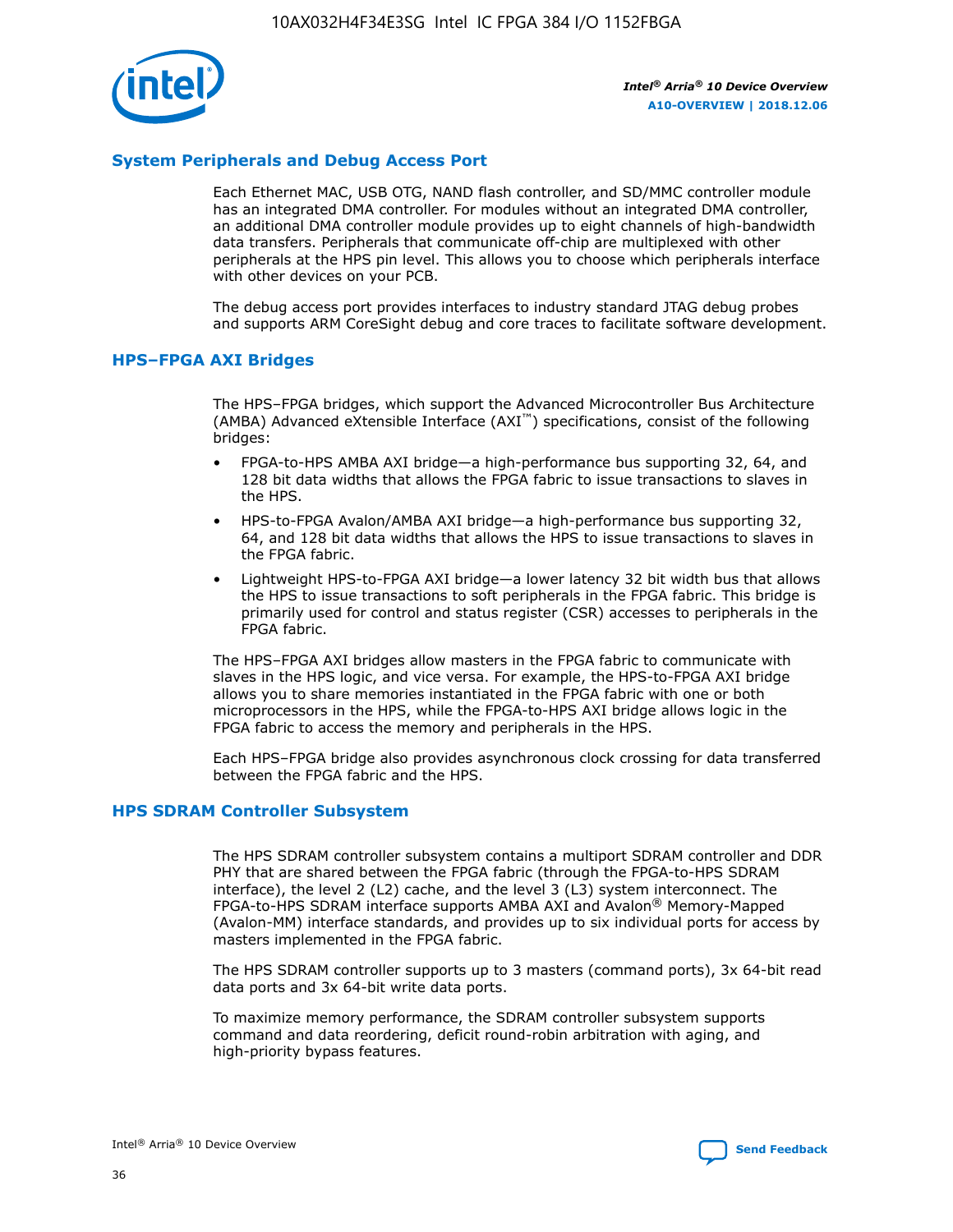## System Peripherals and Debug Access Port

Each Ethernet MAC, USB OTG, NAND flash controller, and SD/MMC controller module has an integrated DMA controller. For modules without an integrated DMA controller, an additional DMA controller module provides up to eight channels of high-bandwidth data transfers. Peripherals that communicate off-chip are multiplexed with other peripherals at the HPS pin level. This allows you to choose which peripherals interface with other devices on your PCB.

The debug access port provides interfaces to industry standard JTAG debug probes and supports ARM CoreSight debug and core traces to facilitate software development.

## HPS–FPGA AXI Bridges

The HPS–FPGA bridges, which support the Advanced Microcontroller Bus Architecture (AMBA) Advanced eXtensible Interface (AXI™) specifications, consist of the following bridges:

- FPGA-to-HPS AMBA AXI bridge—a high-performance bus supporting 32, 64, and 128 bit data widths that allows the FPGA fabric to issue transactions to slaves in the HPS.
- HPS-to-FPGA Avalon/AMBA AXI bridge—a high-performance bus supporting 32, 64, and 128 bit data widths that allows the HPS to issue transactions to slaves in the FPGA fabric.
- Lightweight HPS-to-FPGA AXI bridge—a lower latency 32 bit width bus that allows the HPS to issue transactions to soft peripherals in the FPGA fabric. This bridge is primarily used for control and status register (CSR) accesses to peripherals in the FPGA fabric.

The HPS–FPGA AXI bridges allow masters in the FPGA fabric to communicate with slaves in the HPS logic, and vice versa. For example, the HPS-to-FPGA AXI bridge allows you to share memories instantiated in the FPGA fabric with one or both microprocessors in the HPS, while the FPGA-to-HPS AXI bridge allows logic in the FPGA fabric to access the memory and peripherals in the HPS.

Each HPS–FPGA bridge also provides asynchronous clock crossing for data transferred between the FPGA fabric and the HPS.

## HPS SDRAM Controller Subsystem

The HPS SDRAM controller subsystem contains a multiport SDRAM controller and DDR PHY that are shared between the FPGA fabric (through the FPGA-to-HPS SDRAM interface), the level 2 (L2) cache, and the level 3 (L3) system interconnect. The FPGA-to-HPS SDRAM interface supports AMBA AXI and Avalon® Memory-Mapped (Avalon-MM) interface standards, and provides up to six individual ports for access by masters implemented in the FPGA fabric.

The HPS SDRAM controller supports up to 3 masters (command ports), 3x 64-bit read data ports and 3x 64-bit write data ports.

To maximize memory performance, the SDRAM controller subsystem supports command and data reordering, deficit round-robin arbitration with aging, and high-priority bypass features.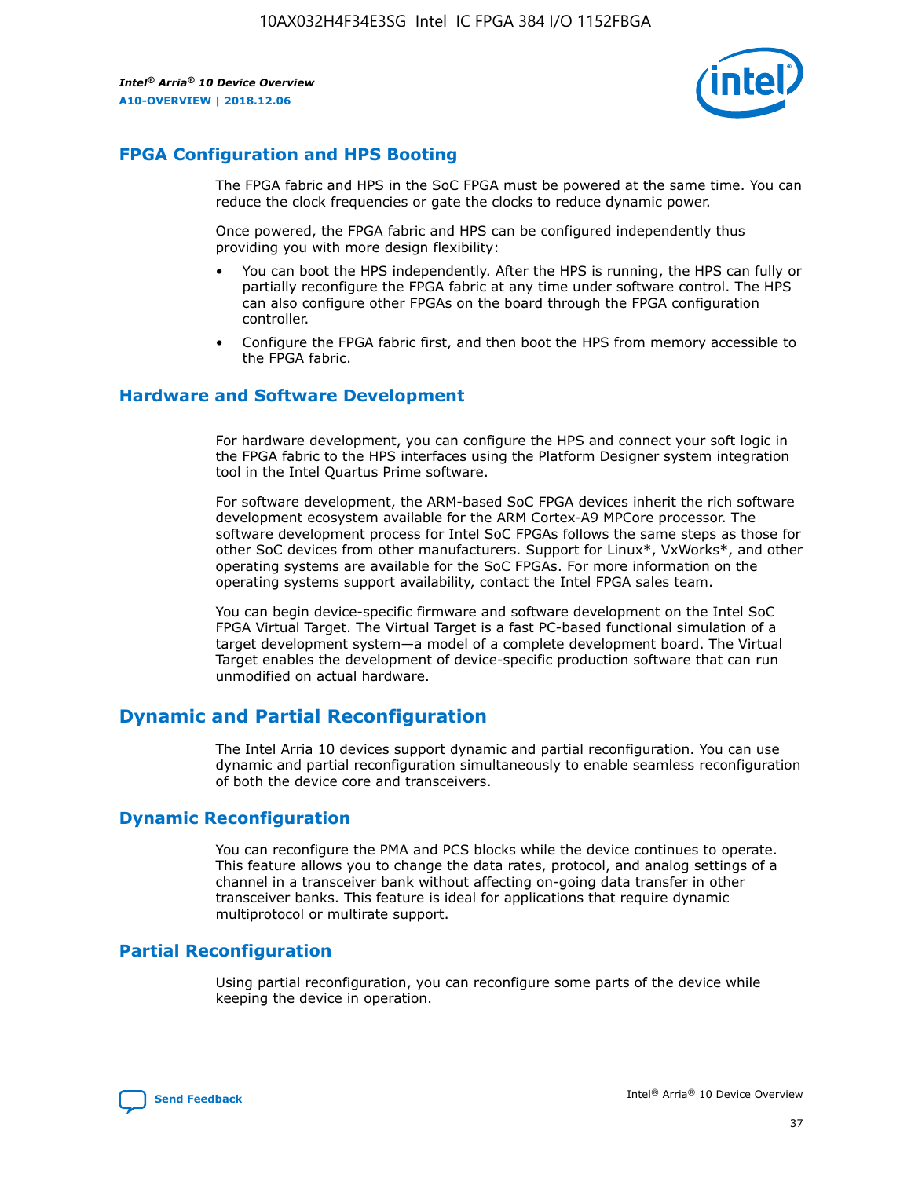## FPGA Configuration and HPS Booting

The FPGA fabric and HPS in the SoC FPGA must be powered at the same time. You can reduce the clock frequencies or gate the clocks to reduce dynamic power.

Once powered, the FPGA fabric and HPS can be configured independently thus providing you with more design flexibility:

- You can boot the HPS independently. After the HPS is running, the HPS can fully or partially reconfigure the FPGA fabric at any time under software control. The HPS can also configure other FPGAs on the board through the FPGA configuration controller.
- Configure the FPGA fabric first, and then boot the HPS from memory accessible to the FPGA fabric.

## Hardware and Software Development

For hardware development, you can configure the HPS and connect your soft logic in the FPGA fabric to the HPS interfaces using the Platform Designer system integration tool in the Intel Quartus Prime software.

For software development, the ARM-based SoC FPGA devices inherit the rich software development ecosystem available for the ARM Cortex-A9 MPCore processor. The software development process for Intel SoC FPGAs follows the same steps as those for other SoC devices from other manufacturers. Support for Linux*, VxWorks*, and other operating systems are available for the SoC FPGAs. For more information on the operating systems support availability, contact the Intel FPGA sales team.

You can begin device-specific firmware and software development on the Intel SoC FPGA Virtual Target. The Virtual Target is a fast PC-based functional simulation of a target development system—a model of a complete development board. The Virtual Target enables the development of device-specific production software that can run unmodified on actual hardware.

# Dynamic and Partial Reconfiguration

The Intel Arria 10 devices support dynamic and partial reconfiguration. You can use dynamic and partial reconfiguration simultaneously to enable seamless reconfiguration of both the device core and transceivers.

## Dynamic Reconfiguration

You can reconfigure the PMA and PCS blocks while the device continues to operate. This feature allows you to change the data rates, protocol, and analog settings of a channel in a transceiver bank without affecting on-going data transfer in other transceiver banks. This feature is ideal for applications that require dynamic multiprotocol or multirate support.

## Partial Reconfiguration

Using partial reconfiguration, you can reconfigure some parts of the device while keeping the device in operation.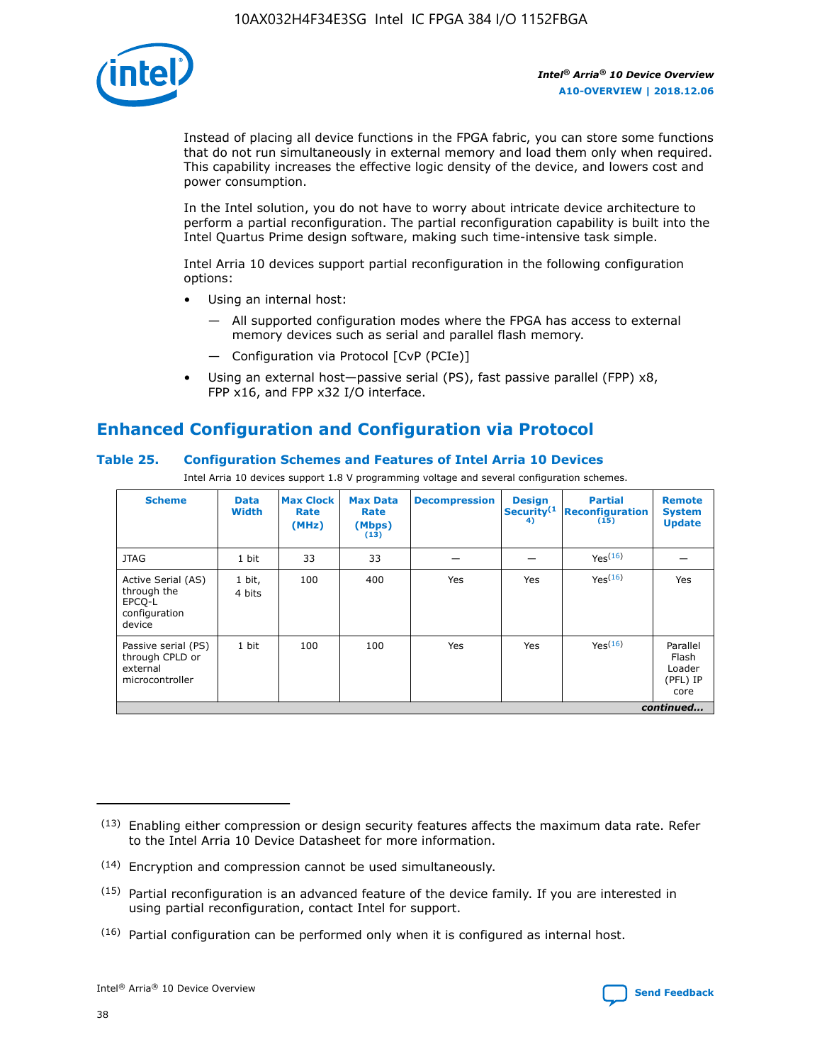Instead of placing all device functions in the FPGA fabric, you can store some functions that do not run simultaneously in external memory and load them only when required. This capability increases the effective logic density of the device, and lowers cost and power consumption.

In the Intel solution, you do not have to worry about intricate device architecture to perform a partial reconfiguration. The partial reconfiguration capability is built into the Intel Quartus Prime design software, making such time-intensive task simple.

Intel Arria 10 devices support partial reconfiguration in the following configuration options:

- Using an internal host:
  - All supported configuration modes where the FPGA has access to external memory devices such as serial and parallel flash memory.
  - Configuration via Protocol [CvP (PCIe)]
- Using an external host—passive serial (PS), fast passive parallel (FPP) x8, FPP x16, and FPP x32 I/O interface.

## Enhanced Configuration and Configuration via Protocol

### Table 25. Configuration Schemes and Features of Intel Arria 10 Devices

Intel Arria 10 devices support 1.8 V programming voltage and several configuration schemes.

| Scheme | Data Width | Max Clock Rate (MHz) | Max Data Rate (Mbps) (13) | Decompression | Design Security(14) | Partial Reconfiguration (15) | Remote System Update |
|---|---|---|---|---|---|---|---|
| JTAG | 1 bit | 33 | 33 | — | — | Yes(16) | — |
| Active Serial (AS) through the EPCQ-L configuration device | 1 bit, 4 bits | 100 | 400 | Yes | Yes | Yes(16) | Yes |
| Passive serial (PS) through CPLD or external microcontroller | 1 bit | 100 | 100 | Yes | Yes | Yes(16) | Parallel Flash Loader (PFL) IP core |

*continued...*

(13) Enabling either compression or design security features affects the maximum data rate. Refer to the Intel Arria 10 Device Datasheet for more information.

(14) Encryption and compression cannot be used simultaneously.

(15) Partial reconfiguration is an advanced feature of the device family. If you are interested in using partial reconfiguration, contact Intel for support.

(16) Partial configuration can be performed only when it is configured as internal host.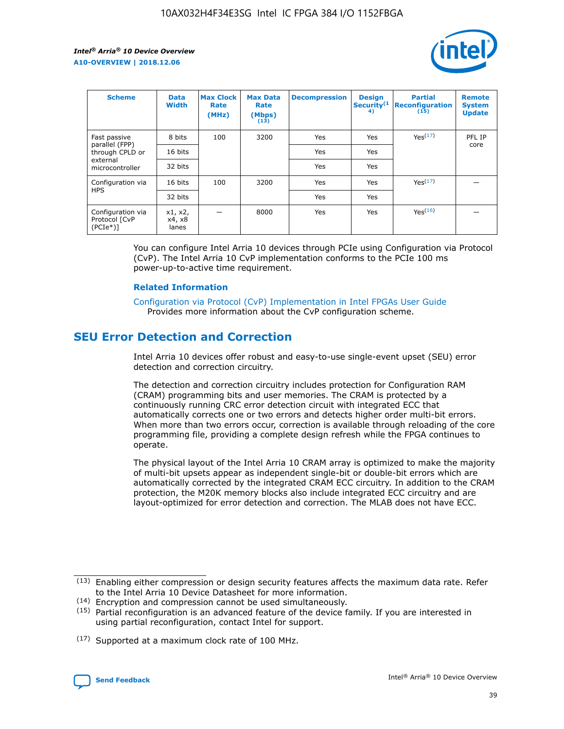| Scheme | Data Width | Max Clock Rate (MHz) | Max Data Rate (Mbps) (13) | Decompression | Design Security(14) | Partial Reconfiguration (15) | Remote System Update |
|---|---|---|---|---|---|---|---|
| Fast passive parallel (FPP) through CPLD or external microcontroller | 8 bits | 100 | 3200 | Yes | Yes | Yes(17) | PFL IP core |
| | 16 bits | | | Yes | Yes | | |
| | 32 bits | | | Yes | Yes | | |
| Configuration via HPS | 16 bits | 100 | 3200 | Yes | Yes | Yes(17) | — |
| | 32 bits | | | Yes | Yes | | |
| Configuration via Protocol [CvP (PCIe*)] | x1, x2, x4, x8 lanes | — | 8000 | Yes | Yes | Yes(16) | — |

You can configure Intel Arria 10 devices through PCIe using Configuration via Protocol (CvP). The Intel Arria 10 CvP implementation conforms to the PCIe 100 ms power-up-to-active time requirement.

### Related Information

Configuration via Protocol (CvP) Implementation in Intel FPGAs User Guide
Provides more information about the CvP configuration scheme.

## SEU Error Detection and Correction

Intel Arria 10 devices offer robust and easy-to-use single-event upset (SEU) error detection and correction circuitry.

The detection and correction circuitry includes protection for Configuration RAM (CRAM) programming bits and user memories. The CRAM is protected by a continuously running CRC error detection circuit with integrated ECC that automatically corrects one or two errors and detects higher order multi-bit errors. When more than two errors occur, correction is available through reloading of the core programming file, providing a complete design refresh while the FPGA continues to operate.

The physical layout of the Intel Arria 10 CRAM array is optimized to make the majority of multi-bit upsets appear as independent single-bit or double-bit errors which are automatically corrected by the integrated CRAM ECC circuitry. In addition to the CRAM protection, the M20K memory blocks also include integrated ECC circuitry and are layout-optimized for error detection and correction. The MLAB does not have ECC.

(13) Enabling either compression or design security features affects the maximum data rate. Refer to the Intel Arria 10 Device Datasheet for more information.

(14) Encryption and compression cannot be used simultaneously.

(15) Partial reconfiguration is an advanced feature of the device family. If you are interested in using partial reconfiguration, contact Intel for support.

(17) Supported at a maximum clock rate of 100 MHz.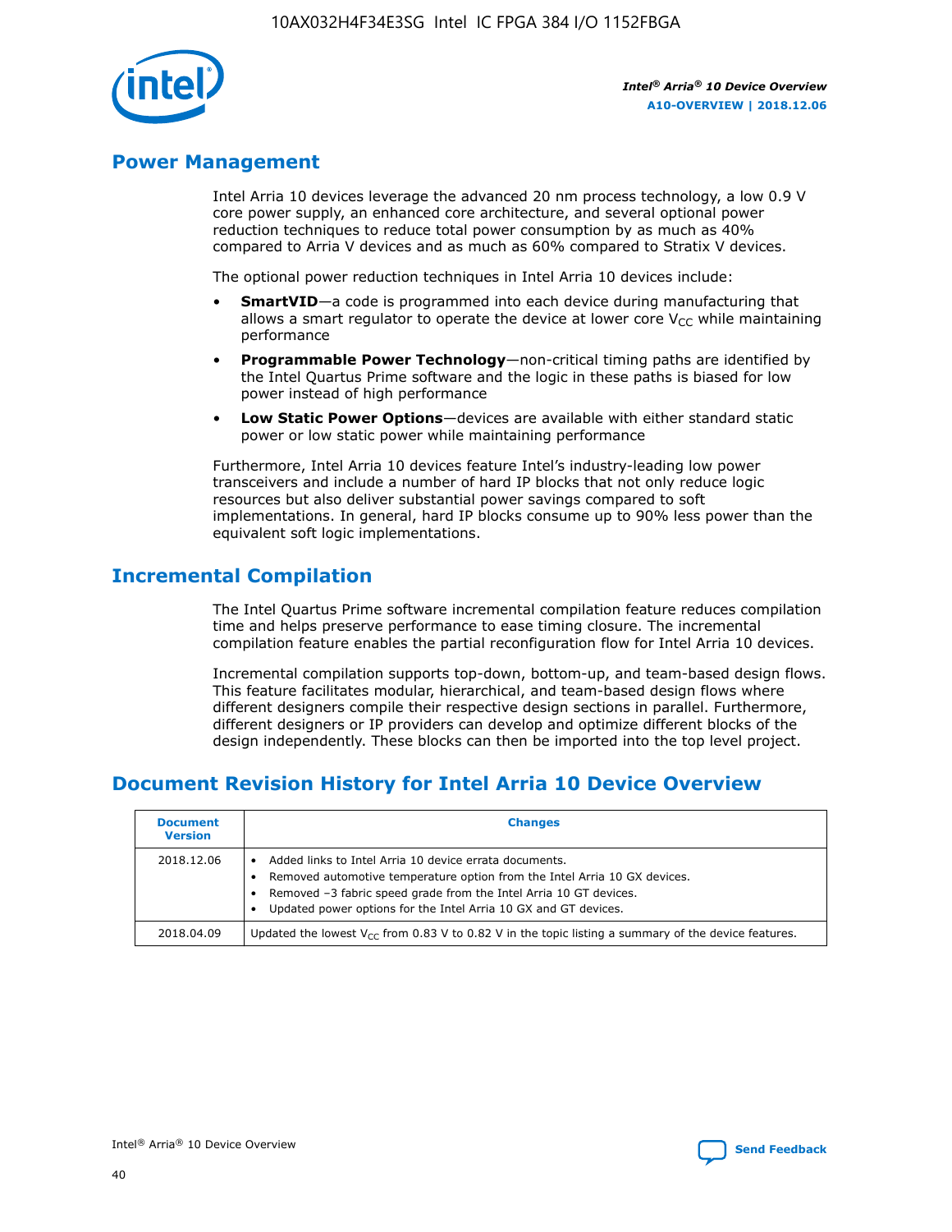## Power Management

Intel Arria 10 devices leverage the advanced 20 nm process technology, a low 0.9 V core power supply, an enhanced core architecture, and several optional power reduction techniques to reduce total power consumption by as much as 40% compared to Arria V devices and as much as 60% compared to Stratix V devices.

The optional power reduction techniques in Intel Arria 10 devices include:

- **SmartVID**—a code is programmed into each device during manufacturing that allows a smart regulator to operate the device at lower core $V_{CC}$ while maintaining performance
- **Programmable Power Technology**—non-critical timing paths are identified by the Intel Quartus Prime software and the logic in these paths is biased for low power instead of high performance
- **Low Static Power Options**—devices are available with either standard static power or low static power while maintaining performance

Furthermore, Intel Arria 10 devices feature Intel's industry-leading low power transceivers and include a number of hard IP blocks that not only reduce logic resources but also deliver substantial power savings compared to soft implementations. In general, hard IP blocks consume up to 90% less power than the equivalent soft logic implementations.

## Incremental Compilation

The Intel Quartus Prime software incremental compilation feature reduces compilation time and helps preserve performance to ease timing closure. The incremental compilation feature enables the partial reconfiguration flow for Intel Arria 10 devices.

Incremental compilation supports top-down, bottom-up, and team-based design flows. This feature facilitates modular, hierarchical, and team-based design flows where different designers compile their respective design sections in parallel. Furthermore, different designers or IP providers can develop and optimize different blocks of the design independently. These blocks can then be imported into the top level project.

## Document Revision History for Intel Arria 10 Device Overview

| Document Version | Changes |
|---|---|
| 2018.12.06 | • Added links to Intel Arria 10 device errata documents.<br>• Removed automotive temperature option from the Intel Arria 10 GX devices.<br>• Removed –3 fabric speed grade from the Intel Arria 10 GT devices.<br>• Updated power options for the Intel Arria 10 GX and GT devices. |
| 2018.04.09 | Updated the lowest $V_{CC}$ from 0.83 V to 0.82 V in the topic listing a summary of the device features. |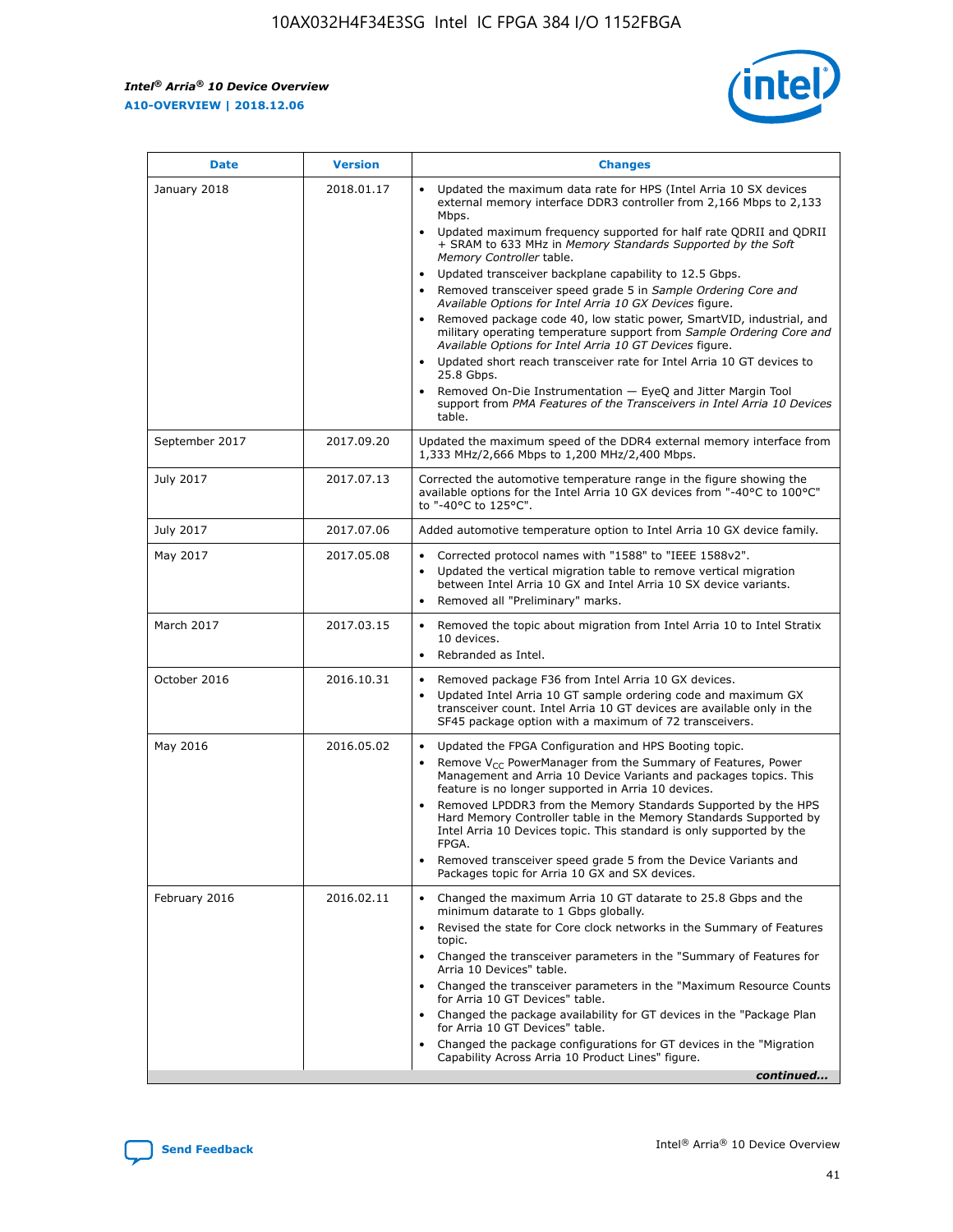| Date | Version | Changes |
| --- | --- | --- |
| January 2018 | 2018.01.17 | • Updated the maximum data rate for HPS (Intel Arria 10 SX devices external memory interface DDR3 controller from 2,166 Mbps to 2,133 Mbps.<br>• Updated maximum frequency supported for half rate QDRII and QDRII + SRAM to 633 MHz in *Memory Standards Supported by the Soft Memory Controller* table.<br>• Updated transceiver backplane capability to 12.5 Gbps.<br>• Removed transceiver speed grade 5 in *Sample Ordering Core and Available Options for Intel Arria 10 GX Devices* figure.<br>• Removed package code 40, low static power, SmartVID, industrial, and military operating temperature support from *Sample Ordering Core and Available Options for Intel Arria 10 GT Devices* figure.<br>• Updated short reach transceiver rate for Intel Arria 10 GT devices to 25.8 Gbps.<br>• Removed On-Die Instrumentation — EyeQ and Jitter Margin Tool support from *PMA Features of the Transceivers in Intel Arria 10 Devices* table. |
| September 2017 | 2017.09.20 | Updated the maximum speed of the DDR4 external memory interface from 1,333 MHz/2,666 Mbps to 1,200 MHz/2,400 Mbps. |
| July 2017 | 2017.07.13 | Corrected the automotive temperature range in the figure showing the available options for the Intel Arria 10 GX devices from "-40°C to 100°C" to "-40°C to 125°C". |
| July 2017 | 2017.07.06 | Added automotive temperature option to Intel Arria 10 GX device family. |
| May 2017 | 2017.05.08 | • Corrected protocol names with "1588" to "IEEE 1588v2".<br>• Updated the vertical migration table to remove vertical migration between Intel Arria 10 GX and Intel Arria 10 SX device variants.<br>• Removed all "Preliminary" marks. |
| March 2017 | 2017.03.15 | • Removed the topic about migration from Intel Arria 10 to Intel Stratix 10 devices.<br>• Rebranded as Intel. |
| October 2016 | 2016.10.31 | • Removed package F36 from Intel Arria 10 GX devices.<br>• Updated Intel Arria 10 GT sample ordering code and maximum GX transceiver count. Intel Arria 10 GT devices are available only in the SF45 package option with a maximum of 72 transceivers. |
| May 2016 | 2016.05.02 | • Updated the FPGA Configuration and HPS Booting topic.<br>• Remove $V_{CC}$ PowerManager from the Summary of Features, Power Management and Arria 10 Device Variants and packages topics. This feature is no longer supported in Arria 10 devices.<br>• Removed LPDDR3 from the Memory Standards Supported by the HPS Hard Memory Controller table in the Memory Standards Supported by Intel Arria 10 Devices topic. This standard is only supported by the FPGA.<br>• Removed transceiver speed grade 5 from the Device Variants and Packages topic for Arria 10 GX and SX devices. |
| February 2016 | 2016.02.11 | • Changed the maximum Arria 10 GT datarate to 25.8 Gbps and the minimum datarate to 1 Gbps globally.<br>• Revised the state for Core clock networks in the Summary of Features topic.<br>• Changed the transceiver parameters in the "Summary of Features for Arria 10 Devices" table.<br>• Changed the transceiver parameters in the "Maximum Resource Counts for Arria 10 GT Devices" table.<br>• Changed the package availability for GT devices in the "Package Plan for Arria 10 GT Devices" table.<br>• Changed the package configurations for GT devices in the "Migration Capability Across Arria 10 Product Lines" figure. |

*continued...*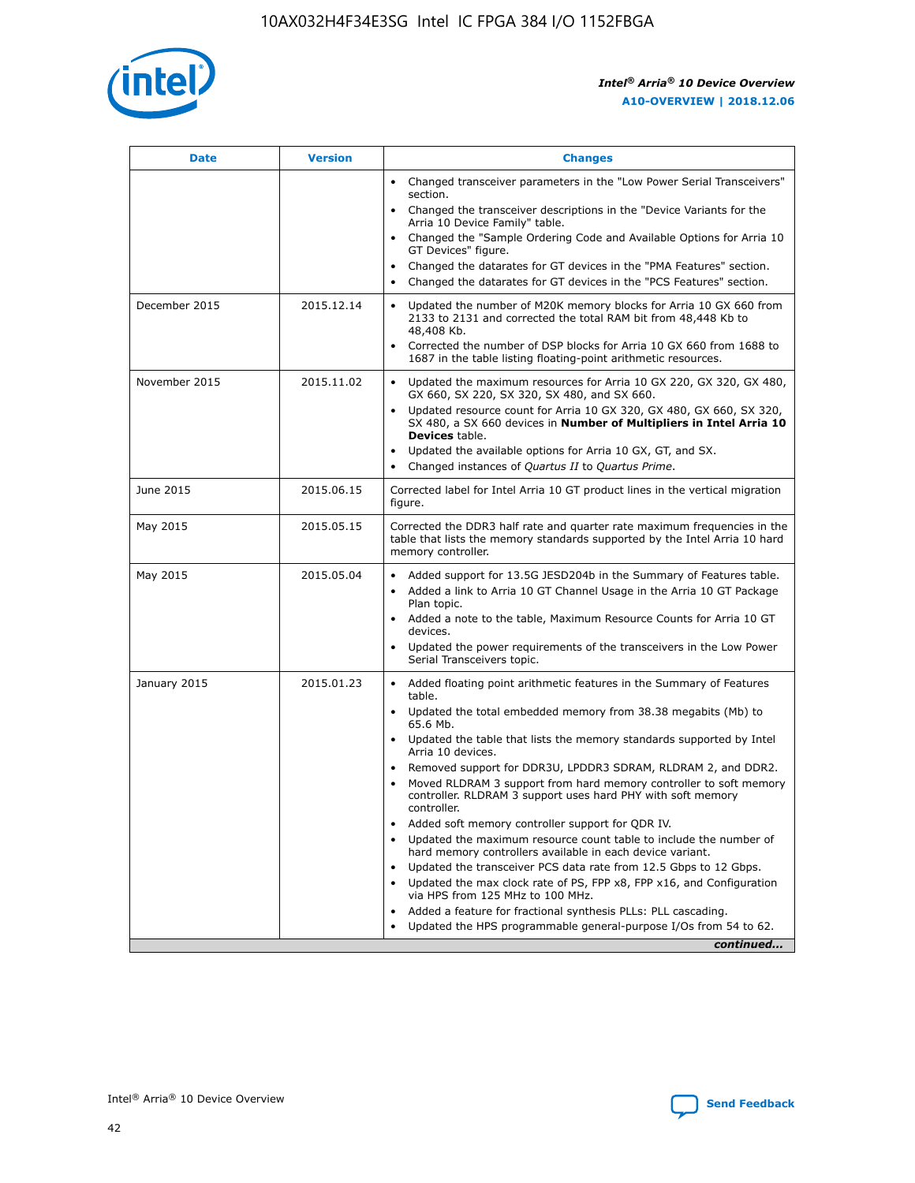| Date | Version | Changes |
|---|---|---|
| | | • Changed transceiver parameters in the "Low Power Serial Transceivers" section.<br>• Changed the transceiver descriptions in the "Device Variants for the Arria 10 Device Family" table.<br>• Changed the "Sample Ordering Code and Available Options for Arria 10 GT Devices" figure.<br>• Changed the datarates for GT devices in the "PMA Features" section.<br>• Changed the datarates for GT devices in the "PCS Features" section. |
| December 2015 | 2015.12.14 | • Updated the number of M20K memory blocks for Arria 10 GX 660 from 2133 to 2131 and corrected the total RAM bit from 48,448 Kb to 48,408 Kb.<br>• Corrected the number of DSP blocks for Arria 10 GX 660 from 1688 to 1687 in the table listing floating-point arithmetic resources. |
| November 2015 | 2015.11.02 | • Updated the maximum resources for Arria 10 GX 220, GX 320, GX 480, GX 660, SX 220, SX 320, SX 480, and SX 660.<br>• Updated resource count for Arria 10 GX 320, GX 480, GX 660, SX 320, SX 480, a SX 660 devices in **Number of Multipliers in Intel Arria 10 Devices** table.<br>• Updated the available options for Arria 10 GX, GT, and SX.<br>• Changed instances of *Quartus II* to *Quartus Prime*. |
| June 2015 | 2015.06.15 | Corrected label for Intel Arria 10 GT product lines in the vertical migration figure. |
| May 2015 | 2015.05.15 | Corrected the DDR3 half rate and quarter rate maximum frequencies in the table that lists the memory standards supported by the Intel Arria 10 hard memory controller. |
| May 2015 | 2015.05.04 | • Added support for 13.5G JESD204b in the Summary of Features table.<br>• Added a link to Arria 10 GT Channel Usage in the Arria 10 GT Package Plan topic.<br>• Added a note to the table, Maximum Resource Counts for Arria 10 GT devices.<br>• Updated the power requirements of the transceivers in the Low Power Serial Transceivers topic. |
| January 2015 | 2015.01.23 | • Added floating point arithmetic features in the Summary of Features table.<br>• Updated the total embedded memory from 38.38 megabits (Mb) to 65.6 Mb.<br>• Updated the table that lists the memory standards supported by Intel Arria 10 devices.<br>• Removed support for DDR3U, LPDDR3 SDRAM, RLDRAM 2, and DDR2.<br>• Moved RLDRAM 3 support from hard memory controller to soft memory controller. RLDRAM 3 support uses hard PHY with soft memory controller.<br>• Added soft memory controller support for QDR IV.<br>• Updated the maximum resource count table to include the number of hard memory controllers available in each device variant.<br>• Updated the transceiver PCS data rate from 12.5 Gbps to 12 Gbps.<br>• Updated the max clock rate of PS, FPP x8, FPP x16, and Configuration via HPS from 125 MHz to 100 MHz.<br>• Added a feature for fractional synthesis PLLs: PLL cascading.<br>• Updated the HPS programmable general-purpose I/Os from 54 to 62. |

*continued...*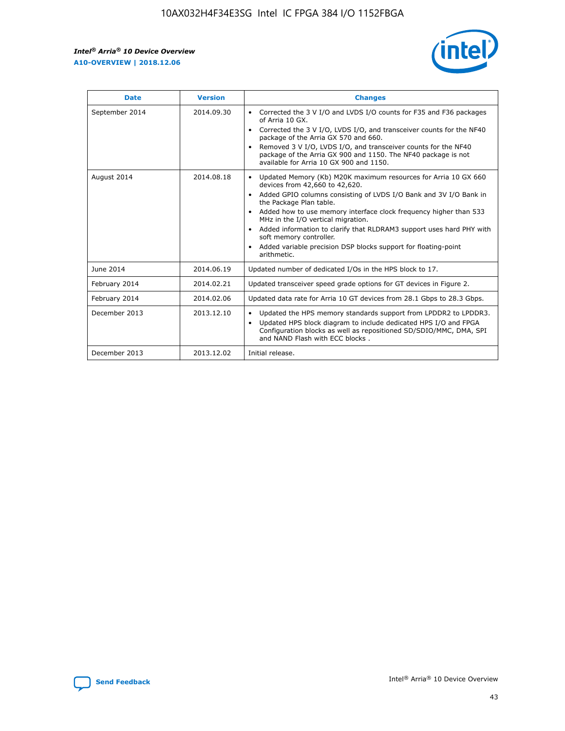| Date | Version | Changes |
| --- | --- | --- |
| September 2014 | 2014.09.30 | • Corrected the 3 V I/O and LVDS I/O counts for F35 and F36 packages of Arria 10 GX.<br>• Corrected the 3 V I/O, LVDS I/O, and transceiver counts for the NF40 package of the Arria GX 570 and 660.<br>• Removed 3 V I/O, LVDS I/O, and transceiver counts for the NF40 package of the Arria GX 900 and 1150. The NF40 package is not available for Arria 10 GX 900 and 1150. |
| August 2014 | 2014.08.18 | • Updated Memory (Kb) M20K maximum resources for Arria 10 GX 660 devices from 42,660 to 42,620.<br>• Added GPIO columns consisting of LVDS I/O Bank and 3V I/O Bank in the Package Plan table.<br>• Added how to use memory interface clock frequency higher than 533 MHz in the I/O vertical migration.<br>• Added information to clarify that RLDRAM3 support uses hard PHY with soft memory controller.<br>• Added variable precision DSP blocks support for floating-point arithmetic. |
| June 2014 | 2014.06.19 | Updated number of dedicated I/Os in the HPS block to 17. |
| February 2014 | 2014.02.21 | Updated transceiver speed grade options for GT devices in Figure 2. |
| February 2014 | 2014.02.06 | Updated data rate for Arria 10 GT devices from 28.1 Gbps to 28.3 Gbps. |
| December 2013 | 2013.12.10 | • Updated the HPS memory standards support from LPDDR2 to LPDDR3.<br>• Updated HPS block diagram to include dedicated HPS I/O and FPGA Configuration blocks as well as repositioned SD/SDIO/MMC, DMA, SPI and NAND Flash with ECC blocks . |
| December 2013 | 2013.12.02 | Initial release. |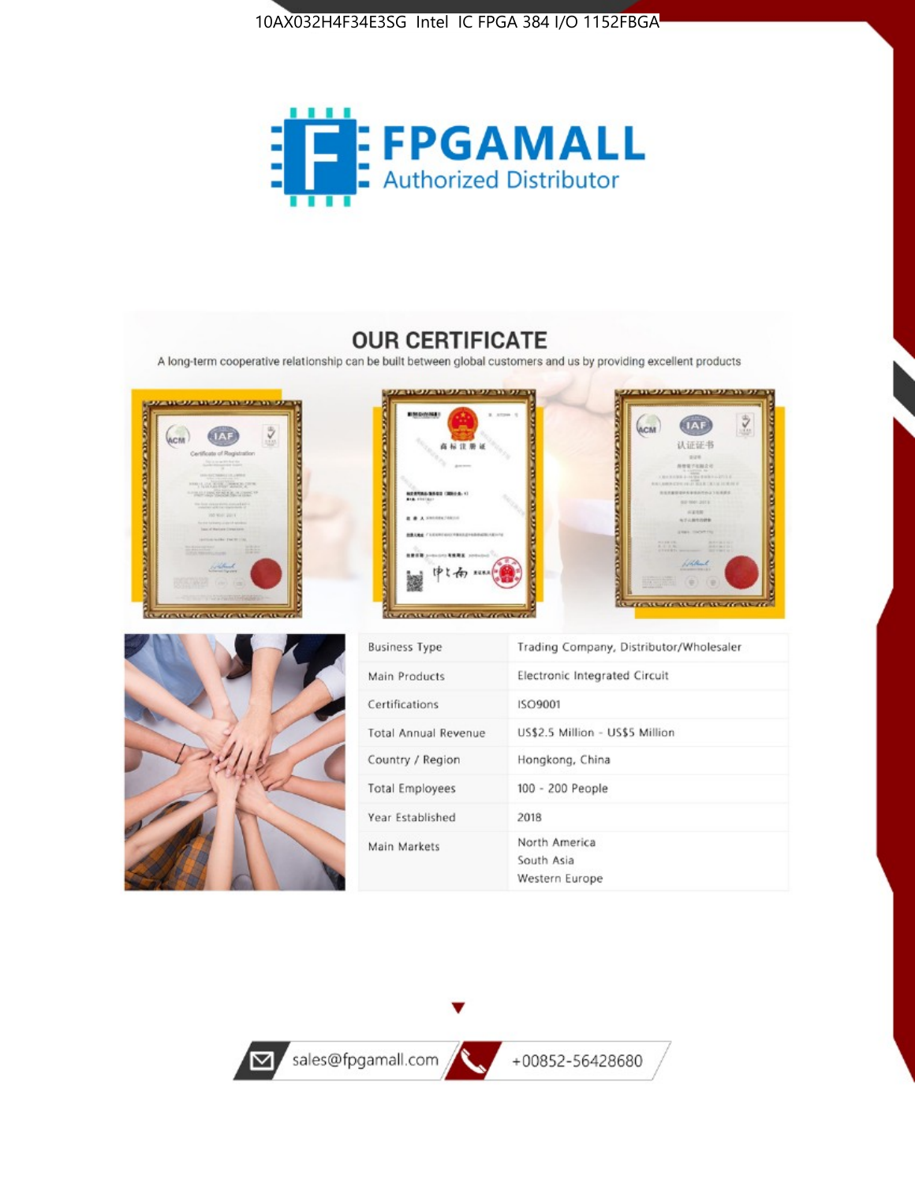FPGAMALL
Authorized Distributor

## OUR CERTIFICATE

A long-term cooperative relationship can be built between global customers and us by providing excellent products

| | |
|---|---|
| Business Type | Trading Company, Distributor/Wholesaler |
| Main Products | Electronic Integrated Circuit |
| Certifications | ISO9001 |
| Total Annual Revenue | US$2.5 Million - US$5 Million |
| Country / Region | Hongkong, China |
| Total Employees | 100 - 200 People |
| Year Established | 2018 |
| Main Markets | North America<br>South Asia<br>Western Europe |

sales@fpgamall.com

+00852-56428680